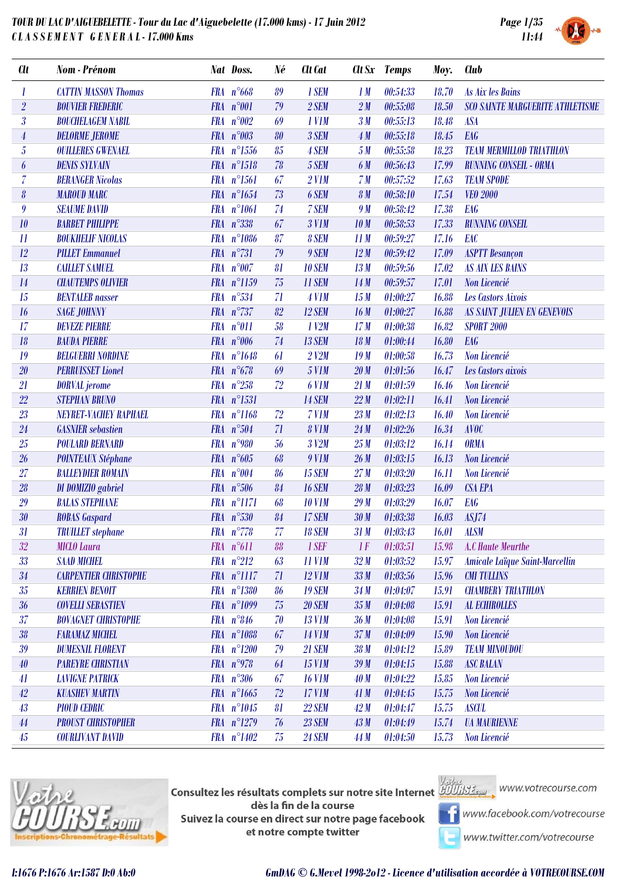# TOUR DU LAC D'AIGUEBELETTE - Tour du Lac d'Aiguebelette (17.000 kms) - 17 Juin 2012

## CLASSEMENT GENERAL - 17.000 Kms

| Clt | Nom - Prénom | Nat | Doss. | Né | Clt Cat | Clt Sx | Temps | Moy. | Club |
|---|---|---|---|---|---|---|---|---|---|
| 1 | CATTIN MASSON Thomas | FRA | n°668 | 89 | 1 SEM | 1 M | 00:54:33 | 18.70 | As Aix les Bains |
| 2 | BOUVIER FREDERIC | FRA | n°001 | 79 | 2 SEM | 2 M | 00:55:08 | 18.50 | SCO SAINTE MARGUERITE ATHLETISME |
| 3 | BOUCHELAGEM NABIL | FRA | n°002 | 69 | 1 V1M | 3 M | 00:55:13 | 18.48 | ASA |
| 4 | DELORME JEROME | FRA | n°003 | 80 | 3 SEM | 4 M | 00:55:18 | 18.45 | EAG |
| 5 | OUILLERES GWENAEL | FRA | n°1556 | 85 | 4 SEM | 5 M | 00:55:58 | 18.23 | TEAM MERMILLOD TRIATHLON |
| 6 | DENIS SYLVAIN | FRA | n°1518 | 78 | 5 SEM | 6 M | 00:56:43 | 17.99 | RUNNING CONSEIL - ORMA |
| 7 | BERANGER Nicolas | FRA | n°1561 | 67 | 2 V1M | 7 M | 00:57:52 | 17.63 | TEAM SPODE |
| 8 | MAROUD MARC | FRA | n°1654 | 73 | 6 SEM | 8 M | 00:58:10 | 17.54 | VEO 2000 |
| 9 | SEAUME DAVID | FRA | n°1061 | 74 | 7 SEM | 9 M | 00:58:42 | 17.38 | EAG |
| 10 | BARBET PHILIPPE | FRA | n°338 | 67 | 3 V1M | 10 M | 00:58:53 | 17.33 | RUNNING CONSEIL |
| 11 | BOUKHELIF NICOLAS | FRA | n°1086 | 87 | 8 SEM | 11 M | 00:59:27 | 17.16 | EAC |
| 12 | PILLET Emmanuel | FRA | n°731 | 79 | 9 SEM | 12 M | 00:59:42 | 17.09 | ASPTT Besançon |
| 13 | CAILLET SAMUEL | FRA | n°007 | 81 | 10 SEM | 13 M | 00:59:56 | 17.02 | AS AIX LES BAINS |
| 14 | CHAUTEMPS OLIVIER | FRA | n°1159 | 75 | 11 SEM | 14 M | 00:59:57 | 17.01 | Non Licencié |
| 15 | BENTALEB nasser | FRA | n°534 | 71 | 4 V1M | 15 M | 01:00:27 | 16.88 | Les Castors Aixois |
| 16 | SAGE JOHNNY | FRA | n°737 | 82 | 12 SEM | 16 M | 01:00:27 | 16.88 | AS SAINT JULIEN EN GENEVOIS |
| 17 | DEVEZE PIERRE | FRA | n°011 | 58 | 1 V2M | 17 M | 01:00:38 | 16.82 | SPORT 2000 |
| 18 | BAUDA PIERRE | FRA | n°006 | 74 | 13 SEM | 18 M | 01:00:44 | 16.80 | EAG |
| 19 | BELGUERRI NORDINE | FRA | n°1648 | 61 | 2 V2M | 19 M | 01:00:58 | 16.73 | Non Licencié |
| 20 | PERRUISSET Lionel | FRA | n°678 | 69 | 5 V1M | 20 M | 01:01:56 | 16.47 | Les Castors aixois |
| 21 | DORVAL jerome | FRA | n°258 | 72 | 6 V1M | 21 M | 01:01:59 | 16.46 | Non Licencié |
| 22 | STEPHAN BRUNO | FRA | n°1531 | | 14 SEM | 22 M | 01:02:11 | 16.41 | Non Licencié |
| 23 | NEYRET-VACHEY RAPHAEL | FRA | n°1168 | 72 | 7 V1M | 23 M | 01:02:13 | 16.40 | Non Licencié |
| 24 | GASNIER sebastien | FRA | n°504 | 71 | 8 V1M | 24 M | 01:02:26 | 16.34 | AVOC |
| 25 | POULARD BERNARD | FRA | n°980 | 56 | 3 V2M | 25 M | 01:03:12 | 16.14 | ORMA |
| 26 | POINTEAUX Stéphane | FRA | n°605 | 68 | 9 V1M | 26 M | 01:03:15 | 16.13 | Non Licencié |
| 27 | BALLEYDIER ROMAIN | FRA | n°004 | 86 | 15 SEM | 27 M | 01:03:20 | 16.11 | Non Licencié |
| 28 | DI DOMIZIO gabriel | FRA | n°506 | 84 | 16 SEM | 28 M | 01:03:23 | 16.09 | CSA EPA |
| 29 | BALAS STEPHANE | FRA | n°1171 | 68 | 10 V1M | 29 M | 01:03:29 | 16.07 | EAG |
| 30 | ROBAS Gaspard | FRA | n°530 | 84 | 17 SEM | 30 M | 01:03:38 | 16.03 | ASJ74 |
| 31 | TRUILLET stephane | FRA | n°778 | 77 | 18 SEM | 31 M | 01:03:43 | 16.01 | ALSM |
| 32 | MICLO Laura | FRA | n°611 | 88 | 1 SEF | 1 F | 01:03:51 | 15.98 | A.C Haute Meurthe |
| 33 | SAAD MICHEL | FRA | n°212 | 63 | 11 V1M | 32 M | 01:03:52 | 15.97 | Amicale Laïque Saint-Marcellin |
| 34 | CARPENTIER CHRISTOPHE | FRA | n°1117 | 71 | 12 V1M | 33 M | 01:03:56 | 15.96 | CMI TULLINS |
| 35 | KERRIEN BENOIT | FRA | n°1380 | 86 | 19 SEM | 34 M | 01:04:07 | 15.91 | CHAMBERY TRIATHLON |
| 36 | COVELLI SEBASTIEN | FRA | n°1099 | 75 | 20 SEM | 35 M | 01:04:08 | 15.91 | AL ECHIROLLES |
| 37 | BOVAGNET CHRISTOPHE | FRA | n°846 | 70 | 13 V1M | 36 M | 01:04:08 | 15.91 | Non Licencié |
| 38 | FARAMAZ MICHEL | FRA | n°1088 | 67 | 14 V1M | 37 M | 01:04:09 | 15.90 | Non Licencié |
| 39 | DUMESNIL FLORENT | FRA | n°1200 | 79 | 21 SEM | 38 M | 01:04:12 | 15.89 | TEAM MINOUDOU |
| 40 | PAREYRE CHRISTIAN | FRA | n°978 | 64 | 15 V1M | 39 M | 01:04:15 | 15.88 | ASC BALAN |
| 41 | LAVIGNE PATRICK | FRA | n°306 | 67 | 16 V1M | 40 M | 01:04:22 | 15.85 | Non Licencié |
| 42 | KUASHEV MARTIN | FRA | n°1665 | 72 | 17 V1M | 41 M | 01:04:45 | 15.75 | Non Licencié |
| 43 | PIOUD CEDRIC | FRA | n°1045 | 81 | 22 SEM | 42 M | 01:04:47 | 15.75 | ASCUL |
| 44 | PROUST CHRISTOPHER | FRA | n°1279 | 76 | 23 SEM | 43 M | 01:04:49 | 15.74 | UA MAURIENNE |
| 45 | COURLIVANT DAVID | FRA | n°1402 | 75 | 24 SEM | 44 M | 01:04:50 | 15.73 | Non Licencié |

Consultez les résultats complets sur notre site Internet dès la fin de la course
Suivez la course en direct sur notre page facebook et notre compte twitter

www.votrecourse.com
www.facebook.com/votrecourse
www.twitter.com/votrecourse

I:1676 P:1676 Ar:1587 D:0 Ab:0

GmDAG © G.Mevel 1998-2012 - Licence d'utilisation accordée à VOTRECOURSE.COM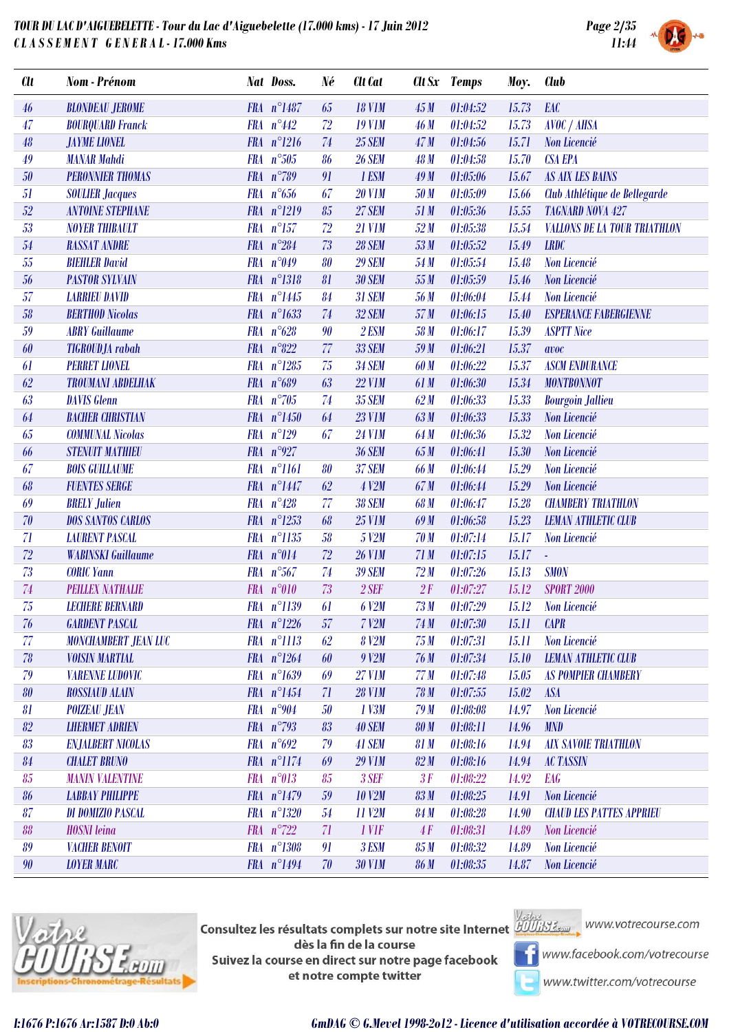# TOUR DU LAC D'AIGUEBELETTE - Tour du Lac d'Aiguebelette (17.000 kms) - 17 Juin 2012

## CLASSEMENT GENERAL - 17.000 Kms

| Clt | Nom - Prénom | Nat | Doss. | Né | Clt Cat | Clt Sx | Temps | Moy. | Club |
|---|---|---|---|---|---|---|---|---|---|
| 46 | BLONDEAU JEROME | FRA | n°1487 | 65 | 18 V1M | 45 M | 01:04:52 | 15.73 | EAC |
| 47 | BOURQUARD Franck | FRA | n°442 | 72 | 19 V1M | 46 M | 01:04:52 | 15.73 | AVOC / AHSA |
| 48 | JAYME LIONEL | FRA | n°1216 | 74 | 25 SEM | 47 M | 01:04:56 | 15.71 | Non Licencié |
| 49 | MANAR Mahdi | FRA | n°505 | 86 | 26 SEM | 48 M | 01:04:58 | 15.70 | CSA EPA |
| 50 | PERONNIER THOMAS | FRA | n°789 | 91 | 1 ESM | 49 M | 01:05:06 | 15.67 | AS AIX LES BAINS |
| 51 | SOULIER Jacques | FRA | n°656 | 67 | 20 V1M | 50 M | 01:05:09 | 15.66 | Club Athlétique de Bellegarde |
| 52 | ANTOINE STEPHANE | FRA | n°1219 | 85 | 27 SEM | 51 M | 01:05:36 | 15.55 | TAGNARD NOVA 427 |
| 53 | NOYER THIBAULT | FRA | n°157 | 72 | 21 V1M | 52 M | 01:05:38 | 15.54 | VALLONS DE LA TOUR TRIATHLON |
| 54 | RASSAT ANDRE | FRA | n°284 | 73 | 28 SEM | 53 M | 01:05:52 | 15.49 | LRDC |
| 55 | BIEHLER David | FRA | n°049 | 80 | 29 SEM | 54 M | 01:05:54 | 15.48 | Non Licencié |
| 56 | PASTOR SYLVAIN | FRA | n°1318 | 81 | 30 SEM | 55 M | 01:05:59 | 15.46 | Non Licencié |
| 57 | LARRIEU DAVID | FRA | n°1445 | 84 | 31 SEM | 56 M | 01:06:04 | 15.44 | Non Licencié |
| 58 | BERTHOD Nicolas | FRA | n°1633 | 74 | 32 SEM | 57 M | 01:06:15 | 15.40 | ESPERANCE FABERGIENNE |
| 59 | ABRY Guillaume | FRA | n°628 | 90 | 2 ESM | 58 M | 01:06:17 | 15.39 | ASPTT Nice |
| 60 | TIGROUDJA rabah | FRA | n°822 | 77 | 33 SEM | 59 M | 01:06:21 | 15.37 | avoc |
| 61 | PERRET LIONEL | FRA | n°1285 | 75 | 34 SEM | 60 M | 01:06:22 | 15.37 | ASCM ENDURANCE |
| 62 | TROUMANI ABDELHAK | FRA | n°689 | 63 | 22 V1M | 61 M | 01:06:30 | 15.34 | MONTBONNOT |
| 63 | DAVIS Glenn | FRA | n°705 | 74 | 35 SEM | 62 M | 01:06:33 | 15.33 | Bourgoin Jallieu |
| 64 | BACHER CHRISTIAN | FRA | n°1450 | 64 | 23 V1M | 63 M | 01:06:33 | 15.33 | Non Licencié |
| 65 | COMMUNAL Nicolas | FRA | n°129 | 67 | 24 V1M | 64 M | 01:06:36 | 15.32 | Non Licencié |
| 66 | STENUIT MATHIEU | FRA | n°927 |  | 36 SEM | 65 M | 01:06:41 | 15.30 | Non Licencié |
| 67 | BOIS GUILLAUME | FRA | n°1161 | 80 | 37 SEM | 66 M | 01:06:44 | 15.29 | Non Licencié |
| 68 | FUENTES SERGE | FRA | n°1447 | 62 | 4 V2M | 67 M | 01:06:44 | 15.29 | Non Licencié |
| 69 | BRELY Julien | FRA | n°428 | 77 | 38 SEM | 68 M | 01:06:47 | 15.28 | CHAMBERY TRIATHLON |
| 70 | DOS SANTOS CARLOS | FRA | n°1253 | 68 | 25 V1M | 69 M | 01:06:58 | 15.23 | LEMAN ATHLETIC CLUB |
| 71 | LAURENT PASCAL | FRA | n°1135 | 58 | 5 V2M | 70 M | 01:07:14 | 15.17 | Non Licencié |
| 72 | WABINSKI Guillaume | FRA | n°014 | 72 | 26 V1M | 71 M | 01:07:15 | 15.17 | - |
| 73 | CORIC Yann | FRA | n°567 | 74 | 39 SEM | 72 M | 01:07:26 | 15.13 | SMON |
| 74 | PEILLEX NATHALIE | FRA | n°010 | 73 | 2 SEF | 2 F | 01:07:27 | 15.12 | SPORT 2000 |
| 75 | LECHERE BERNARD | FRA | n°1139 | 61 | 6 V2M | 73 M | 01:07:29 | 15.12 | Non Licencié |
| 76 | GARDENT PASCAL | FRA | n°1226 | 57 | 7 V2M | 74 M | 01:07:30 | 15.11 | CAPR |
| 77 | MONCHAMBERT JEAN LUC | FRA | n°1113 | 62 | 8 V2M | 75 M | 01:07:31 | 15.11 | Non Licencié |
| 78 | VOISIN MARTIAL | FRA | n°1264 | 60 | 9 V2M | 76 M | 01:07:34 | 15.10 | LEMAN ATHLETIC CLUB |
| 79 | VARENNE LUDOVIC | FRA | n°1639 | 69 | 27 V1M | 77 M | 01:07:48 | 15.05 | AS POMPIER CHAMBERY |
| 80 | ROSSIAUD ALAIN | FRA | n°1454 | 71 | 28 V1M | 78 M | 01:07:55 | 15.02 | ASA |
| 81 | POIZEAU JEAN | FRA | n°904 | 50 | 1 V3M | 79 M | 01:08:08 | 14.97 | Non Licencié |
| 82 | LHERMET ADRIEN | FRA | n°793 | 83 | 40 SEM | 80 M | 01:08:11 | 14.96 | MND |
| 83 | ENJALBERT NICOLAS | FRA | n°692 | 79 | 41 SEM | 81 M | 01:08:16 | 14.94 | AIX SAVOIE TRIATHLON |
| 84 | CHALET BRUNO | FRA | n°1174 | 69 | 29 V1M | 82 M | 01:08:16 | 14.94 | AC TASSIN |
| 85 | MANIN VALENTINE | FRA | n°013 | 85 | 3 SEF | 3 F | 01:08:22 | 14.92 | EAG |
| 86 | LABBAY PHILIPPE | FRA | n°1479 | 59 | 10 V2M | 83 M | 01:08:25 | 14.91 | Non Licencié |
| 87 | DI DOMIZIO PASCAL | FRA | n°1320 | 54 | 11 V2M | 84 M | 01:08:28 | 14.90 | CHAUD LES PATTES APPRIEU |
| 88 | HOSNI leina | FRA | n°722 | 71 | 1 V1F | 4 F | 01:08:31 | 14.89 | Non Licencié |
| 89 | VACHER BENOIT | FRA | n°1308 | 91 | 3 ESM | 85 M | 01:08:32 | 14.89 | Non Licencié |
| 90 | LOYER MARC | FRA | n°1494 | 70 | 30 V1M | 86 M | 01:08:35 | 14.87 | Non Licencié |

Consultez les résultats complets sur notre site Internet dès la fin de la course
Suivez la course en direct sur notre page facebook et notre compte twitter

www.votrecourse.com
www.facebook.com/votrecourse
www.twitter.com/votrecourse

I:1676 P:1676 Ar:1587 D:0 Ab:0

GmDAG © G.Mevel 1998-2o12 - Licence d'utilisation accordée à VOTRECOURSE.COM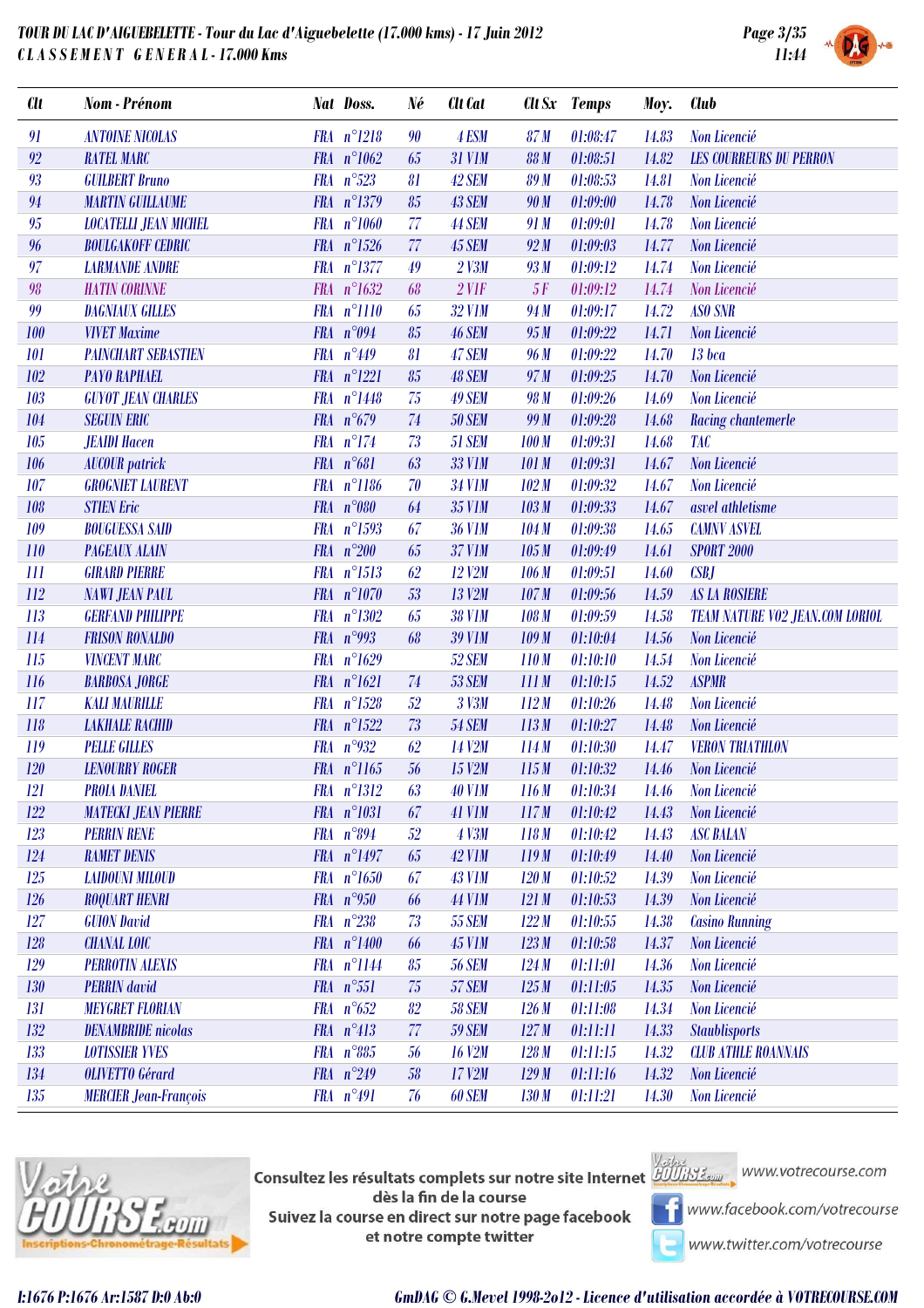# TOUR DU LAC D'AIGUEBELETTE - Tour du Lac d'Aiguebelette (17.000 kms) - 17 Juin 2012

## CLASSEMENT GENERAL - 17.000 Kms

| Clt | Nom - Prénom | Nat | Doss. | Né | Clt Cat | Clt Sx | Temps | Moy. | Club |
|---|---|---|---|---|---|---|---|---|---|
| 91 | ANTOINE NICOLAS | FRA | n°1218 | 90 | 4 ESM | 87 M | 01:08:47 | 14.83 | Non Licencié |
| 92 | RATEL MARC | FRA | n°1062 | 65 | 31 V1M | 88 M | 01:08:51 | 14.82 | LES COURREURS DU PERRON |
| 93 | GUILBERT Bruno | FRA | n°523 | 81 | 42 SEM | 89 M | 01:08:53 | 14.81 | Non Licencié |
| 94 | MARTIN GUILLAUME | FRA | n°1379 | 85 | 43 SEM | 90 M | 01:09:00 | 14.78 | Non Licencié |
| 95 | LOCATELLI JEAN MICHEL | FRA | n°1060 | 77 | 44 SEM | 91 M | 01:09:01 | 14.78 | Non Licencié |
| 96 | BOULGAKOFF CEDRIC | FRA | n°1526 | 77 | 45 SEM | 92 M | 01:09:03 | 14.77 | Non Licencié |
| 97 | LARMANDE ANDRE | FRA | n°1377 | 49 | 2 V3M | 93 M | 01:09:12 | 14.74 | Non Licencié |
| 98 | HATIN CORINNE | FRA | n°1632 | 68 | 2 V1F | 5 F | 01:09:12 | 14.74 | Non Licencié |
| 99 | DAGNIAUX GILLES | FRA | n°1110 | 65 | 32 V1M | 94 M | 01:09:17 | 14.72 | ASO SNR |
| 100 | VIVET Maxime | FRA | n°094 | 85 | 46 SEM | 95 M | 01:09:22 | 14.71 | Non Licencié |
| 101 | PAINCHART SEBASTIEN | FRA | n°449 | 81 | 47 SEM | 96 M | 01:09:22 | 14.70 | 13 bca |
| 102 | PAYO RAPHAEL | FRA | n°1221 | 85 | 48 SEM | 97 M | 01:09:25 | 14.70 | Non Licencié |
| 103 | GUYOT JEAN CHARLES | FRA | n°1448 | 75 | 49 SEM | 98 M | 01:09:26 | 14.69 | Non Licencié |
| 104 | SEGUIN ERIC | FRA | n°679 | 74 | 50 SEM | 99 M | 01:09:28 | 14.68 | Racing chantemerle |
| 105 | JEAIDI Hacen | FRA | n°174 | 73 | 51 SEM | 100 M | 01:09:31 | 14.68 | TAC |
| 106 | AUCOUR patrick | FRA | n°681 | 63 | 33 V1M | 101 M | 01:09:31 | 14.67 | Non Licencié |
| 107 | GROGNIET LAURENT | FRA | n°1186 | 70 | 34 V1M | 102 M | 01:09:32 | 14.67 | Non Licencié |
| 108 | STIEN Eric | FRA | n°080 | 64 | 35 V1M | 103 M | 01:09:33 | 14.67 | asvel athletisme |
| 109 | BOUGUESSA SAID | FRA | n°1593 | 67 | 36 V1M | 104 M | 01:09:38 | 14.65 | CAMNV ASVEL |
| 110 | PAGEAUX ALAIN | FRA | n°200 | 65 | 37 V1M | 105 M | 01:09:49 | 14.61 | SPORT 2000 |
| 111 | GIRARD PIERRE | FRA | n°1513 | 62 | 12 V2M | 106 M | 01:09:51 | 14.60 | CSBJ |
| 112 | NAWI JEAN PAUL | FRA | n°1070 | 53 | 13 V2M | 107 M | 01:09:56 | 14.59 | AS LA ROSIERE |
| 113 | GERFAND PHILIPPE | FRA | n°1302 | 65 | 38 V1M | 108 M | 01:09:59 | 14.58 | TEAM NATURE V02 JEAN.COM LORIOL |
| 114 | FRISON RONALDO | FRA | n°993 | 68 | 39 V1M | 109 M | 01:10:04 | 14.56 | Non Licencié |
| 115 | VINCENT MARC | FRA | n°1629 | | 52 SEM | 110 M | 01:10:10 | 14.54 | Non Licencié |
| 116 | BARBOSA JORGE | FRA | n°1621 | 74 | 53 SEM | 111 M | 01:10:15 | 14.52 | ASPMR |
| 117 | KALI MAURILLE | FRA | n°1528 | 52 | 3 V3M | 112 M | 01:10:26 | 14.48 | Non Licencié |
| 118 | LAKHALE RACHID | FRA | n°1522 | 73 | 54 SEM | 113 M | 01:10:27 | 14.48 | Non Licencié |
| 119 | PELLE GILLES | FRA | n°932 | 62 | 14 V2M | 114 M | 01:10:30 | 14.47 | VERON TRIATHLON |
| 120 | LENOURRY ROGER | FRA | n°1165 | 56 | 15 V2M | 115 M | 01:10:32 | 14.46 | Non Licencié |
| 121 | PROIA DANIEL | FRA | n°1312 | 63 | 40 V1M | 116 M | 01:10:34 | 14.46 | Non Licencié |
| 122 | MATECKI JEAN PIERRE | FRA | n°1031 | 67 | 41 V1M | 117 M | 01:10:42 | 14.43 | Non Licencié |
| 123 | PERRIN RENE | FRA | n°894 | 52 | 4 V3M | 118 M | 01:10:42 | 14.43 | ASC BALAN |
| 124 | RAMET DENIS | FRA | n°1497 | 65 | 42 V1M | 119 M | 01:10:49 | 14.40 | Non Licencié |
| 125 | LAIDOUNI MILOUD | FRA | n°1650 | 67 | 43 V1M | 120 M | 01:10:52 | 14.39 | Non Licencié |
| 126 | ROQUART HENRI | FRA | n°950 | 66 | 44 V1M | 121 M | 01:10:53 | 14.39 | Non Licencié |
| 127 | GUION David | FRA | n°238 | 73 | 55 SEM | 122 M | 01:10:55 | 14.38 | Casino Running |
| 128 | CHANAL LOIC | FRA | n°1400 | 66 | 45 V1M | 123 M | 01:10:58 | 14.37 | Non Licencié |
| 129 | PERROTIN ALEXIS | FRA | n°1144 | 85 | 56 SEM | 124 M | 01:11:01 | 14.36 | Non Licencié |
| 130 | PERRIN david | FRA | n°551 | 75 | 57 SEM | 125 M | 01:11:05 | 14.35 | Non Licencié |
| 131 | MEYGRET FLORIAN | FRA | n°652 | 82 | 58 SEM | 126 M | 01:11:08 | 14.34 | Non Licencié |
| 132 | DENAMBRIDE nicolas | FRA | n°413 | 77 | 59 SEM | 127 M | 01:11:11 | 14.33 | Staublisports |
| 133 | LOTISSIER YVES | FRA | n°885 | 56 | 16 V2M | 128 M | 01:11:15 | 14.32 | CLUB ATHLE ROANNAIS |
| 134 | OLIVETTO Gérard | FRA | n°249 | 58 | 17 V2M | 129 M | 01:11:16 | 14.32 | Non Licencié |
| 135 | MERCIER Jean-François | FRA | n°491 | 76 | 60 SEM | 130 M | 01:11:21 | 14.30 | Non Licencié |

Consultez les résultats complets sur notre site Internet dès la fin de la course
Suivez la course en direct sur notre page facebook et notre compte twitter

www.votrecourse.com
www.facebook.com/votrecourse
www.twitter.com/votrecourse

I:1676 P:1676 Ar:1587 D:0 Ab:0

GmDAG © G.Mevel 1998-2012 - Licence d'utilisation accordée à VOTRECOURSE.COM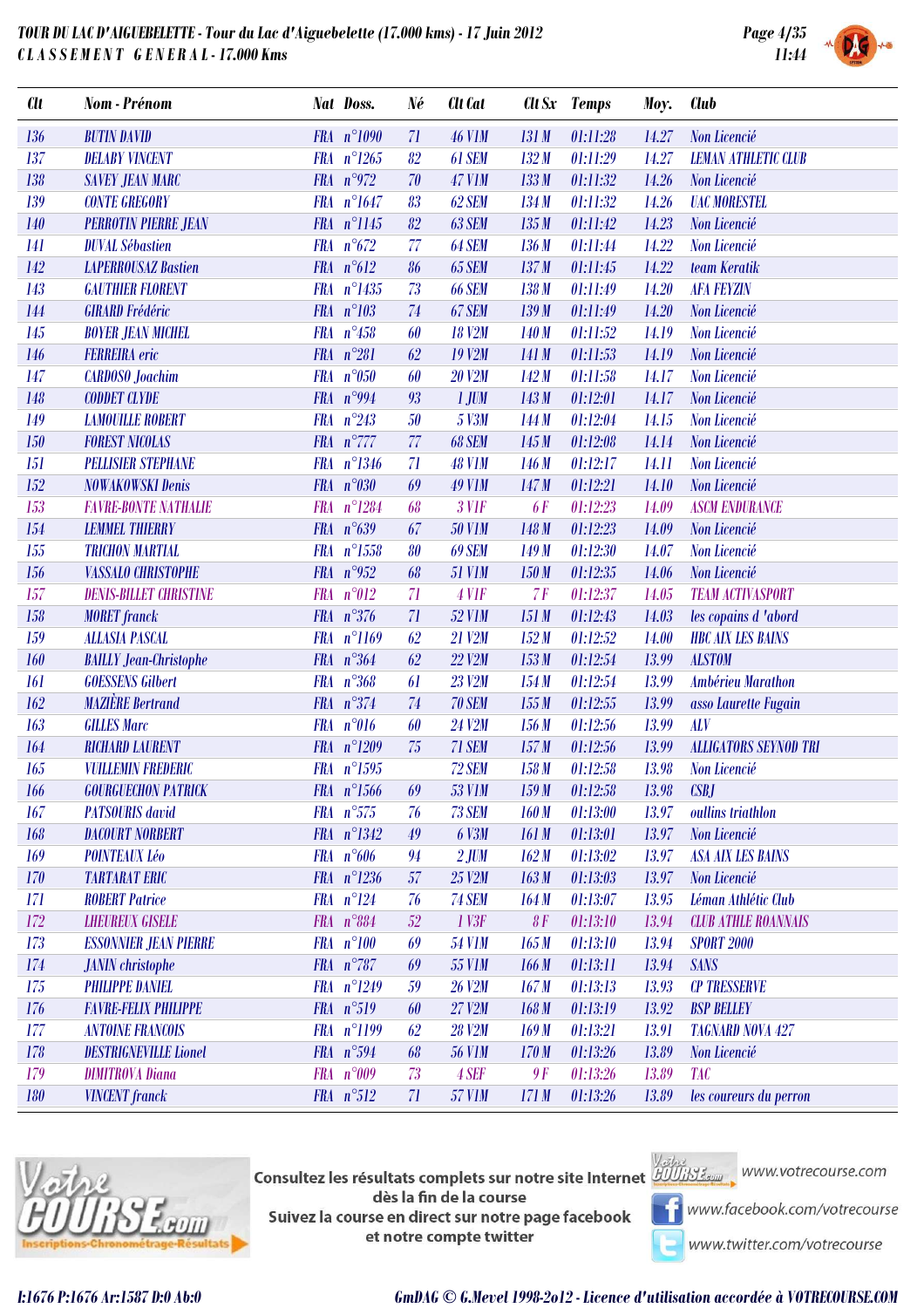**TOUR DU LAC D'AIGUEBELETTE - Tour du Lac d'Aiguebelette (17.000 kms) - 17 Juin 2012**
**C L A S S E M E N T   G E N E R A L - 17.000 Kms**

| Clt | Nom - Prénom | Nat | Doss. | Né | Clt Cat | Clt Sx | Temps | Moy. | Club |
|---|---|---|---|---|---|---|---|---|---|
| 136 | BUTIN DAVID | FRA | n°1090 | 71 | 46 V1M | 131 M | 01:11:28 | 14.27 | Non Licencié |
| 137 | DELABY VINCENT | FRA | n°1265 | 82 | 61 SEM | 132 M | 01:11:29 | 14.27 | LEMAN ATHLETIC CLUB |
| 138 | SAVEY JEAN MARC | FRA | n°972 | 70 | 47 V1M | 133 M | 01:11:32 | 14.26 | Non Licencié |
| 139 | CONTE GREGORY | FRA | n°1647 | 83 | 62 SEM | 134 M | 01:11:32 | 14.26 | UAC MORESTEL |
| 140 | PERROTIN PIERRE JEAN | FRA | n°1145 | 82 | 63 SEM | 135 M | 01:11:42 | 14.23 | Non Licencié |
| 141 | DUVAL Sébastien | FRA | n°672 | 77 | 64 SEM | 136 M | 01:11:44 | 14.22 | Non Licencié |
| 142 | LAPERROUSAZ Bastien | FRA | n°612 | 86 | 65 SEM | 137 M | 01:11:45 | 14.22 | team Keratik |
| 143 | GAUTHIER FLORENT | FRA | n°1435 | 73 | 66 SEM | 138 M | 01:11:49 | 14.20 | AFA FEYZIN |
| 144 | GIRARD Frédéric | FRA | n°103 | 74 | 67 SEM | 139 M | 01:11:49 | 14.20 | Non Licencié |
| 145 | BOYER JEAN MICHEL | FRA | n°458 | 60 | 18 V2M | 140 M | 01:11:52 | 14.19 | Non Licencié |
| 146 | FERREIRA eric | FRA | n°281 | 62 | 19 V2M | 141 M | 01:11:53 | 14.19 | Non Licencié |
| 147 | CARDOSO Joachim | FRA | n°050 | 60 | 20 V2M | 142 M | 01:11:58 | 14.17 | Non Licencié |
| 148 | CODDET CLYDE | FRA | n°994 | 93 | 1 JUM | 143 M | 01:12:01 | 14.17 | Non Licencié |
| 149 | LAMOUILLE ROBERT | FRA | n°243 | 50 | 5 V3M | 144 M | 01:12:04 | 14.15 | Non Licencié |
| 150 | FOREST NICOLAS | FRA | n°777 | 77 | 68 SEM | 145 M | 01:12:08 | 14.14 | Non Licencié |
| 151 | PELLISIER STEPHANE | FRA | n°1346 | 71 | 48 V1M | 146 M | 01:12:17 | 14.11 | Non Licencié |
| 152 | NOWAKOWSKI Denis | FRA | n°030 | 69 | 49 V1M | 147 M | 01:12:21 | 14.10 | Non Licencié |
| 153 | FAVRE-BONTE NATHALIE | FRA | n°1284 | 68 | 3 V1F | 6 F | 01:12:23 | 14.09 | ASCM ENDURANCE |
| 154 | LEMMEL THIERRY | FRA | n°639 | 67 | 50 V1M | 148 M | 01:12:23 | 14.09 | Non Licencié |
| 155 | TRICHON MARTIAL | FRA | n°1558 | 80 | 69 SEM | 149 M | 01:12:30 | 14.07 | Non Licencié |
| 156 | VASSALO CHRISTOPHE | FRA | n°952 | 68 | 51 V1M | 150 M | 01:12:35 | 14.06 | Non Licencié |
| 157 | DENIS-BILLET CHRISTINE | FRA | n°012 | 71 | 4 V1F | 7 F | 01:12:37 | 14.05 | TEAM ACTIVASPORT |
| 158 | MORET franck | FRA | n°376 | 71 | 52 V1M | 151 M | 01:12:43 | 14.03 | les copains d 'abord |
| 159 | ALLASIA PASCAL | FRA | n°1169 | 62 | 21 V2M | 152 M | 01:12:52 | 14.00 | HBC AIX LES BAINS |
| 160 | BAILLY Jean-Christophe | FRA | n°364 | 62 | 22 V2M | 153 M | 01:12:54 | 13.99 | ALSTOM |
| 161 | GOESSENS Gilbert | FRA | n°368 | 61 | 23 V2M | 154 M | 01:12:54 | 13.99 | Ambérieu Marathon |
| 162 | MAZIÈRE Bertrand | FRA | n°374 | 74 | 70 SEM | 155 M | 01:12:55 | 13.99 | asso Laurette Fugain |
| 163 | GILLES Marc | FRA | n°016 | 60 | 24 V2M | 156 M | 01:12:56 | 13.99 | ALV |
| 164 | RICHARD LAURENT | FRA | n°1209 | 75 | 71 SEM | 157 M | 01:12:56 | 13.99 | ALLIGATORS SEYNOD TRI |
| 165 | VUILLEMIN FREDERIC | FRA | n°1595 | | 72 SEM | 158 M | 01:12:58 | 13.98 | Non Licencié |
| 166 | GOURGUECHON PATRICK | FRA | n°1566 | 69 | 53 V1M | 159 M | 01:12:58 | 13.98 | CSBJ |
| 167 | PATSOURIS david | FRA | n°575 | 76 | 73 SEM | 160 M | 01:13:00 | 13.97 | oullins triathlon |
| 168 | DACOURT NORBERT | FRA | n°1342 | 49 | 6 V3M | 161 M | 01:13:01 | 13.97 | Non Licencié |
| 169 | POINTEAUX Léo | FRA | n°606 | 94 | 2 JUM | 162 M | 01:13:02 | 13.97 | ASA AIX LES BAINS |
| 170 | TARTARAT ERIC | FRA | n°1236 | 57 | 25 V2M | 163 M | 01:13:03 | 13.97 | Non Licencié |
| 171 | ROBERT Patrice | FRA | n°124 | 76 | 74 SEM | 164 M | 01:13:07 | 13.95 | Léman Athlétic Club |
| 172 | LHEUREUX GISELE | FRA | n°884 | 52 | 1 V3F | 8 F | 01:13:10 | 13.94 | CLUB ATHLE ROANNAIS |
| 173 | ESSONNIER JEAN PIERRE | FRA | n°100 | 69 | 54 V1M | 165 M | 01:13:10 | 13.94 | SPORT 2000 |
| 174 | JANIN christophe | FRA | n°787 | 69 | 55 V1M | 166 M | 01:13:11 | 13.94 | SANS |
| 175 | PHILIPPE DANIEL | FRA | n°1249 | 59 | 26 V2M | 167 M | 01:13:13 | 13.93 | CP TRESSERVE |
| 176 | FAVRE-FELIX PHILIPPE | FRA | n°519 | 60 | 27 V2M | 168 M | 01:13:19 | 13.92 | BSP BELLEY |
| 177 | ANTOINE FRANCOIS | FRA | n°1199 | 62 | 28 V2M | 169 M | 01:13:21 | 13.91 | TAGNARD NOVA 427 |
| 178 | DESTRIGNEVILLE Lionel | FRA | n°594 | 68 | 56 V1M | 170 M | 01:13:26 | 13.89 | Non Licencié |
| 179 | DIMITROVA Diana | FRA | n°009 | 73 | 4 SEF | 9 F | 01:13:26 | 13.89 | TAC |
| 180 | VINCENT franck | FRA | n°512 | 71 | 57 V1M | 171 M | 01:13:26 | 13.89 | les coureurs du perron |

Consultez les résultats complets sur notre site Internet dès la fin de la course
Suivez la course en direct sur notre page facebook et notre compte twitter

www.votrecourse.com
www.facebook.com/votrecourse
www.twitter.com/votrecourse

I:1676 P:1676 Ar:1587 D:0 Ab:0

GmDAG © G.Mevel 1998-2012 - Licence d'utilisation accordée à VOTRECOURSE.COM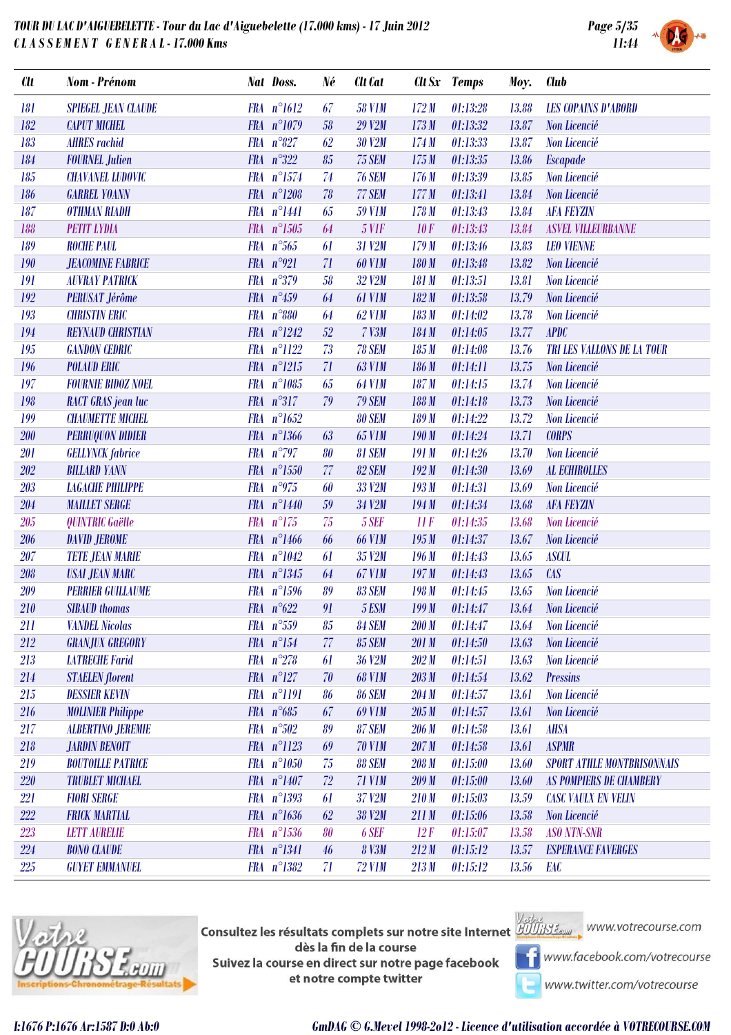**TOUR DU LAC D'AIGUEBELETTE - Tour du Lac d'Aiguebelette (17.000 kms) - 17 Juin 2012**
**CLASSEMENT GENERAL - 17.000 Kms**

11:44

| Clt | Nom - Prénom | Nat | Doss. | Né | Clt Cat | Clt Sx | Temps | Moy. | Club |
|---|---|---|---|---|---|---|---|---|---|
| 181 | SPIEGEL JEAN CLAUDE | FRA | n°1612 | 67 | 58 V1M | 172 M | 01:13:28 | 13.88 | LES COPAINS D'ABORD |
| 182 | CAPUT MICHEL | FRA | n°1079 | 58 | 29 V2M | 173 M | 01:13:32 | 13.87 | Non Licencié |
| 183 | AHRES rachid | FRA | n°827 | 62 | 30 V2M | 174 M | 01:13:33 | 13.87 | Non Licencié |
| 184 | FOURNEL Julien | FRA | n°322 | 85 | 75 SEM | 175 M | 01:13:35 | 13.86 | Escapade |
| 185 | CHAVANEL LUDOVIC | FRA | n°1574 | 74 | 76 SEM | 176 M | 01:13:39 | 13.85 | Non Licencié |
| 186 | GARREL YOANN | FRA | n°1208 | 78 | 77 SEM | 177 M | 01:13:41 | 13.84 | Non Licencié |
| 187 | OTHMAN RIADH | FRA | n°1441 | 65 | 59 V1M | 178 M | 01:13:43 | 13.84 | AFA FEYZIN |
| 188 | PETIT LYDIA | FRA | n°1505 | 64 | 5 V1F | 10 F | 01:13:43 | 13.84 | ASVEL VILLEURBANNE |
| 189 | ROCHE PAUL | FRA | n°565 | 61 | 31 V2M | 179 M | 01:13:46 | 13.83 | LEO VIENNE |
| 190 | JEACOMINE FABRICE | FRA | n°921 | 71 | 60 V1M | 180 M | 01:13:48 | 13.82 | Non Licencié |
| 191 | AUVRAY PATRICK | FRA | n°379 | 58 | 32 V2M | 181 M | 01:13:51 | 13.81 | Non Licencié |
| 192 | PERUSAT Jérôme | FRA | n°459 | 64 | 61 V1M | 182 M | 01:13:58 | 13.79 | Non Licencié |
| 193 | CHRISTIN ERIC | FRA | n°880 | 64 | 62 V1M | 183 M | 01:14:02 | 13.78 | Non Licencié |
| 194 | REYNAUD CHRISTIAN | FRA | n°1242 | 52 | 7 V3M | 184 M | 01:14:05 | 13.77 | APDC |
| 195 | GANDON CEDRIC | FRA | n°1122 | 73 | 78 SEM | 185 M | 01:14:08 | 13.76 | TRI LES VALLONS DE LA TOUR |
| 196 | POLAUD ERIC | FRA | n°1215 | 71 | 63 V1M | 186 M | 01:14:11 | 13.75 | Non Licencié |
| 197 | FOURNIE BIDOZ NOEL | FRA | n°1085 | 65 | 64 V1M | 187 M | 01:14:15 | 13.74 | Non Licencié |
| 198 | RACT GRAS jean luc | FRA | n°317 | 79 | 79 SEM | 188 M | 01:14:18 | 13.73 | Non Licencié |
| 199 | CHAUMETTE MICHEL | FRA | n°1652 | | 80 SEM | 189 M | 01:14:22 | 13.72 | Non Licencié |
| 200 | PERRUQUON DIDIER | FRA | n°1366 | 63 | 65 V1M | 190 M | 01:14:24 | 13.71 | CORPS |
| 201 | GELLYNCK fabrice | FRA | n°797 | 80 | 81 SEM | 191 M | 01:14:26 | 13.70 | Non Licencié |
| 202 | BILLARD YANN | FRA | n°1550 | 77 | 82 SEM | 192 M | 01:14:30 | 13.69 | AL ECHIROLLES |
| 203 | LAGACHE PHILIPPE | FRA | n°975 | 60 | 33 V2M | 193 M | 01:14:31 | 13.69 | Non Licencié |
| 204 | MAILLET SERGE | FRA | n°1440 | 59 | 34 V2M | 194 M | 01:14:34 | 13.68 | AFA FEYZIN |
| 205 | QUINTRIC Gaëlle | FRA | n°175 | 75 | 5 SEF | 11 F | 01:14:35 | 13.68 | Non Licencié |
| 206 | DAVID JEROME | FRA | n°1466 | 66 | 66 V1M | 195 M | 01:14:37 | 13.67 | Non Licencié |
| 207 | TETE JEAN MARIE | FRA | n°1042 | 61 | 35 V2M | 196 M | 01:14:43 | 13.65 | ASCUL |
| 208 | USAI JEAN MARC | FRA | n°1345 | 64 | 67 V1M | 197 M | 01:14:43 | 13.65 | CAS |
| 209 | PERRIER GUILLAUME | FRA | n°1596 | 89 | 83 SEM | 198 M | 01:14:45 | 13.65 | Non Licencié |
| 210 | SIBAUD thomas | FRA | n°622 | 91 | 5 ESM | 199 M | 01:14:47 | 13.64 | Non Licencié |
| 211 | VANDEL Nicolas | FRA | n°559 | 85 | 84 SEM | 200 M | 01:14:47 | 13.64 | Non Licencié |
| 212 | GRANJUX GREGORY | FRA | n°154 | 77 | 85 SEM | 201 M | 01:14:50 | 13.63 | Non Licencié |
| 213 | LATRECHE Farid | FRA | n°278 | 61 | 36 V2M | 202 M | 01:14:51 | 13.63 | Non Licencié |
| 214 | STAELEN florent | FRA | n°127 | 70 | 68 V1M | 203 M | 01:14:54 | 13.62 | Pressins |
| 215 | DESSIER KEVIN | FRA | n°1191 | 86 | 86 SEM | 204 M | 01:14:57 | 13.61 | Non Licencié |
| 216 | MOLINIER Philippe | FRA | n°685 | 67 | 69 V1M | 205 M | 01:14:57 | 13.61 | Non Licencié |
| 217 | ALBERTINO JEREMIE | FRA | n°502 | 89 | 87 SEM | 206 M | 01:14:58 | 13.61 | AHSA |
| 218 | JARDIN BENOIT | FRA | n°1123 | 69 | 70 V1M | 207 M | 01:14:58 | 13.61 | ASPMR |
| 219 | BOUTOILLE PATRICE | FRA | n°1050 | 75 | 88 SEM | 208 M | 01:15:00 | 13.60 | SPORT ATHLE MONTBRISONNAIS |
| 220 | TRUBLET MICHAEL | FRA | n°1407 | 72 | 71 V1M | 209 M | 01:15:00 | 13.60 | AS POMPIERS DE CHAMBERY |
| 221 | FIORI SERGE | FRA | n°1393 | 61 | 37 V2M | 210 M | 01:15:03 | 13.59 | CASC VAULX EN VELIN |
| 222 | FRICK MARTIAL | FRA | n°1636 | 62 | 38 V2M | 211 M | 01:15:06 | 13.58 | Non Licencié |
| 223 | LETT AURELIE | FRA | n°1536 | 80 | 6 SEF | 12 F | 01:15:07 | 13.58 | ASO NTN-SNR |
| 224 | BONO CLAUDE | FRA | n°1341 | 46 | 8 V3M | 212 M | 01:15:12 | 13.57 | ESPERANCE FAVERGES |
| 225 | GUYET EMMANUEL | FRA | n°1382 | 71 | 72 V1M | 213 M | 01:15:12 | 13.56 | EAC |

Consultez les résultats complets sur notre site Internet dès la fin de la course
Suivez la course en direct sur notre page facebook et notre compte twitter

www.votrecourse.com
www.facebook.com/votrecourse
www.twitter.com/votrecourse

I:1676 P:1676 Ar:1587 D:0 Ab:0

GmDAG © G.Mevel 1998-2o12 - Licence d'utilisation accordée à VOTRECOURSE.COM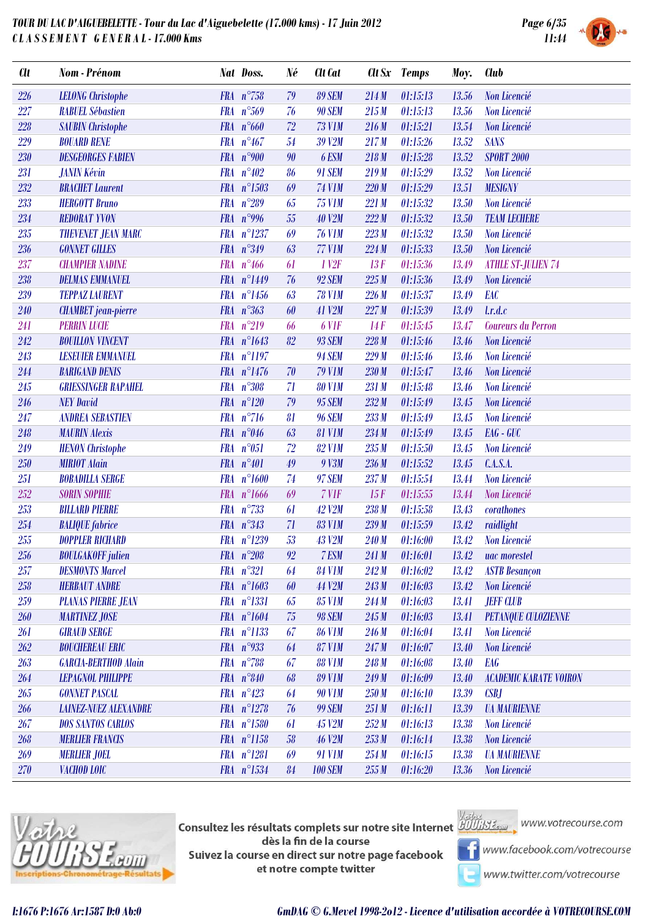**TOUR DU LAC D'AIGUEBELETTE - Tour du Lac d'Aiguebelette (17.000 kms) - 17 Juin 2012**
**CLASSEMENT GENERAL - 17.000 Kms**

| Clt | Nom - Prénom | Nat | Doss. | Né | Clt Cat | Clt Sx | Temps | Moy. | Club |
|---|---|---|---|---|---|---|---|---|---|
| 226 | LELONG Christophe | FRA | n°758 | 79 | 89 SEM | 214 M | 01:15:13 | 13.56 | Non Licencié |
| 227 | RABUEL Sébastien | FRA | n°569 | 76 | 90 SEM | 215 M | 01:15:13 | 13.56 | Non Licencié |
| 228 | SAUBIN Christophe | FRA | n°660 | 72 | 73 V1M | 216 M | 01:15:21 | 13.54 | Non Licencié |
| 229 | BOUARD RENE | FRA | n°467 | 54 | 39 V2M | 217 M | 01:15:26 | 13.52 | SANS |
| 230 | DESGEORGES FABIEN | FRA | n°900 | 90 | 6 ESM | 218 M | 01:15:28 | 13.52 | SPORT 2000 |
| 231 | JANIN Kévin | FRA | n°402 | 86 | 91 SEM | 219 M | 01:15:29 | 13.52 | Non Licencié |
| 232 | BRACHET Laurent | FRA | n°1503 | 69 | 74 V1M | 220 M | 01:15:29 | 13.51 | MESIGNY |
| 233 | HERGOTT Bruno | FRA | n°289 | 65 | 75 V1M | 221 M | 01:15:32 | 13.50 | Non Licencié |
| 234 | REDORAT YVON | FRA | n°996 | 55 | 40 V2M | 222 M | 01:15:32 | 13.50 | TEAM LECHERE |
| 235 | THEVENET JEAN MARC | FRA | n°1237 | 69 | 76 V1M | 223 M | 01:15:32 | 13.50 | Non Licencié |
| 236 | GONNET GILLES | FRA | n°349 | 63 | 77 V1M | 224 M | 01:15:33 | 13.50 | Non Licencié |
| 237 | CHAMPIER NADINE | FRA | n°466 | 61 | 1 V2F | 13 F | 01:15:36 | 13.49 | ATHLE ST-JULIEN 74 |
| 238 | DELMAS EMMANUEL | FRA | n°1449 | 76 | 92 SEM | 225 M | 01:15:36 | 13.49 | Non Licencié |
| 239 | TEPPAZ LAURENT | FRA | n°1456 | 63 | 78 V1M | 226 M | 01:15:37 | 13.49 | EAC |
| 240 | CHAMBET jean-pierre | FRA | n°363 | 60 | 41 V2M | 227 M | 01:15:39 | 13.49 | l.r.d.c |
| 241 | PERRIN LUCIE | FRA | n°219 | 66 | 6 V1F | 14 F | 01:15:45 | 13.47 | Coureurs du Perron |
| 242 | BOUILLON VINCENT | FRA | n°1643 | 82 | 93 SEM | 228 M | 01:15:46 | 13.46 | Non Licencié |
| 243 | LESEUIER EMMANUEL | FRA | n°1197 | | 94 SEM | 229 M | 01:15:46 | 13.46 | Non Licencié |
| 244 | BARIGAND DENIS | FRA | n°1476 | 70 | 79 V1M | 230 M | 01:15:47 | 13.46 | Non Licencié |
| 245 | GRIESSINGER RAPAHEL | FRA | n°308 | 71 | 80 V1M | 231 M | 01:15:48 | 13.46 | Non Licencié |
| 246 | NEY David | FRA | n°120 | 79 | 95 SEM | 232 M | 01:15:49 | 13.45 | Non Licencié |
| 247 | ANDREA SEBASTIEN | FRA | n°716 | 81 | 96 SEM | 233 M | 01:15:49 | 13.45 | Non Licencié |
| 248 | MAURIN Alexis | FRA | n°046 | 63 | 81 V1M | 234 M | 01:15:49 | 13.45 | EAG - GUC |
| 249 | HENON Christophe | FRA | n°051 | 72 | 82 V1M | 235 M | 01:15:50 | 13.45 | Non Licencié |
| 250 | MIRIOT Alain | FRA | n°401 | 49 | 9 V3M | 236 M | 01:15:52 | 13.45 | C.A.S.A. |
| 251 | BOBADILLA SERGE | FRA | n°1600 | 74 | 97 SEM | 237 M | 01:15:54 | 13.44 | Non Licencié |
| 252 | SORIN SOPHIE | FRA | n°1666 | 69 | 7 V1F | 15 F | 01:15:55 | 13.44 | Non Licencié |
| 253 | BILLARD PIERRE | FRA | n°733 | 61 | 42 V2M | 238 M | 01:15:58 | 13.43 | corathones |
| 254 | BALIQUE fabrice | FRA | n°343 | 71 | 83 V1M | 239 M | 01:15:59 | 13.42 | raidlight |
| 255 | DOPPLER RICHARD | FRA | n°1239 | 53 | 43 V2M | 240 M | 01:16:00 | 13.42 | Non Licencié |
| 256 | BOULGAKOFF julien | FRA | n°208 | 92 | 7 ESM | 241 M | 01:16:01 | 13.42 | uac morestel |
| 257 | DESMONTS Marcel | FRA | n°321 | 64 | 84 V1M | 242 M | 01:16:02 | 13.42 | ASTB Besançon |
| 258 | HERBAUT ANDRE | FRA | n°1603 | 60 | 44 V2M | 243 M | 01:16:03 | 13.42 | Non Licencié |
| 259 | PLANAS PIERRE JEAN | FRA | n°1331 | 65 | 85 V1M | 244 M | 01:16:03 | 13.41 | JEFF CLUB |
| 260 | MARTINEZ JOSE | FRA | n°1604 | 75 | 98 SEM | 245 M | 01:16:03 | 13.41 | PETANQUE CULOZIENNE |
| 261 | GIRAUD SERGE | FRA | n°1133 | 67 | 86 V1M | 246 M | 01:16:04 | 13.41 | Non Licencié |
| 262 | BOUCHEREAU ERIC | FRA | n°933 | 64 | 87 V1M | 247 M | 01:16:07 | 13.40 | Non Licencié |
| 263 | GARCIA-BERTHOD Alain | FRA | n°788 | 67 | 88 V1M | 248 M | 01:16:08 | 13.40 | EAG |
| 264 | LEPAGNOL PHILIPPE | FRA | n°840 | 68 | 89 V1M | 249 M | 01:16:09 | 13.40 | ACADEMIC KARATE VOIRON |
| 265 | GONNET PASCAL | FRA | n°423 | 64 | 90 V1M | 250 M | 01:16:10 | 13.39 | CSBJ |
| 266 | LAINEZ-NUEZ ALEXANDRE | FRA | n°1278 | 76 | 99 SEM | 251 M | 01:16:11 | 13.39 | UA MAURIENNE |
| 267 | DOS SANTOS CARLOS | FRA | n°1580 | 61 | 45 V2M | 252 M | 01:16:13 | 13.38 | Non Licencié |
| 268 | MERLIER FRANCIS | FRA | n°1158 | 58 | 46 V2M | 253 M | 01:16:14 | 13.38 | Non Licencié |
| 269 | MERLIER JOEL | FRA | n°1281 | 69 | 91 V1M | 254 M | 01:16:15 | 13.38 | UA MAURIENNE |
| 270 | VACHOD LOIC | FRA | n°1534 | 84 | 100 SEM | 255 M | 01:16:20 | 13.36 | Non Licencié |

Consultez les résultats complets sur notre site Internet dès la fin de la course
Suivez la course en direct sur notre page facebook et notre compte twitter

www.votrecourse.com
www.facebook.com/votrecourse
www.twitter.com/votrecourse

I:1676 P:1676 Ar:1587 D:0 Ab:0

GmDAG © G.Mevel 1998-2o12 - Licence d'utilisation accordée à VOTRECOURSE.COM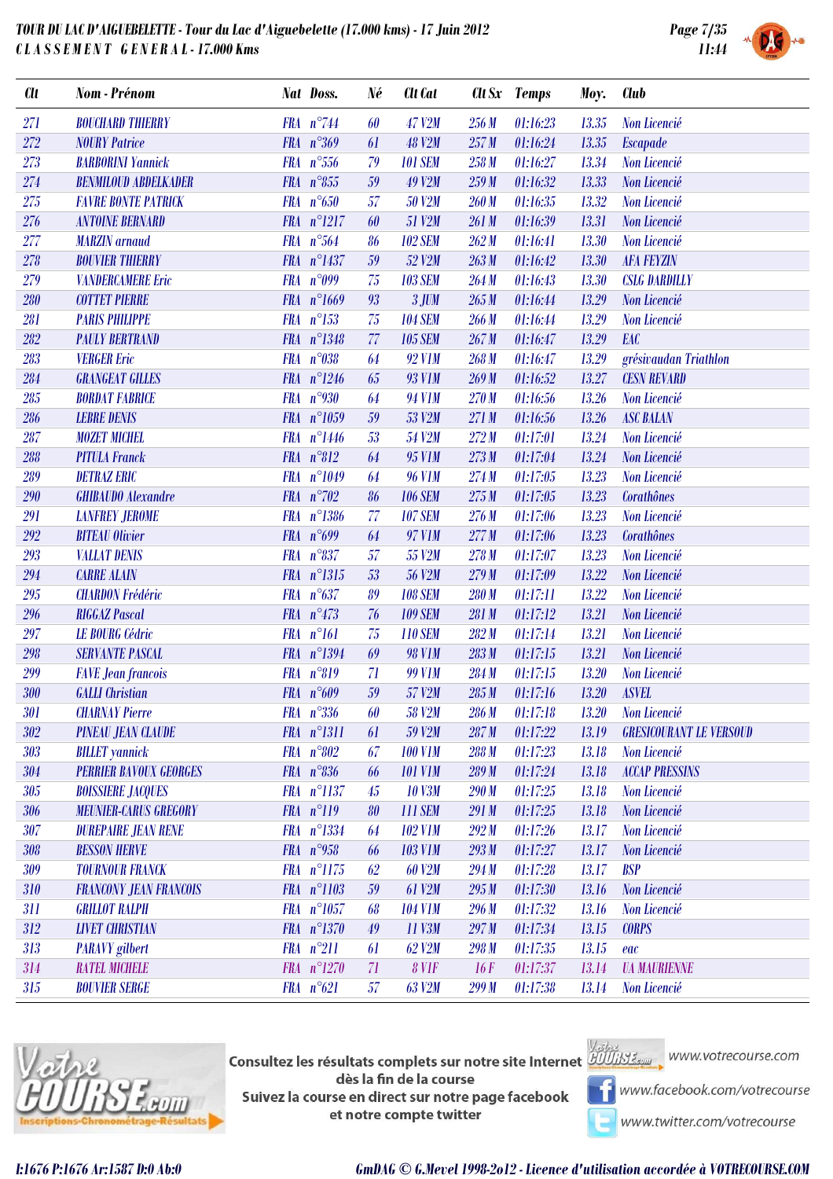**TOUR DU LAC D'AIGUEBELETTE - Tour du Lac d'Aiguebelette (17.000 kms) - 17 Juin 2012**

**CLASSEMENT GENERAL - 17.000 Kms**

| Clt | Nom - Prénom | Nat | Doss. | Né | Clt Cat | Clt Sx | Temps | Moy. | Club |
|---|---|---|---|---|---|---|---|---|---|
| 271 | BOUCHARD THIERRY | FRA | n°744 | 60 | 47 V2M | 256 M | 01:16:23 | 13.35 | Non Licencié |
| 272 | NOURY Patrice | FRA | n°369 | 61 | 48 V2M | 257 M | 01:16:24 | 13.35 | Escapade |
| 273 | BARBORINI Yannick | FRA | n°556 | 79 | 101 SEM | 258 M | 01:16:27 | 13.34 | Non Licencié |
| 274 | BENMILOUD ABDELKADER | FRA | n°855 | 59 | 49 V2M | 259 M | 01:16:32 | 13.33 | Non Licencié |
| 275 | FAVRE BONTE PATRICK | FRA | n°650 | 57 | 50 V2M | 260 M | 01:16:35 | 13.32 | Non Licencié |
| 276 | ANTOINE BERNARD | FRA | n°1217 | 60 | 51 V2M | 261 M | 01:16:39 | 13.31 | Non Licencié |
| 277 | MARZIN arnaud | FRA | n°564 | 86 | 102 SEM | 262 M | 01:16:41 | 13.30 | Non Licencié |
| 278 | BOUVIER THIERRY | FRA | n°1437 | 59 | 52 V2M | 263 M | 01:16:42 | 13.30 | AFA FEYZIN |
| 279 | VANDERCAMERE Eric | FRA | n°099 | 75 | 103 SEM | 264 M | 01:16:43 | 13.30 | CSLG DARDILLY |
| 280 | COTTET PIERRE | FRA | n°1669 | 93 | 3 JUM | 265 M | 01:16:44 | 13.29 | Non Licencié |
| 281 | PARIS PHILIPPE | FRA | n°153 | 75 | 104 SEM | 266 M | 01:16:44 | 13.29 | Non Licencié |
| 282 | PAULY BERTRAND | FRA | n°1348 | 77 | 105 SEM | 267 M | 01:16:47 | 13.29 | EAC |
| 283 | VERGER Eric | FRA | n°038 | 64 | 92 V1M | 268 M | 01:16:47 | 13.29 | grésivaudan Triathlon |
| 284 | GRANGEAT GILLES | FRA | n°1246 | 65 | 93 V1M | 269 M | 01:16:52 | 13.27 | CESN REVARD |
| 285 | BORDAT FABRICE | FRA | n°930 | 64 | 94 V1M | 270 M | 01:16:56 | 13.26 | Non Licencié |
| 286 | LEBRE DENIS | FRA | n°1059 | 59 | 53 V2M | 271 M | 01:16:56 | 13.26 | ASC BALAN |
| 287 | MOZET MICHEL | FRA | n°1446 | 53 | 54 V2M | 272 M | 01:17:01 | 13.24 | Non Licencié |
| 288 | PITULA Franck | FRA | n°812 | 64 | 95 V1M | 273 M | 01:17:04 | 13.24 | Non Licencié |
| 289 | DETRAZ ERIC | FRA | n°1049 | 64 | 96 V1M | 274 M | 01:17:05 | 13.23 | Non Licencié |
| 290 | GHIBAUDO Alexandre | FRA | n°702 | 86 | 106 SEM | 275 M | 01:17:05 | 13.23 | Corathônes |
| 291 | LANFREY JEROME | FRA | n°1386 | 77 | 107 SEM | 276 M | 01:17:06 | 13.23 | Non Licencié |
| 292 | BITEAU Olivier | FRA | n°699 | 64 | 97 V1M | 277 M | 01:17:06 | 13.23 | Corathônes |
| 293 | VALLAT DENIS | FRA | n°837 | 57 | 55 V2M | 278 M | 01:17:07 | 13.23 | Non Licencié |
| 294 | CARRE ALAIN | FRA | n°1315 | 53 | 56 V2M | 279 M | 01:17:09 | 13.22 | Non Licencié |
| 295 | CHARDON Frédéric | FRA | n°637 | 89 | 108 SEM | 280 M | 01:17:11 | 13.22 | Non Licencié |
| 296 | RIGGAZ Pascal | FRA | n°473 | 76 | 109 SEM | 281 M | 01:17:12 | 13.21 | Non Licencié |
| 297 | LE BOURG Cédric | FRA | n°161 | 75 | 110 SEM | 282 M | 01:17:14 | 13.21 | Non Licencié |
| 298 | SERVANTE PASCAL | FRA | n°1394 | 69 | 98 V1M | 283 M | 01:17:15 | 13.21 | Non Licencié |
| 299 | FAVE Jean francois | FRA | n°819 | 71 | 99 V1M | 284 M | 01:17:15 | 13.20 | Non Licencié |
| 300 | GALLI Christian | FRA | n°609 | 59 | 57 V2M | 285 M | 01:17:16 | 13.20 | ASVEL |
| 301 | CHARNAY Pierre | FRA | n°336 | 60 | 58 V2M | 286 M | 01:17:18 | 13.20 | Non Licencié |
| 302 | PINEAU JEAN CLAUDE | FRA | n°1311 | 61 | 59 V2M | 287 M | 01:17:22 | 13.19 | GRESICOURANT LE VERSOUD |
| 303 | BILLET yannick | FRA | n°802 | 67 | 100 V1M | 288 M | 01:17:23 | 13.18 | Non Licencié |
| 304 | PERRIER BAVOUX GEORGES | FRA | n°836 | 66 | 101 V1M | 289 M | 01:17:24 | 13.18 | ACCAP PRESSINS |
| 305 | BOISSIERE JACQUES | FRA | n°1137 | 45 | 10 V3M | 290 M | 01:17:25 | 13.18 | Non Licencié |
| 306 | MEUNIER-CARUS GREGORY | FRA | n°119 | 80 | 111 SEM | 291 M | 01:17:25 | 13.18 | Non Licencié |
| 307 | DUREPAIRE JEAN RENE | FRA | n°1334 | 64 | 102 V1M | 292 M | 01:17:26 | 13.17 | Non Licencié |
| 308 | BESSON HERVE | FRA | n°958 | 66 | 103 V1M | 293 M | 01:17:27 | 13.17 | Non Licencié |
| 309 | TOURNOUR FRANCK | FRA | n°1175 | 62 | 60 V2M | 294 M | 01:17:28 | 13.17 | BSP |
| 310 | FRANCONY JEAN FRANCOIS | FRA | n°1103 | 59 | 61 V2M | 295 M | 01:17:30 | 13.16 | Non Licencié |
| 311 | GRILLOT RALPH | FRA | n°1057 | 68 | 104 V1M | 296 M | 01:17:32 | 13.16 | Non Licencié |
| 312 | LIVET CHRISTIAN | FRA | n°1370 | 49 | 11 V3M | 297 M | 01:17:34 | 13.15 | CORPS |
| 313 | PARAVY gilbert | FRA | n°211 | 61 | 62 V2M | 298 M | 01:17:35 | 13.15 | eac |
| 314 | RATEL MICHELE | FRA | n°1270 | 71 | 8 V1F | 16 F | 01:17:37 | 13.14 | UA MAURIENNE |
| 315 | BOUVIER SERGE | FRA | n°621 | 57 | 63 V2M | 299 M | 01:17:38 | 13.14 | Non Licencié |

Consultez les résultats complets sur notre site Internet dès la fin de la course
Suivez la course en direct sur notre page facebook et notre compte twitter

www.votrecourse.com
www.facebook.com/votrecourse
www.twitter.com/votrecourse

I:1676 P:1676 Ar:1587 D:0 Ab:0

GmDAG © G.Mevel 1998-2012 - Licence d'utilisation accordée à VOTRECOURSE.COM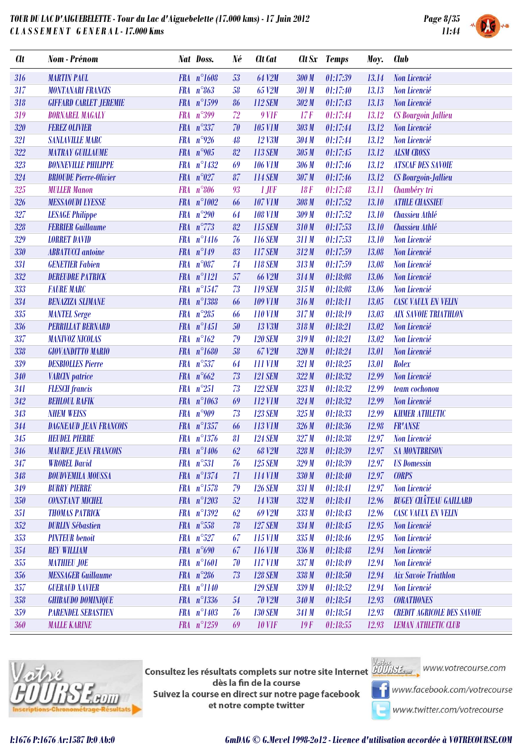# TOUR DU LAC D'AIGUEBELETTE - Tour du Lac d'Aiguebelette (17.000 kms) - 17 Juin 2012

## CLASSEMENT GENERAL - 17.000 Kms

| Clt | Nom - Prénom | Nat | Doss. | Né | Clt Cat | Clt Sx | Temps | Moy. | Club |
|---|---|---|---|---|---|---|---|---|---|
| 316 | MARTIN PAUL | FRA | n°1608 | 53 | 64 V2M | 300 M | 01:17:39 | 13.14 | Non Licencié |
| 317 | MONTANARI FRANCIS | FRA | n°863 | 58 | 65 V2M | 301 M | 01:17:40 | 13.13 | Non Licencié |
| 318 | GIFFARD CARLET JEREMIE | FRA | n°1599 | 86 | 112 SEM | 302 M | 01:17:43 | 13.13 | Non Licencié |
| 319 | BORNAREL MAGALY | FRA | n°399 | 72 | 9 V1F | 17 F | 01:17:44 | 13.12 | CS Bourgoin Jallieu |
| 320 | FEREZ OLIVIER | FRA | n°337 | 70 | 105 V1M | 303 M | 01:17:44 | 13.12 | Non Licencié |
| 321 | SANLAVILLE MARC | FRA | n°926 | 48 | 12 V3M | 304 M | 01:17:44 | 13.12 | Non Licencié |
| 322 | MATRAY GUILLAUME | FRA | n°905 | 82 | 113 SEM | 305 M | 01:17:45 | 13.12 | ALSM CROSS |
| 323 | BONNEVILLE PHILIPPE | FRA | n°1432 | 69 | 106 V1M | 306 M | 01:17:46 | 13.12 | ATSCAF DES SAVOIE |
| 324 | BRIOUDE Pierre-Olivier | FRA | n°027 | 87 | 114 SEM | 307 M | 01:17:46 | 13.12 | CS Bourgoin-Jallieu |
| 325 | MULLER Manon | FRA | n°806 | 93 | 1 JUF | 18 F | 01:17:48 | 13.11 | Chambéry tri |
| 326 | MESSAOUDI LYESSE | FRA | n°1002 | 66 | 107 V1M | 308 M | 01:17:52 | 13.10 | ATHLE CHASSIEU |
| 327 | LESAGE Philippe | FRA | n°290 | 64 | 108 V1M | 309 M | 01:17:52 | 13.10 | Chassieu Athlé |
| 328 | FERRIER Guillaume | FRA | n°773 | 82 | 115 SEM | 310 M | 01:17:53 | 13.10 | Chassieu Athlé |
| 329 | LORRET DAVID | FRA | n°1416 | 76 | 116 SEM | 311 M | 01:17:53 | 13.10 | Non Licencié |
| 330 | ABBATUCCI antoine | FRA | n°149 | 83 | 117 SEM | 312 M | 01:17:59 | 13.08 | Non Licencié |
| 331 | GENETIER Fabien | FRA | n°087 | 74 | 118 SEM | 313 M | 01:17:59 | 13.08 | Non Licencié |
| 332 | DEREUDRE PATRICK | FRA | n°1121 | 57 | 66 V2M | 314 M | 01:18:08 | 13.06 | Non Licencié |
| 333 | FAURE MARC | FRA | n°1547 | 73 | 119 SEM | 315 M | 01:18:08 | 13.06 | Non Licencié |
| 334 | BENAZIZA SLIMANE | FRA | n°1388 | 66 | 109 V1M | 316 M | 01:18:11 | 13.05 | CASC VAULX EN VELIN |
| 335 | MANTEL Serge | FRA | n°285 | 66 | 110 V1M | 317 M | 01:18:19 | 13.03 | AIX SAVOIE TRIATHLON |
| 336 | PERRILLAT BERNARD | FRA | n°1451 | 50 | 13 V3M | 318 M | 01:18:21 | 13.02 | Non Licencié |
| 337 | MANIVOZ NICOLAS | FRA | n°162 | 79 | 120 SEM | 319 M | 01:18:21 | 13.02 | Non Licencié |
| 338 | GIOVANDITTO MARIO | FRA | n°1680 | 58 | 67 V2M | 320 M | 01:18:24 | 13.01 | Non Licencié |
| 339 | DESBIOLLES Pierre | FRA | n°537 | 64 | 111 V1M | 321 M | 01:18:25 | 13.01 | Rolex |
| 340 | VARCIN patrice | FRA | n°662 | 73 | 121 SEM | 322 M | 01:18:32 | 12.99 | Non Licencié |
| 341 | FLESCH francis | FRA | n°251 | 73 | 122 SEM | 323 M | 01:18:32 | 12.99 | team cochonou |
| 342 | BEHLOUL RAFIK | FRA | n°1063 | 69 | 112 V1M | 324 M | 01:18:32 | 12.99 | Non Licencié |
| 343 | NHEM WEISS | FRA | n°909 | 73 | 123 SEM | 325 M | 01:18:33 | 12.99 | KHMER ATHLETIC |
| 344 | DAGNEAUD JEAN FRANCOIS | FRA | n°1357 | 66 | 113 V1M | 326 M | 01:18:36 | 12.98 | FR'ANSE |
| 345 | HEUDEL PIERRE | FRA | n°1376 | 81 | 124 SEM | 327 M | 01:18:38 | 12.97 | Non Licencié |
| 346 | MAURICE JEAN FRANCOIS | FRA | n°1406 | 62 | 68 V2M | 328 M | 01:18:39 | 12.97 | SA MONTBRISON |
| 347 | WROBEL David | FRA | n°531 | 76 | 125 SEM | 329 M | 01:18:39 | 12.97 | US Domessin |
| 348 | BOUDVEMILA MOUSSA | FRA | n°1374 | 71 | 114 V1M | 330 M | 01:18:40 | 12.97 | CORPS |
| 349 | BURRY PIERRE | FRA | n°1578 | 79 | 126 SEM | 331 M | 01:18:41 | 12.97 | Non Licencié |
| 350 | CONSTANT MICHEL | FRA | n°1203 | 52 | 14 V3M | 332 M | 01:18:41 | 12.96 | BUGEY CHÂTEAU GAILLARD |
| 351 | THOMAS PATRICK | FRA | n°1392 | 62 | 69 V2M | 333 M | 01:18:43 | 12.96 | CASC VAULX EN VELIN |
| 352 | DURLIN Sébastien | FRA | n°558 | 78 | 127 SEM | 334 M | 01:18:45 | 12.95 | Non Licencié |
| 353 | PINTEUR benoit | FRA | n°527 | 67 | 115 V1M | 335 M | 01:18:46 | 12.95 | Non Licencié |
| 354 | REY WILLIAM | FRA | n°690 | 67 | 116 V1M | 336 M | 01:18:48 | 12.94 | Non Licencié |
| 355 | MATHIEU JOE | FRA | n°1601 | 70 | 117 V1M | 337 M | 01:18:49 | 12.94 | Non Licencié |
| 356 | MESSAGER Guillaume | FRA | n°286 | 73 | 128 SEM | 338 M | 01:18:50 | 12.94 | Aix Savoie Triathlon |
| 357 | GUERAUD XAVIER | FRA | n°1140 | | 129 SEM | 339 M | 01:18:52 | 12.94 | Non Licencié |
| 358 | GHIBAUDO DOMINIQUE | FRA | n°1336 | 54 | 70 V2M | 340 M | 01:18:54 | 12.93 | CORATHONES |
| 359 | PARENDEL SEBASTIEN | FRA | n°1403 | 76 | 130 SEM | 341 M | 01:18:54 | 12.93 | CREDIT AGRICOLE DES SAVOIE |
| 360 | MALLE KARINE | FRA | n°1259 | 69 | 10 V1F | 19 F | 01:18:55 | 12.93 | LEMAN ATHLETIC CLUB |

Consultez les résultats complets sur notre site Internet dès la fin de la course
Suivez la course en direct sur notre page facebook et notre compte twitter

www.votrecourse.com
www.facebook.com/votrecourse
www.twitter.com/votrecourse

I:1676 P:1676 Ar:1587 D:0 Ab:0

GmDAG © G.Mevel 1998-2012 - Licence d'utilisation accordée à VOTRECOURSE.COM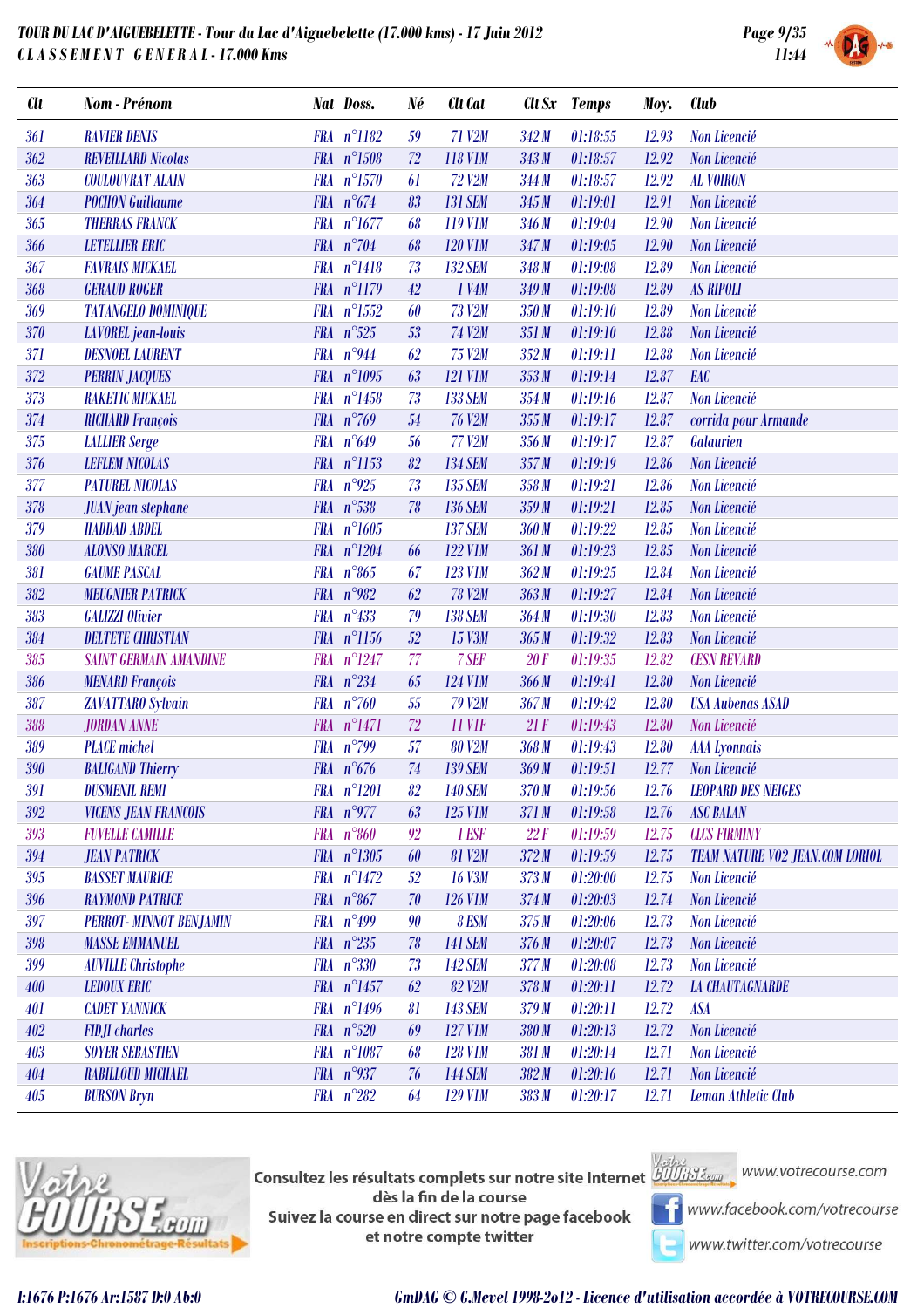**TOUR DU LAC D'AIGUEBELETTE - Tour du Lac d'Aiguebelette (17.000 kms) - 17 Juin 2012**
**C L A S S E M E N T G E N E R A L - 17.000 Kms**

| Clt | Nom - Prénom | Nat | Doss. | Né | Clt Cat | Clt Sx | Temps | Moy. | Club |
|---|---|---|---|---|---|---|---|---|---|
| 361 | RAVIER DENIS | FRA | n°1182 | 59 | 71 V2M | 342 M | 01:18:55 | 12.93 | Non Licencié |
| 362 | REVEILLARD Nicolas | FRA | n°1508 | 72 | 118 V1M | 343 M | 01:18:57 | 12.92 | Non Licencié |
| 363 | COULOUVRAT ALAIN | FRA | n°1570 | 61 | 72 V2M | 344 M | 01:18:57 | 12.92 | AL VOIRON |
| 364 | POCHON Guillaume | FRA | n°674 | 83 | 131 SEM | 345 M | 01:19:01 | 12.91 | Non Licencié |
| 365 | THERRAS FRANCK | FRA | n°1677 | 68 | 119 V1M | 346 M | 01:19:04 | 12.90 | Non Licencié |
| 366 | LETELLIER ERIC | FRA | n°704 | 68 | 120 V1M | 347 M | 01:19:05 | 12.90 | Non Licencié |
| 367 | FAVRAIS MICKAEL | FRA | n°1418 | 73 | 132 SEM | 348 M | 01:19:08 | 12.89 | Non Licencié |
| 368 | GERAUD ROGER | FRA | n°1179 | 42 | 1 V4M | 349 M | 01:19:08 | 12.89 | AS RIPOLI |
| 369 | TATANGELO DOMINIQUE | FRA | n°1552 | 60 | 73 V2M | 350 M | 01:19:10 | 12.89 | Non Licencié |
| 370 | LAVOREL jean-louis | FRA | n°525 | 53 | 74 V2M | 351 M | 01:19:10 | 12.88 | Non Licencié |
| 371 | DESNOEL LAURENT | FRA | n°944 | 62 | 75 V2M | 352 M | 01:19:11 | 12.88 | Non Licencié |
| 372 | PERRIN JACQUES | FRA | n°1095 | 63 | 121 V1M | 353 M | 01:19:14 | 12.87 | EAC |
| 373 | RAKETIC MICKAEL | FRA | n°1458 | 73 | 133 SEM | 354 M | 01:19:16 | 12.87 | Non Licencié |
| 374 | RICHARD François | FRA | n°769 | 54 | 76 V2M | 355 M | 01:19:17 | 12.87 | corrida pour Armande |
| 375 | LALLIER Serge | FRA | n°649 | 56 | 77 V2M | 356 M | 01:19:17 | 12.87 | Galaurien |
| 376 | LEFLEM NICOLAS | FRA | n°1153 | 82 | 134 SEM | 357 M | 01:19:19 | 12.86 | Non Licencié |
| 377 | PATUREL NICOLAS | FRA | n°925 | 73 | 135 SEM | 358 M | 01:19:21 | 12.86 | Non Licencié |
| 378 | JUAN jean stephane | FRA | n°538 | 78 | 136 SEM | 359 M | 01:19:21 | 12.85 | Non Licencié |
| 379 | HADDAD ABDEL | FRA | n°1605 | | 137 SEM | 360 M | 01:19:22 | 12.85 | Non Licencié |
| 380 | ALONSO MARCEL | FRA | n°1204 | 66 | 122 V1M | 361 M | 01:19:23 | 12.85 | Non Licencié |
| 381 | GAUME PASCAL | FRA | n°865 | 67 | 123 V1M | 362 M | 01:19:25 | 12.84 | Non Licencié |
| 382 | MEUGNIER PATRICK | FRA | n°982 | 62 | 78 V2M | 363 M | 01:19:27 | 12.84 | Non Licencié |
| 383 | GALIZZI Olivier | FRA | n°433 | 79 | 138 SEM | 364 M | 01:19:30 | 12.83 | Non Licencié |
| 384 | DELTETE CHRISTIAN | FRA | n°1156 | 52 | 15 V3M | 365 M | 01:19:32 | 12.83 | Non Licencié |
| 385 | SAINT GERMAIN AMANDINE | FRA | n°1247 | 77 | 7 SEF | 20 F | 01:19:35 | 12.82 | CESN REVARD |
| 386 | MENARD François | FRA | n°234 | 65 | 124 V1M | 366 M | 01:19:41 | 12.80 | Non Licencié |
| 387 | ZAVATTARO Sylvain | FRA | n°760 | 55 | 79 V2M | 367 M | 01:19:42 | 12.80 | USA Aubenas ASAD |
| 388 | JORDAN ANNE | FRA | n°1471 | 72 | 11 V1F | 21 F | 01:19:43 | 12.80 | Non Licencié |
| 389 | PLACE michel | FRA | n°799 | 57 | 80 V2M | 368 M | 01:19:43 | 12.80 | AAA Lyonnais |
| 390 | BALIGAND Thierry | FRA | n°676 | 74 | 139 SEM | 369 M | 01:19:51 | 12.77 | Non Licencié |
| 391 | DUSMENIL REMI | FRA | n°1201 | 82 | 140 SEM | 370 M | 01:19:56 | 12.76 | LEOPARD DES NEIGES |
| 392 | VICENS JEAN FRANCOIS | FRA | n°977 | 63 | 125 V1M | 371 M | 01:19:58 | 12.76 | ASC BALAN |
| 393 | FUVELLE CAMILLE | FRA | n°860 | 92 | 1 ESF | 22 F | 01:19:59 | 12.75 | CLCS FIRMINY |
| 394 | JEAN PATRICK | FRA | n°1305 | 60 | 81 V2M | 372 M | 01:19:59 | 12.75 | TEAM NATURE V02 JEAN.COM LORIOL |
| 395 | BASSET MAURICE | FRA | n°1472 | 52 | 16 V3M | 373 M | 01:20:00 | 12.75 | Non Licencié |
| 396 | RAYMOND PATRICE | FRA | n°867 | 70 | 126 V1M | 374 M | 01:20:03 | 12.74 | Non Licencié |
| 397 | PERROT- MINNOT BENJAMIN | FRA | n°499 | 90 | 8 ESM | 375 M | 01:20:06 | 12.73 | Non Licencié |
| 398 | MASSE EMMANUEL | FRA | n°235 | 78 | 141 SEM | 376 M | 01:20:07 | 12.73 | Non Licencié |
| 399 | AUVILLE Christophe | FRA | n°330 | 73 | 142 SEM | 377 M | 01:20:08 | 12.73 | Non Licencié |
| 400 | LEDOUX ERIC | FRA | n°1457 | 62 | 82 V2M | 378 M | 01:20:11 | 12.72 | LA CHAUTAGNARDE |
| 401 | CADET YANNICK | FRA | n°1496 | 81 | 143 SEM | 379 M | 01:20:11 | 12.72 | ASA |
| 402 | FIDJI charles | FRA | n°520 | 69 | 127 V1M | 380 M | 01:20:13 | 12.72 | Non Licencié |
| 403 | SOYER SEBASTIEN | FRA | n°1087 | 68 | 128 V1M | 381 M | 01:20:14 | 12.71 | Non Licencié |
| 404 | RABILLOUD MICHAEL | FRA | n°937 | 76 | 144 SEM | 382 M | 01:20:16 | 12.71 | Non Licencié |
| 405 | BURSON Bryn | FRA | n°282 | 64 | 129 V1M | 383 M | 01:20:17 | 12.71 | Leman Athletic Club |

Consultez les résultats complets sur notre site Internet dès la fin de la course
Suivez la course en direct sur notre page facebook et notre compte twitter

www.votrecourse.com
www.facebook.com/votrecourse
www.twitter.com/votrecourse

I:1676 P:1676 Ar:1587 D:0 Ab:0

GmDAG © G.Mevel 1998-2o12 - Licence d'utilisation accordée à VOTRECOURSE.COM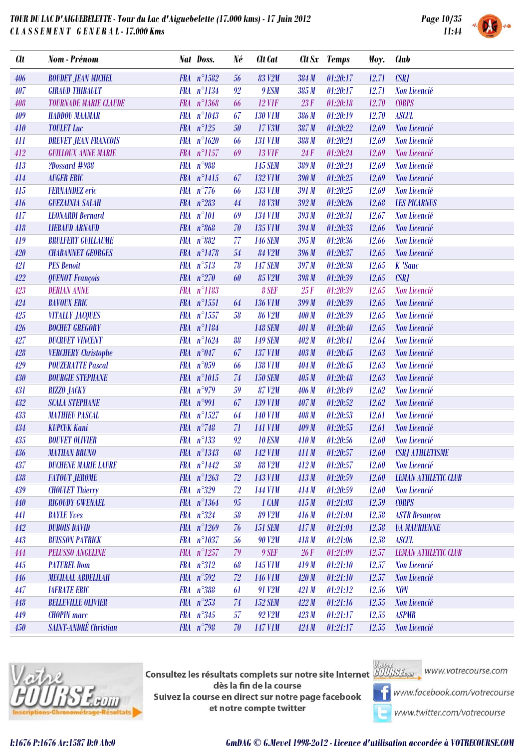**TOUR DU LAC D'AIGUEBELETTE - Tour du Lac d'Aiguebelette (17.000 kms) - 17 Juin 2012**
**CLASSEMENT GENERAL - 17.000 Kms**

| Clt | Nom - Prénom | Nat | Doss. | Né | Clt Cat | Clt Sx | Temps | Moy. | Club |
|---|---|---|---|---|---|---|---|---|---|
| 406 | ROUDET JEAN MICHEL | FRA | n°1582 | 56 | 83 V2M | 384 M | 01:20:17 | 12.71 | CSBJ |
| 407 | GIRAUD THIBAULT | FRA | n°1134 | 92 | 9 ESM | 385 M | 01:20:17 | 12.71 | Non Licencié |
| 408 | TOURNADE MARIE CLAUDE | FRA | n°1368 | 66 | 12 V1F | 23 F | 01:20:18 | 12.70 | CORPS |
| 409 | HADDOU MAAMAR | FRA | n°1043 | 67 | 130 V1M | 386 M | 01:20:19 | 12.70 | ASCUL |
| 410 | TOULET Luc | FRA | n°125 | 50 | 17 V3M | 387 M | 01:20:22 | 12.69 | Non Licencié |
| 411 | DREVET JEAN FRANCOIS | FRA | n°1620 | 66 | 131 V1M | 388 M | 01:20:24 | 12.69 | Non Licencié |
| 412 | GUILLOUX ANNE MARIE | FRA | n°1157 | 69 | 13 V1F | 24 F | 01:20:24 | 12.69 | Non Licencié |
| 413 | ?Dossard #988 | FRA | n°988 | | 145 SEM | 389 M | 01:20:24 | 12.69 | Non Licencié |
| 414 | AUGER ERIC | FRA | n°1415 | 67 | 132 V1M | 390 M | 01:20:25 | 12.69 | Non Licencié |
| 415 | FERNANDEZ eric | FRA | n°776 | 66 | 133 V1M | 391 M | 01:20:25 | 12.69 | Non Licencié |
| 416 | GUEZAINIA SALAH | FRA | n°283 | 44 | 18 V3M | 392 M | 01:20:26 | 12.68 | LES PICARNUS |
| 417 | LEONARDI Bernard | FRA | n°101 | 69 | 134 V1M | 393 M | 01:20:31 | 12.67 | Non Licencié |
| 418 | LIEBAUD ARNAUD | FRA | n°868 | 70 | 135 V1M | 394 M | 01:20:33 | 12.66 | Non Licencié |
| 419 | BRULFERT GUILLAUME | FRA | n°882 | 77 | 146 SEM | 395 M | 01:20:36 | 12.66 | Non Licencié |
| 420 | CHABANNET GEORGES | FRA | n°1478 | 54 | 84 V2M | 396 M | 01:20:37 | 12.65 | Non Licencié |
| 421 | PES Benoit | FRA | n°513 | 78 | 147 SEM | 397 M | 01:20:38 | 12.65 | K 'Sauc |
| 422 | QUENOT François | FRA | n°270 | 60 | 85 V2M | 398 M | 01:20:39 | 12.65 | CSBJ |
| 423 | DERIAN ANNE | FRA | n°1183 | | 8 SEF | 25 F | 01:20:39 | 12.65 | Non Licencié |
| 424 | BAVOUX ERIC | FRA | n°1551 | 64 | 136 V1M | 399 M | 01:20:39 | 12.65 | Non Licencié |
| 425 | VITALLY JACQUES | FRA | n°1557 | 58 | 86 V2M | 400 M | 01:20:39 | 12.65 | Non Licencié |
| 426 | BOCHET GREGORY | FRA | n°1184 | | 148 SEM | 401 M | 01:20:40 | 12.65 | Non Licencié |
| 427 | DUCRUET VINCENT | FRA | n°1624 | 88 | 149 SEM | 402 M | 01:20:41 | 12.64 | Non Licencié |
| 428 | VERCHERY Christophe | FRA | n°047 | 67 | 137 V1M | 403 M | 01:20:45 | 12.63 | Non Licencié |
| 429 | POUZERATTE Pascal | FRA | n°059 | 66 | 138 V1M | 404 M | 01:20:45 | 12.63 | Non Licencié |
| 430 | BOURGIE STEPHANE | FRA | n°1015 | 74 | 150 SEM | 405 M | 01:20:48 | 12.63 | Non Licencié |
| 431 | RIZZO JACKY | FRA | n°979 | 59 | 87 V2M | 406 M | 01:20:49 | 12.62 | Non Licencié |
| 432 | SCALA STEPHANE | FRA | n°991 | 67 | 139 V1M | 407 M | 01:20:52 | 12.62 | Non Licencié |
| 433 | MATHIEU PASCAL | FRA | n°1527 | 64 | 140 V1M | 408 M | 01:20:53 | 12.61 | Non Licencié |
| 434 | KUPCUK Kani | FRA | n°748 | 71 | 141 V1M | 409 M | 01:20:55 | 12.61 | Non Licencié |
| 435 | BOUVET OLIVIER | FRA | n°133 | 92 | 10 ESM | 410 M | 01:20:56 | 12.60 | Non Licencié |
| 436 | MATHAN BRUNO | FRA | n°1343 | 68 | 142 V1M | 411 M | 01:20:57 | 12.60 | CSBJ ATHLETISME |
| 437 | DUCHENE MARIE LAURE | FRA | n°1442 | 58 | 88 V2M | 412 M | 01:20:57 | 12.60 | Non Licencié |
| 438 | FATOUT JEROME | FRA | n°1263 | 72 | 143 V1M | 413 M | 01:20:59 | 12.60 | LEMAN ATHLETIC CLUB |
| 439 | CHOULET Thierry | FRA | n°329 | 72 | 144 V1M | 414 M | 01:20:59 | 12.60 | Non Licencié |
| 440 | RIGOUDY GWENAEL | FRA | n°1364 | 95 | 1 CAM | 415 M | 01:21:03 | 12.59 | CORPS |
| 441 | BAYLE Yves | FRA | n°324 | 58 | 89 V2M | 416 M | 01:21:04 | 12.58 | ASTB Besançon |
| 442 | DUBOIS DAVID | FRA | n°1269 | 76 | 151 SEM | 417 M | 01:21:04 | 12.58 | UA MAURIENNE |
| 443 | BUISSON PATRICK | FRA | n°1037 | 56 | 90 V2M | 418 M | 01:21:06 | 12.58 | ASCUL |
| 444 | PELUSSO ANGELINE | FRA | n°1257 | 79 | 9 SEF | 26 F | 01:21:09 | 12.57 | LEMAN ATHLETIC CLUB |
| 445 | PATUREL Dom | FRA | n°312 | 68 | 145 V1M | 419 M | 01:21:10 | 12.57 | Non Licencié |
| 446 | MECHAAL ABDELILAH | FRA | n°592 | 72 | 146 V1M | 420 M | 01:21:10 | 12.57 | Non Licencié |
| 447 | IAFRATE ERIC | FRA | n°388 | 61 | 91 V2M | 421 M | 01:21:12 | 12.56 | NON |
| 448 | BELLEVILLE OLIVIER | FRA | n°253 | 74 | 152 SEM | 422 M | 01:21:16 | 12.55 | Non Licencié |
| 449 | CHOPIN marc | FRA | n°345 | 57 | 92 V2M | 423 M | 01:21:17 | 12.55 | ASPMR |
| 450 | SAINT-ANDRÉ Christian | FRA | n°798 | 70 | 147 V1M | 424 M | 01:21:17 | 12.55 | Non Licencié |

Consultez les résultats complets sur notre site Internet dès la fin de la course
Suivez la course en direct sur notre page facebook et notre compte twitter

www.votrecourse.com
www.facebook.com/votrecourse
www.twitter.com/votrecourse

I:1676 P:1676 Ar:1587 D:0 Ab:0

GmDAG © G.Mevel 1998-2o12 - Licence d'utilisation accordée à VOTRECOURSE.COM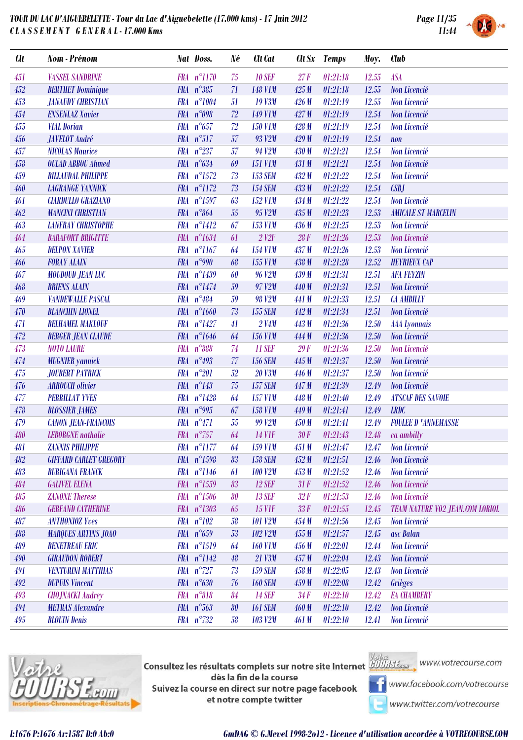**TOUR DU LAC D'AIGUEBELETTE - Tour du Lac d'Aiguebelette (17.000 kms) - 17 Juin 2012**
**C L A S S E M E N T   G E N E R A L - 17.000 Kms**

| Clt | Nom - Prénom | Nat | Doss. | Né | Clt Cat | Clt Sx | Temps | Moy. | Club |
|---|---|---|---|---|---|---|---|---|---|
| 451 | VASSEL SANDRINE | FRA | n°1170 | 75 | 10 SEF | 27 F | 01:21:18 | 12.55 | ASA |
| 452 | BERTHET Dominique | FRA | n°385 | 71 | 148 V1M | 425 M | 01:21:18 | 12.55 | Non Licencié |
| 453 | JANAUDY CHRISTIAN | FRA | n°1004 | 51 | 19 V3M | 426 M | 01:21:19 | 12.55 | Non Licencié |
| 454 | ENSENLAZ Xavier | FRA | n°098 | 72 | 149 V1M | 427 M | 01:21:19 | 12.54 | Non Licencié |
| 455 | VIAL Dorian | FRA | n°657 | 72 | 150 V1M | 428 M | 01:21:19 | 12.54 | Non Licencié |
| 456 | JAVELOT André | FRA | n°517 | 57 | 93 V2M | 429 M | 01:21:19 | 12.54 | non |
| 457 | NICOLAS Maurice | FRA | n°237 | 57 | 94 V2M | 430 M | 01:21:21 | 12.54 | Non Licencié |
| 458 | OULAD ABBOU Ahmed | FRA | n°634 | 69 | 151 V1M | 431 M | 01:21:21 | 12.54 | Non Licencié |
| 459 | BILLAUDAL PHILIPPE | FRA | n°1572 | 73 | 153 SEM | 432 M | 01:21:22 | 12.54 | Non Licencié |
| 460 | LAGRANGE YANNICK | FRA | n°1172 | 73 | 154 SEM | 433 M | 01:21:22 | 12.54 | CSBJ |
| 461 | CIARDULLO GRAZIANO | FRA | n°1597 | 63 | 152 V1M | 434 M | 01:21:22 | 12.54 | Non Licencié |
| 462 | MANCINI CHRISTIAN | FRA | n°864 | 55 | 95 V2M | 435 M | 01:21:23 | 12.53 | AMICALE ST MARCELIN |
| 463 | LANFRAY CHRISTOPHE | FRA | n°1412 | 67 | 153 V1M | 436 M | 01:21:25 | 12.53 | Non Licencié |
| 464 | BARAFORT BRIGITTE | FRA | n°1634 | 61 | 2 V2F | 28 F | 01:21:26 | 12.53 | Non Licencié |
| 465 | DELPON XAVIER | FRA | n°1167 | 64 | 154 V1M | 437 M | 01:21:26 | 12.53 | Non Licencié |
| 466 | FORAY ALAIN | FRA | n°990 | 68 | 155 V1M | 438 M | 01:21:28 | 12.52 | HEYRIEUX CAP |
| 467 | MOUDOUD JEAN LUC | FRA | n°1439 | 60 | 96 V2M | 439 M | 01:21:31 | 12.51 | AFA FEYZIN |
| 468 | BRIENS ALAIN | FRA | n°1474 | 59 | 97 V2M | 440 M | 01:21:31 | 12.51 | Non Licencié |
| 469 | VANDEWALLE PASCAL | FRA | n°484 | 59 | 98 V2M | 441 M | 01:21:33 | 12.51 | CA AMBILLY |
| 470 | BLANCHIN LIONEL | FRA | n°1660 | 73 | 155 SEM | 442 M | 01:21:34 | 12.51 | Non Licencié |
| 471 | BELHAMEL MAKLOUF | FRA | n°1427 | 41 | 2 V4M | 443 M | 01:21:36 | 12.50 | AAA Lyonnais |
| 472 | BERGER JEAN CLAUDE | FRA | n°1646 | 64 | 156 V1M | 444 M | 01:21:36 | 12.50 | Non Licencié |
| 473 | NOTO LAURE | FRA | n°888 | 74 | 11 SEF | 29 F | 01:21:36 | 12.50 | Non Licencié |
| 474 | MUGNIER yannick | FRA | n°493 | 77 | 156 SEM | 445 M | 01:21:37 | 12.50 | Non Licencié |
| 475 | JOUBERT PATRICK | FRA | n°201 | 52 | 20 V3M | 446 M | 01:21:37 | 12.50 | Non Licencié |
| 476 | ARROUCH olivier | FRA | n°143 | 75 | 157 SEM | 447 M | 01:21:39 | 12.49 | Non Licencié |
| 477 | PERRILLAT YVES | FRA | n°1428 | 64 | 157 V1M | 448 M | 01:21:40 | 12.49 | ATSCAF DES SAVOIE |
| 478 | BLOSSIER JAMES | FRA | n°995 | 67 | 158 V1M | 449 M | 01:21:41 | 12.49 | LRDC |
| 479 | CANON JEAN-FRANCOIS | FRA | n°471 | 55 | 99 V2M | 450 M | 01:21:41 | 12.49 | FOULEE D 'ANNEMASSE |
| 480 | LEBORGNE nathalie | FRA | n°757 | 64 | 14 V1F | 30 F | 01:21:43 | 12.48 | ca ambilly |
| 481 | ZANNIS PHILIPPE | FRA | n°1177 | 64 | 159 V1M | 451 M | 01:21:47 | 12.47 | Non Licencié |
| 482 | GIFFARD CARLET GREGORY | FRA | n°1598 | 83 | 158 SEM | 452 M | 01:21:51 | 12.46 | Non Licencié |
| 483 | BURIGANA FRANCK | FRA | n°1146 | 61 | 100 V2M | 453 M | 01:21:52 | 12.46 | Non Licencié |
| 484 | GALIVEL ELENA | FRA | n°1559 | 83 | 12 SEF | 31 F | 01:21:52 | 12.46 | Non Licencié |
| 485 | ZANONE Therese | FRA | n°1506 | 80 | 13 SEF | 32 F | 01:21:53 | 12.46 | Non Licencié |
| 486 | GERFAND CATHERINE | FRA | n°1303 | 65 | 15 V1F | 33 F | 01:21:55 | 12.45 | TEAM NATURE V02 JEAN.COM LORIOL |
| 487 | ANTHONIOZ Yves | FRA | n°102 | 58 | 101 V2M | 454 M | 01:21:56 | 12.45 | Non Licencié |
| 488 | MARQUES ARTINS JOAO | FRA | n°659 | 53 | 102 V2M | 455 M | 01:21:57 | 12.45 | asc Balan |
| 489 | BENETREAU ERIC | FRA | n°1519 | 64 | 160 V1M | 456 M | 01:22:01 | 12.44 | Non Licencié |
| 490 | GIRAUDON ROBERT | FRA | n°1142 | 48 | 21 V3M | 457 M | 01:22:04 | 12.43 | Non Licencié |
| 491 | VENTURINI MATTHIAS | FRA | n°727 | 73 | 159 SEM | 458 M | 01:22:05 | 12.43 | Non Licencié |
| 492 | DUPUIS Vincent | FRA | n°630 | 76 | 160 SEM | 459 M | 01:22:08 | 12.42 | Grièges |
| 493 | CHOJNACKI Audrey | FRA | n°818 | 84 | 14 SEF | 34 F | 01:22:10 | 12.42 | EA CHAMBERY |
| 494 | METRAS Alexandre | FRA | n°563 | 80 | 161 SEM | 460 M | 01:22:10 | 12.42 | Non Licencié |
| 495 | BLOUIN Denis | FRA | n°732 | 58 | 103 V2M | 461 M | 01:22:10 | 12.41 | Non Licencié |

Consultez les résultats complets sur notre site Internet dès la fin de la course
Suivez la course en direct sur notre page facebook et notre compte twitter

www.votrecourse.com
www.facebook.com/votrecourse
www.twitter.com/votrecourse

I:1676 P:1676 Ar:1587 D:0 Ab:0

GmDAG © G.Mevel 1998-2o12 - Licence d'utilisation accordée à VOTRECOURSE.COM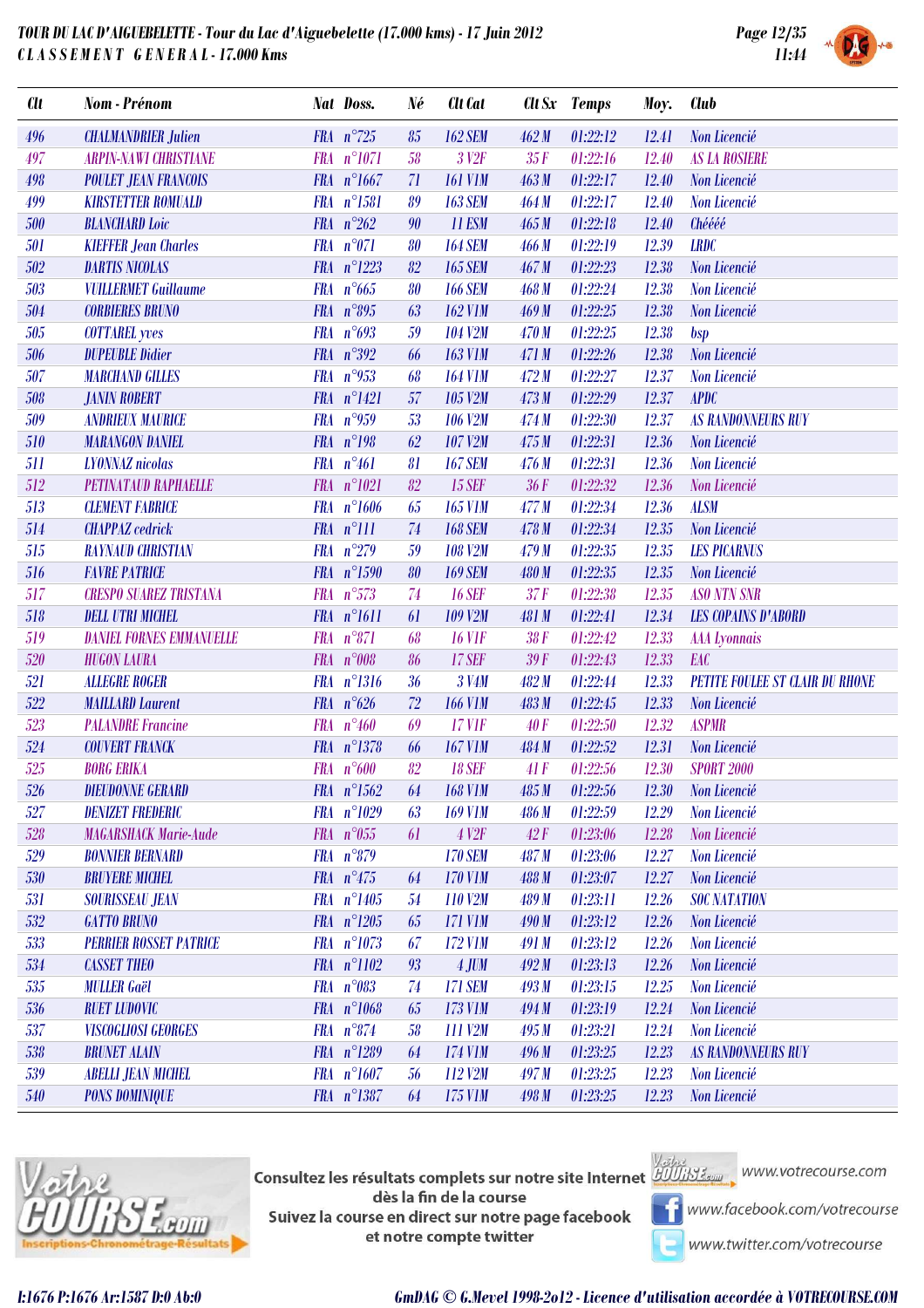# TOUR DU LAC D'AIGUEBELETTE - Tour du Lac d'Aiguebelette (17.000 kms) - 17 Juin 2012

CLASSEMENT GENERAL - 17.000 Kms

| Clt | Nom - Prénom | Nat | Doss. | Né | Clt Cat | Clt Sx | Temps | Moy. | Club |
|---|---|---|---|---|---|---|---|---|---|
| 496 | CHALMANDRIER Julien | FRA | n°725 | 85 | 162 SEM | 462 M | 01:22:12 | 12.41 | Non Licencié |
| 497 | ARPIN-NAWI CHRISTIANE | FRA | n°1071 | 58 | 3 V2F | 35 F | 01:22:16 | 12.40 | AS LA ROSIERE |
| 498 | POULET JEAN FRANCOIS | FRA | n°1667 | 71 | 161 V1M | 463 M | 01:22:17 | 12.40 | Non Licencié |
| 499 | KIRSTETTER ROMUALD | FRA | n°1581 | 89 | 163 SEM | 464 M | 01:22:17 | 12.40 | Non Licencié |
| 500 | BLANCHARD Loic | FRA | n°262 | 90 | 11 ESM | 465 M | 01:22:18 | 12.40 | Chéééé |
| 501 | KIEFFER Jean Charles | FRA | n°071 | 80 | 164 SEM | 466 M | 01:22:19 | 12.39 | LRDC |
| 502 | DARTIS NICOLAS | FRA | n°1223 | 82 | 165 SEM | 467 M | 01:22:23 | 12.38 | Non Licencié |
| 503 | VUILLERMET Guillaume | FRA | n°665 | 80 | 166 SEM | 468 M | 01:22:24 | 12.38 | Non Licencié |
| 504 | CORBIERES BRUNO | FRA | n°895 | 63 | 162 V1M | 469 M | 01:22:25 | 12.38 | Non Licencié |
| 505 | COTTAREL yves | FRA | n°693 | 59 | 104 V2M | 470 M | 01:22:25 | 12.38 | bsp |
| 506 | DUPEUBLE Didier | FRA | n°392 | 66 | 163 V1M | 471 M | 01:22:26 | 12.38 | Non Licencié |
| 507 | MARCHAND GILLES | FRA | n°953 | 68 | 164 V1M | 472 M | 01:22:27 | 12.37 | Non Licencié |
| 508 | JANIN ROBERT | FRA | n°1421 | 57 | 105 V2M | 473 M | 01:22:29 | 12.37 | APDC |
| 509 | ANDRIEUX MAURICE | FRA | n°959 | 53 | 106 V2M | 474 M | 01:22:30 | 12.37 | AS RANDONNEURS RUY |
| 510 | MARANGON DANIEL | FRA | n°198 | 62 | 107 V2M | 475 M | 01:22:31 | 12.36 | Non Licencié |
| 511 | LYONNAZ nicolas | FRA | n°461 | 81 | 167 SEM | 476 M | 01:22:31 | 12.36 | Non Licencié |
| 512 | PETINATAUD RAPHAELLE | FRA | n°1021 | 82 | 15 SEF | 36 F | 01:22:32 | 12.36 | Non Licencié |
| 513 | CLEMENT FABRICE | FRA | n°1606 | 65 | 165 V1M | 477 M | 01:22:34 | 12.36 | ALSM |
| 514 | CHAPPAZ cedrick | FRA | n°111 | 74 | 168 SEM | 478 M | 01:22:34 | 12.35 | Non Licencié |
| 515 | RAYNAUD CHRISTIAN | FRA | n°279 | 59 | 108 V2M | 479 M | 01:22:35 | 12.35 | LES PICARNUS |
| 516 | FAVRE PATRICE | FRA | n°1590 | 80 | 169 SEM | 480 M | 01:22:35 | 12.35 | Non Licencié |
| 517 | CRESPO SUAREZ TRISTANA | FRA | n°573 | 74 | 16 SEF | 37 F | 01:22:38 | 12.35 | ASO NTN SNR |
| 518 | DELL UTRI MICHEL | FRA | n°1611 | 61 | 109 V2M | 481 M | 01:22:41 | 12.34 | LES COPAINS D'ABORD |
| 519 | DANIEL FORNES EMMANUELLE | FRA | n°871 | 68 | 16 V1F | 38 F | 01:22:42 | 12.33 | AAA Lyonnais |
| 520 | HUGON LAURA | FRA | n°008 | 86 | 17 SEF | 39 F | 01:22:43 | 12.33 | EAC |
| 521 | ALLEGRE ROGER | FRA | n°1316 | 36 | 3 V4M | 482 M | 01:22:44 | 12.33 | PETITE FOULEE ST CLAIR DU RHONE |
| 522 | MAILLARD Laurent | FRA | n°626 | 72 | 166 V1M | 483 M | 01:22:45 | 12.33 | Non Licencié |
| 523 | PALANDRE Francine | FRA | n°460 | 69 | 17 V1F | 40 F | 01:22:50 | 12.32 | ASPMR |
| 524 | COUVERT FRANCK | FRA | n°1378 | 66 | 167 V1M | 484 M | 01:22:52 | 12.31 | Non Licencié |
| 525 | BORG ERIKA | FRA | n°600 | 82 | 18 SEF | 41 F | 01:22:56 | 12.30 | SPORT 2000 |
| 526 | DIEUDONNE GERARD | FRA | n°1562 | 64 | 168 V1M | 485 M | 01:22:56 | 12.30 | Non Licencié |
| 527 | DENIZET FREDERIC | FRA | n°1029 | 63 | 169 V1M | 486 M | 01:22:59 | 12.29 | Non Licencié |
| 528 | MAGARSHACK Marie-Aude | FRA | n°055 | 61 | 4 V2F | 42 F | 01:23:06 | 12.28 | Non Licencié |
| 529 | BONNIER BERNARD | FRA | n°879 | | 170 SEM | 487 M | 01:23:06 | 12.27 | Non Licencié |
| 530 | BRUYERE MICHEL | FRA | n°475 | 64 | 170 V1M | 488 M | 01:23:07 | 12.27 | Non Licencié |
| 531 | SOURISSEAU JEAN | FRA | n°1405 | 54 | 110 V2M | 489 M | 01:23:11 | 12.26 | SOC NATATION |
| 532 | GATTO BRUNO | FRA | n°1205 | 65 | 171 V1M | 490 M | 01:23:12 | 12.26 | Non Licencié |
| 533 | PERRIER ROSSET PATRICE | FRA | n°1073 | 67 | 172 V1M | 491 M | 01:23:12 | 12.26 | Non Licencié |
| 534 | CASSET THEO | FRA | n°1102 | 93 | 4 JUM | 492 M | 01:23:13 | 12.26 | Non Licencié |
| 535 | MULLER Gaël | FRA | n°083 | 74 | 171 SEM | 493 M | 01:23:15 | 12.25 | Non Licencié |
| 536 | RUET LUDOVIC | FRA | n°1068 | 65 | 173 V1M | 494 M | 01:23:19 | 12.24 | Non Licencié |
| 537 | VISCOGLIOSI GEORGES | FRA | n°874 | 58 | 111 V2M | 495 M | 01:23:21 | 12.24 | Non Licencié |
| 538 | BRUNET ALAIN | FRA | n°1289 | 64 | 174 V1M | 496 M | 01:23:25 | 12.23 | AS RANDONNEURS RUY |
| 539 | ABELLI JEAN MICHEL | FRA | n°1607 | 56 | 112 V2M | 497 M | 01:23:25 | 12.23 | Non Licencié |
| 540 | PONS DOMINIQUE | FRA | n°1387 | 64 | 175 V1M | 498 M | 01:23:25 | 12.23 | Non Licencié |

Consultez les résultats complets sur notre site Internet dès la fin de la course
Suivez la course en direct sur notre page facebook et notre compte twitter

www.votrecourse.com
www.facebook.com/votrecourse
www.twitter.com/votrecourse

I:1676 P:1676 Ar:1587 D:0 Ab:0

GmDAG © G.Mevel 1998-2012 - Licence d'utilisation accordée à VOTRECOURSE.COM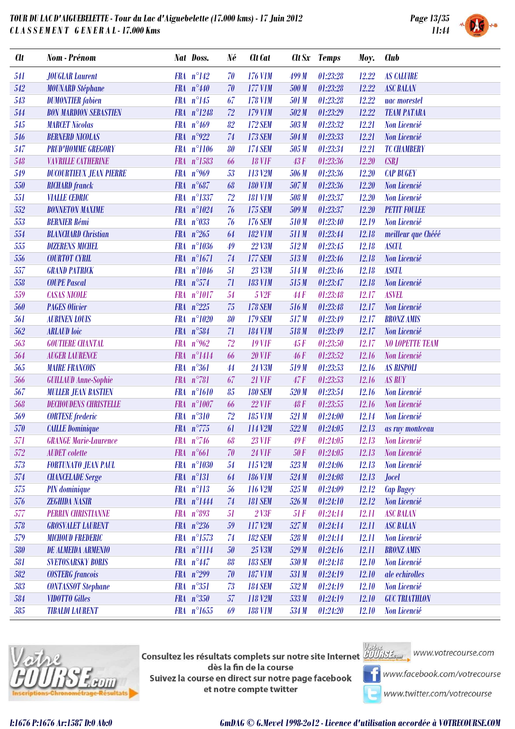# TOUR DU LAC D'AIGUEBELETTE - Tour du Lac d'Aiguebelette (17.000 kms) - 17 Juin 2012

## CLASSEMENT GENERAL - 17.000 Kms

| Clt | Nom - Prénom | Nat | Doss. | Né | Clt Cat | Clt Sx | Temps | Moy. | Club |
|---|---|---|---|---|---|---|---|---|---|
| 541 | JOUGLAR Laurent | FRA | n°142 | 70 | 176 V1M | 499 M | 01:23:28 | 12.22 | AS CALUIRE |
| 542 | MOUNARD Stéphane | FRA | n°440 | 70 | 177 V1M | 500 M | 01:23:28 | 12.22 | ASC BALAN |
| 543 | DUMONTIER fabien | FRA | n°145 | 67 | 178 V1M | 501 M | 01:23:28 | 12.22 | uac morestel |
| 544 | BON MARDION SEBASTIEN | FRA | n°1248 | 72 | 179 V1M | 502 M | 01:23:29 | 12.22 | TEAM PATARA |
| 545 | MARCET Nicolas | FRA | n°469 | 82 | 172 SEM | 503 M | 01:23:32 | 12.21 | Non Licencié |
| 546 | BERNERD NICOLAS | FRA | n°922 | 74 | 173 SEM | 504 M | 01:23:33 | 12.21 | Non Licencié |
| 547 | PRUD'HOMME GREGORY | FRA | n°1106 | 80 | 174 SEM | 505 M | 01:23:34 | 12.21 | TC CHAMBERY |
| 548 | VAVRILLE CATHERINE | FRA | n°1583 | 66 | 18 V1F | 43 F | 01:23:36 | 12.20 | CSBJ |
| 549 | DUCOURTIEUX JEAN PIERRE | FRA | n°969 | 53 | 113 V2M | 506 M | 01:23:36 | 12.20 | CAP BUGEY |
| 550 | RICHARD franck | FRA | n°687 | 68 | 180 V1M | 507 M | 01:23:36 | 12.20 | Non Licencié |
| 551 | VIALLE CEDRIC | FRA | n°1337 | 72 | 181 V1M | 508 M | 01:23:37 | 12.20 | Non Licencié |
| 552 | BONNETON MAXIME | FRA | n°1024 | 76 | 175 SEM | 509 M | 01:23:37 | 12.20 | PETIT FOULEE |
| 553 | BERNIER Rémi | FRA | n°033 | 76 | 176 SEM | 510 M | 01:23:40 | 12.19 | Non Licencié |
| 554 | BLANCHARD Christian | FRA | n°265 | 64 | 182 V1M | 511 M | 01:23:44 | 12.18 | meilleur que Chééé |
| 555 | DIZERENS MICHEL | FRA | n°1036 | 49 | 22 V3M | 512 M | 01:23:45 | 12.18 | ASCUL |
| 556 | COURTOT CYRIL | FRA | n°1671 | 74 | 177 SEM | 513 M | 01:23:46 | 12.18 | Non Licencié |
| 557 | GRAND PATRICK | FRA | n°1046 | 51 | 23 V3M | 514 M | 01:23:46 | 12.18 | ASCUL |
| 558 | COUPE Pascal | FRA | n°574 | 71 | 183 V1M | 515 M | 01:23:47 | 12.18 | Non Licencié |
| 559 | CASAS NICOLE | FRA | n°1017 | 54 | 5 V2F | 44 F | 01:23:48 | 12.17 | ASVEL |
| 560 | PAGES Olivier | FRA | n°225 | 75 | 178 SEM | 516 M | 01:23:48 | 12.17 | Non Licencié |
| 561 | AUBINEN LOUIS | FRA | n°1020 | 80 | 179 SEM | 517 M | 01:23:49 | 12.17 | BRONZ AMIS |
| 562 | ARLAUD loic | FRA | n°584 | 71 | 184 V1M | 518 M | 01:23:49 | 12.17 | Non Licencié |
| 563 | GOUTIERE CHANTAL | FRA | n°962 | 72 | 19 V1F | 45 F | 01:23:50 | 12.17 | NO LOPETTE TEAM |
| 564 | AUGER LAURENCE | FRA | n°1414 | 66 | 20 V1F | 46 F | 01:23:52 | 12.16 | Non Licencié |
| 565 | MAIRE FRANCOIS | FRA | n°361 | 44 | 24 V3M | 519 M | 01:23:53 | 12.16 | AS RISPOLI |
| 566 | GUILLAUD Anne-Sophie | FRA | n°781 | 67 | 21 V1F | 47 F | 01:23:53 | 12.16 | AS RUY |
| 567 | MULLER JEAN BASTIEN | FRA | n°1610 | 85 | 180 SEM | 520 M | 01:23:54 | 12.16 | Non Licencié |
| 568 | DECHOUDENS CHRISTELLE | FRA | n°1007 | 66 | 22 V1F | 48 F | 01:23:55 | 12.16 | Non Licencié |
| 569 | CORTESE frederic | FRA | n°310 | 72 | 185 V1M | 521 M | 01:24:00 | 12.14 | Non Licencié |
| 570 | CAILLE Dominique | FRA | n°775 | 61 | 114 V2M | 522 M | 01:24:05 | 12.13 | as ruy montceau |
| 571 | GRANGE Marie-Laurence | FRA | n°746 | 68 | 23 V1F | 49 F | 01:24:05 | 12.13 | Non Licencié |
| 572 | AUDET colette | FRA | n°661 | 70 | 24 V1F | 50 F | 01:24:05 | 12.13 | Non Licencié |
| 573 | FORTUNATO JEAN PAUL | FRA | n°1030 | 54 | 115 V2M | 523 M | 01:24:06 | 12.13 | Non Licencié |
| 574 | CHANCELADE Serge | FRA | n°131 | 64 | 186 V1M | 524 M | 01:24:08 | 12.13 | Jocel |
| 575 | PIN dominique | FRA | n°113 | 56 | 116 V2M | 525 M | 01:24:09 | 12.12 | Cap Bugey |
| 576 | ZEGHIDA NASIR | FRA | n°1444 | 74 | 181 SEM | 526 M | 01:24:10 | 12.12 | Non Licencié |
| 577 | PERRIN CHRISTIANNE | FRA | n°893 | 51 | 2 V3F | 51 F | 01:24:14 | 12.11 | ASC BALAN |
| 578 | GROSVALET LAURENT | FRA | n°236 | 59 | 117 V2M | 527 M | 01:24:14 | 12.11 | ASC BALAN |
| 579 | MICHOUD FREDERIC | FRA | n°1573 | 74 | 182 SEM | 528 M | 01:24:14 | 12.11 | Non Licencié |
| 580 | DE ALMEIDA ARMENIO | FRA | n°1114 | 50 | 25 V3M | 529 M | 01:24:16 | 12.11 | BRONZ AMIS |
| 581 | SVETOSARSKY BORIS | FRA | n°447 | 88 | 183 SEM | 530 M | 01:24:18 | 12.10 | Non Licencié |
| 582 | COSTERG francois | FRA | n°299 | 70 | 187 V1M | 531 M | 01:24:19 | 12.10 | ale echirolles |
| 583 | CONTASSOT Stephane | FRA | n°351 | 73 | 184 SEM | 532 M | 01:24:19 | 12.10 | Non Licencié |
| 584 | VIDOTTO Gilles | FRA | n°350 | 57 | 118 V2M | 533 M | 01:24:19 | 12.10 | GUC TRIATHLON |
| 585 | TIBALDI LAURENT | FRA | n°1655 | 69 | 188 V1M | 534 M | 01:24:20 | 12.10 | Non Licencié |

Consultez les résultats complets sur notre site Internet dès la fin de la course
Suivez la course en direct sur notre page facebook et notre compte twitter

www.votrecourse.com
www.facebook.com/votrecourse
www.twitter.com/votrecourse

I:1676 P:1676 Ar:1587 D:0 Ab:0

GmDAG © G.Mevel 1998-2012 - Licence d'utilisation accordée à VOTRECOURSE.COM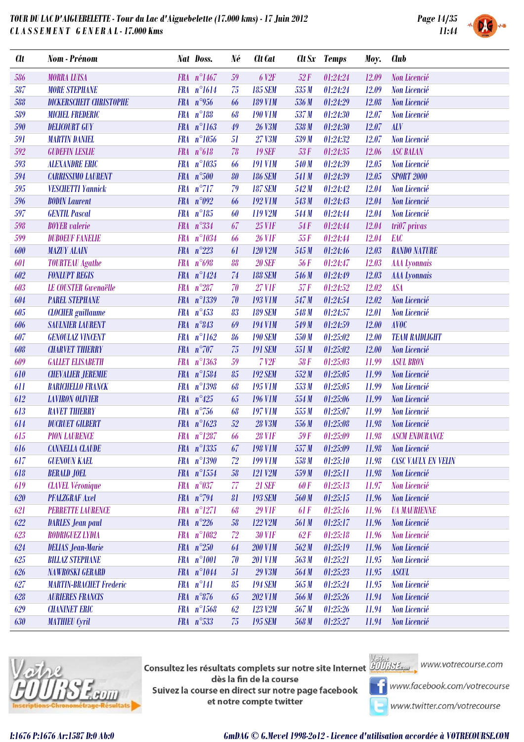# TOUR DU LAC D'AIGUEBELETTE - Tour du Lac d'Aiguebelette (17.000 kms) - 17 Juin 2012

## CLASSEMENT GENERAL - 17.000 Kms

| Clt | Nom - Prénom | Nat | Doss. | Né | Clt Cat | Clt Sx | Temps | Moy. | Club |
|---|---|---|---|---|---|---|---|---|---|
| 586 | MORRA LUISA | FRA | n°1467 | 59 | 6 V2F | 52 F | 01:24:24 | 12.09 | Non Licencié |
| 587 | MORE STEPHANE | FRA | n°1614 | 75 | 185 SEM | 535 M | 01:24:24 | 12.09 | Non Licencié |
| 588 | DICKERSCHEIT CHRISTOPHE | FRA | n°956 | 66 | 189 V1M | 536 M | 01:24:29 | 12.08 | Non Licencié |
| 589 | MICHEL FREDERIC | FRA | n°188 | 68 | 190 V1M | 537 M | 01:24:30 | 12.07 | Non Licencié |
| 590 | DELICOURT GUY | FRA | n°1163 | 49 | 26 V3M | 538 M | 01:24:30 | 12.07 | ALV |
| 591 | MARTIN DANIEL | FRA | n°1056 | 51 | 27 V3M | 539 M | 01:24:32 | 12.07 | Non Licencié |
| 592 | GUDEFIN LESLIE | FRA | n°618 | 78 | 19 SEF | 53 F | 01:24:35 | 12.06 | ASC BALAN |
| 593 | ALEXANDRE ERIC | FRA | n°1035 | 66 | 191 V1M | 540 M | 01:24:39 | 12.05 | Non Licencié |
| 594 | CARRISSIMO LAURENT | FRA | n°500 | 80 | 186 SEM | 541 M | 01:24:39 | 12.05 | SPORT 2000 |
| 595 | VESCHETTI Yannick | FRA | n°717 | 79 | 187 SEM | 542 M | 01:24:42 | 12.04 | Non Licencié |
| 596 | BODIN Laurent | FRA | n°092 | 66 | 192 V1M | 543 M | 01:24:43 | 12.04 | Non Licencié |
| 597 | GENTIL Pascal | FRA | n°185 | 60 | 119 V2M | 544 M | 01:24:44 | 12.04 | Non Licencié |
| 598 | BOYER valerie | FRA | n°334 | 67 | 25 V1F | 54 F | 01:24:44 | 12.04 | tri07 privas |
| 599 | DUBOEUF FANELIE | FRA | n°1034 | 66 | 26 V1F | 55 F | 01:24:44 | 12.04 | EAC |
| 600 | MAZUY ALAIN | FRA | n°223 | 61 | 120 V2M | 545 M | 01:24:46 | 12.03 | RANDO NATURE |
| 601 | TOURTEAU Agathe | FRA | n°698 | 88 | 20 SEF | 56 F | 01:24:47 | 12.03 | AAA Lyonnais |
| 602 | FONLUPT REGIS | FRA | n°1424 | 74 | 188 SEM | 546 M | 01:24:49 | 12.03 | AAA Lyonnais |
| 603 | LE COUSTER Gwenaëlle | FRA | n°287 | 70 | 27 V1F | 57 F | 01:24:52 | 12.02 | ASA |
| 604 | PAREL STEPHANE | FRA | n°1339 | 70 | 193 V1M | 547 M | 01:24:54 | 12.02 | Non Licencié |
| 605 | CLOCHER guillaume | FRA | n°453 | 83 | 189 SEM | 548 M | 01:24:57 | 12.01 | Non Licencié |
| 606 | SAULNIER LAURENT | FRA | n°843 | 69 | 194 V1M | 549 M | 01:24:59 | 12.00 | AVOC |
| 607 | GENOULAZ VINCENT | FRA | n°1162 | 86 | 190 SEM | 550 M | 01:25:02 | 12.00 | TEAM RAIDLIGHT |
| 608 | CHARVET THIERRY | FRA | n°707 | 75 | 191 SEM | 551 M | 01:25:02 | 12.00 | Non Licencié |
| 609 | GALLET ELISABETH | FRA | n°1363 | 59 | 7 V2F | 58 F | 01:25:03 | 11.99 | ASUL BRON |
| 610 | CHEVALIER JEREMIE | FRA | n°1584 | 85 | 192 SEM | 552 M | 01:25:05 | 11.99 | Non Licencié |
| 611 | BARICHELLO FRANCK | FRA | n°1398 | 68 | 195 V1M | 553 M | 01:25:05 | 11.99 | Non Licencié |
| 612 | LAVIRON OLIVIER | FRA | n°425 | 65 | 196 V1M | 554 M | 01:25:06 | 11.99 | Non Licencié |
| 613 | RAVET THIERRY | FRA | n°756 | 68 | 197 V1M | 555 M | 01:25:07 | 11.99 | Non Licencié |
| 614 | DUCRUET GILBERT | FRA | n°1623 | 52 | 28 V3M | 556 M | 01:25:08 | 11.98 | Non Licencié |
| 615 | PION LAURENCE | FRA | n°1287 | 66 | 28 V1F | 59 F | 01:25:09 | 11.98 | ASCM ENDURANCE |
| 616 | CANNELLA CLAUDE | FRA | n°1335 | 67 | 198 V1M | 557 M | 01:25:09 | 11.98 | Non Licencié |
| 617 | GUENOUN KAEL | FRA | n°1390 | 72 | 199 V1M | 558 M | 01:25:10 | 11.98 | CASC VAULX EN VELIN |
| 618 | BERALD JOEL | FRA | n°1554 | 58 | 121 V2M | 559 M | 01:25:11 | 11.98 | Non Licencié |
| 619 | CLAVEL Véronique | FRA | n°037 | 77 | 21 SEF | 60 F | 01:25:13 | 11.97 | Non Licencié |
| 620 | PFALZGRAF Axel | FRA | n°794 | 81 | 193 SEM | 560 M | 01:25:15 | 11.96 | Non Licencié |
| 621 | PERRETTE LAURENCE | FRA | n°1271 | 68 | 29 V1F | 61 F | 01:25:16 | 11.96 | UA MAURIENNE |
| 622 | DARLES Jean paul | FRA | n°226 | 58 | 122 V2M | 561 M | 01:25:17 | 11.96 | Non Licencié |
| 623 | RODRIGUEZ LYDIA | FRA | n°1082 | 72 | 30 V1F | 62 F | 01:25:18 | 11.96 | Non Licencié |
| 624 | DELIAS Jean-Marie | FRA | n°250 | 64 | 200 V1M | 562 M | 01:25:19 | 11.96 | Non Licencié |
| 625 | BILLAZ STEPHANE | FRA | n°1001 | 70 | 201 V1M | 563 M | 01:25:21 | 11.95 | Non Licencié |
| 626 | NAWROSKI GERARD | FRA | n°1044 | 51 | 29 V3M | 564 M | 01:25:23 | 11.95 | ASCUL |
| 627 | MARTIN-BRACHET Frederic | FRA | n°141 | 85 | 194 SEM | 565 M | 01:25:24 | 11.95 | Non Licencié |
| 628 | AURIERES FRANCIS | FRA | n°876 | 65 | 202 V1M | 566 M | 01:25:26 | 11.94 | Non Licencié |
| 629 | CHANINET ERIC | FRA | n°1568 | 62 | 123 V2M | 567 M | 01:25:26 | 11.94 | Non Licencié |
| 630 | MATHIEU Cyril | FRA | n°533 | 75 | 195 SEM | 568 M | 01:25:27 | 11.94 | Non Licencié |

Consultez les résultats complets sur notre site Internet dès la fin de la course
Suivez la course en direct sur notre page facebook et notre compte twitter

www.votrecourse.com
www.facebook.com/votrecourse
www.twitter.com/votrecourse

I:1676 P:1676 Ar:1587 D:0 Ab:0

GmDAG © G.Mevel 1998-2o12 - Licence d'utilisation accordée à VOTRECOURSE.COM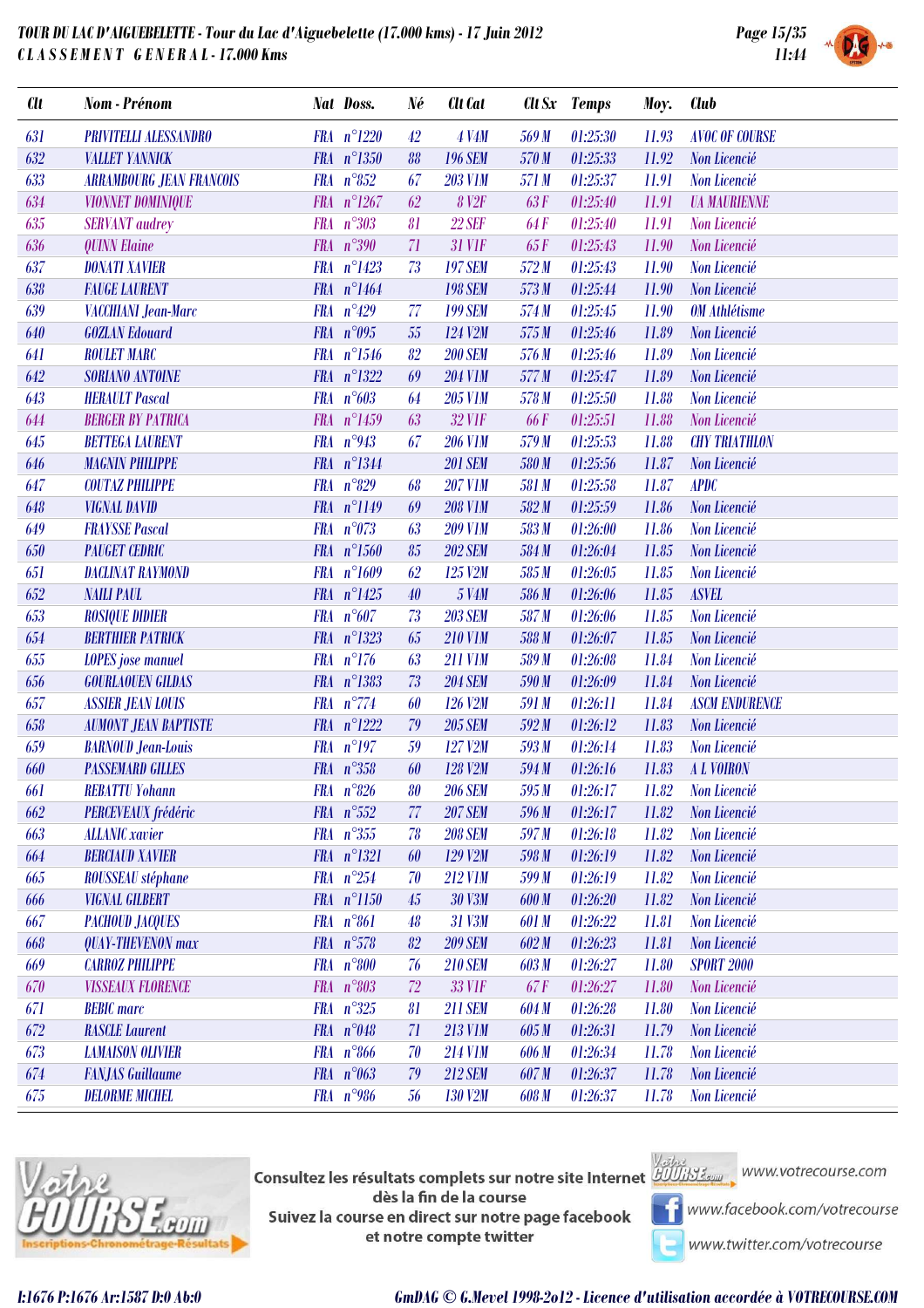**TOUR DU LAC D'AIGUEBELETTE - Tour du Lac d'Aiguebelette (17.000 kms) - 17 Juin 2012**
**CLASSEMENT GENERAL - 17.000 Kms**

| Clt | Nom - Prénom | Nat | Doss. | Né | Clt Cat | Clt Sx | Temps | Moy. | Club |
|---|---|---|---|---|---|---|---|---|---|
| 631 | PRIVITELLI ALESSANDRO | FRA | n°1220 | 42 | 4 V4M | 569 M | 01:25:30 | 11.93 | AVOC OF COURSE |
| 632 | VALLET YANNICK | FRA | n°1350 | 88 | 196 SEM | 570 M | 01:25:33 | 11.92 | Non Licencié |
| 633 | ARRAMBOURG JEAN FRANCOIS | FRA | n°852 | 67 | 203 V1M | 571 M | 01:25:37 | 11.91 | Non Licencié |
| 634 | VIONNET DOMINIQUE | FRA | n°1267 | 62 | 8 V2F | 63 F | 01:25:40 | 11.91 | UA MAURIENNE |
| 635 | SERVANT audrey | FRA | n°303 | 81 | 22 SEF | 64 F | 01:25:40 | 11.91 | Non Licencié |
| 636 | QUINN Elaine | FRA | n°390 | 71 | 31 V1F | 65 F | 01:25:43 | 11.90 | Non Licencié |
| 637 | DONATI XAVIER | FRA | n°1423 | 73 | 197 SEM | 572 M | 01:25:43 | 11.90 | Non Licencié |
| 638 | FAUGE LAURENT | FRA | n°1464 | | 198 SEM | 573 M | 01:25:44 | 11.90 | Non Licencié |
| 639 | VACCHIANI Jean-Marc | FRA | n°429 | 77 | 199 SEM | 574 M | 01:25:45 | 11.90 | OM Athlétisme |
| 640 | GOZLAN Edouard | FRA | n°095 | 55 | 124 V2M | 575 M | 01:25:46 | 11.89 | Non Licencié |
| 641 | ROULET MARC | FRA | n°1546 | 82 | 200 SEM | 576 M | 01:25:46 | 11.89 | Non Licencié |
| 642 | SORIANO ANTOINE | FRA | n°1322 | 69 | 204 V1M | 577 M | 01:25:47 | 11.89 | Non Licencié |
| 643 | HERAULT Pascal | FRA | n°603 | 64 | 205 V1M | 578 M | 01:25:50 | 11.88 | Non Licencié |
| 644 | BERGER BY PATRICA | FRA | n°1459 | 63 | 32 V1F | 66 F | 01:25:51 | 11.88 | Non Licencié |
| 645 | BETTEGA LAURENT | FRA | n°943 | 67 | 206 V1M | 579 M | 01:25:53 | 11.88 | CHY TRIATHLON |
| 646 | MAGNIN PHILIPPE | FRA | n°1344 | | 201 SEM | 580 M | 01:25:56 | 11.87 | Non Licencié |
| 647 | COUTAZ PHILIPPE | FRA | n°829 | 68 | 207 V1M | 581 M | 01:25:58 | 11.87 | APDC |
| 648 | VIGNAL DAVID | FRA | n°1149 | 69 | 208 V1M | 582 M | 01:25:59 | 11.86 | Non Licencié |
| 649 | FRAYSSE Pascal | FRA | n°073 | 63 | 209 V1M | 583 M | 01:26:00 | 11.86 | Non Licencié |
| 650 | PAUGET CEDRIC | FRA | n°1560 | 85 | 202 SEM | 584 M | 01:26:04 | 11.85 | Non Licencié |
| 651 | DACLINAT RAYMOND | FRA | n°1609 | 62 | 125 V2M | 585 M | 01:26:05 | 11.85 | Non Licencié |
| 652 | NAILI PAUL | FRA | n°1425 | 40 | 5 V4M | 586 M | 01:26:06 | 11.85 | ASVEL |
| 653 | ROSIQUE DIDIER | FRA | n°607 | 73 | 203 SEM | 587 M | 01:26:06 | 11.85 | Non Licencié |
| 654 | BERTHIER PATRICK | FRA | n°1323 | 65 | 210 V1M | 588 M | 01:26:07 | 11.85 | Non Licencié |
| 655 | LOPES jose manuel | FRA | n°176 | 63 | 211 V1M | 589 M | 01:26:08 | 11.84 | Non Licencié |
| 656 | GOURLAOUEN GILDAS | FRA | n°1383 | 73 | 204 SEM | 590 M | 01:26:09 | 11.84 | Non Licencié |
| 657 | ASSIER JEAN LOUIS | FRA | n°774 | 60 | 126 V2M | 591 M | 01:26:11 | 11.84 | ASCM ENDURENCE |
| 658 | AUMONT JEAN BAPTISTE | FRA | n°1222 | 79 | 205 SEM | 592 M | 01:26:12 | 11.83 | Non Licencié |
| 659 | BARNOUD Jean-Louis | FRA | n°197 | 59 | 127 V2M | 593 M | 01:26:14 | 11.83 | Non Licencié |
| 660 | PASSEMARD GILLES | FRA | n°358 | 60 | 128 V2M | 594 M | 01:26:16 | 11.83 | A L VOIRON |
| 661 | REBATTU Yohann | FRA | n°826 | 80 | 206 SEM | 595 M | 01:26:17 | 11.82 | Non Licencié |
| 662 | PERCEVEAUX frédéric | FRA | n°552 | 77 | 207 SEM | 596 M | 01:26:17 | 11.82 | Non Licencié |
| 663 | ALLANIC xavier | FRA | n°355 | 78 | 208 SEM | 597 M | 01:26:18 | 11.82 | Non Licencié |
| 664 | BERCIAUD XAVIER | FRA | n°1321 | 60 | 129 V2M | 598 M | 01:26:19 | 11.82 | Non Licencié |
| 665 | ROUSSEAU stéphane | FRA | n°254 | 70 | 212 V1M | 599 M | 01:26:19 | 11.82 | Non Licencié |
| 666 | VIGNAL GILBERT | FRA | n°1150 | 45 | 30 V3M | 600 M | 01:26:20 | 11.82 | Non Licencié |
| 667 | PACHOUD JACQUES | FRA | n°861 | 48 | 31 V3M | 601 M | 01:26:22 | 11.81 | Non Licencié |
| 668 | QUAY-THEVENON max | FRA | n°578 | 82 | 209 SEM | 602 M | 01:26:23 | 11.81 | Non Licencié |
| 669 | CARROZ PHILIPPE | FRA | n°800 | 76 | 210 SEM | 603 M | 01:26:27 | 11.80 | SPORT 2000 |
| 670 | VISSEAUX FLORENCE | FRA | n°803 | 72 | 33 V1F | 67 F | 01:26:27 | 11.80 | Non Licencié |
| 671 | BEBIC marc | FRA | n°325 | 81 | 211 SEM | 604 M | 01:26:28 | 11.80 | Non Licencié |
| 672 | RASCLE Laurent | FRA | n°048 | 71 | 213 V1M | 605 M | 01:26:31 | 11.79 | Non Licencié |
| 673 | LAMAISON OLIVIER | FRA | n°866 | 70 | 214 V1M | 606 M | 01:26:34 | 11.78 | Non Licencié |
| 674 | FANJAS Guillaume | FRA | n°063 | 79 | 212 SEM | 607 M | 01:26:37 | 11.78 | Non Licencié |
| 675 | DELORME MICHEL | FRA | n°986 | 56 | 130 V2M | 608 M | 01:26:37 | 11.78 | Non Licencié |

Consultez les résultats complets sur notre site Internet dès la fin de la course
Suivez la course en direct sur notre page facebook et notre compte twitter

www.votrecourse.com
www.facebook.com/votrecourse
www.twitter.com/votrecourse

I:1676 P:1676 Ar:1587 D:0 Ab:0

GmDAG © G.Mevel 1998-2012 - Licence d'utilisation accordée à VOTRECOURSE.COM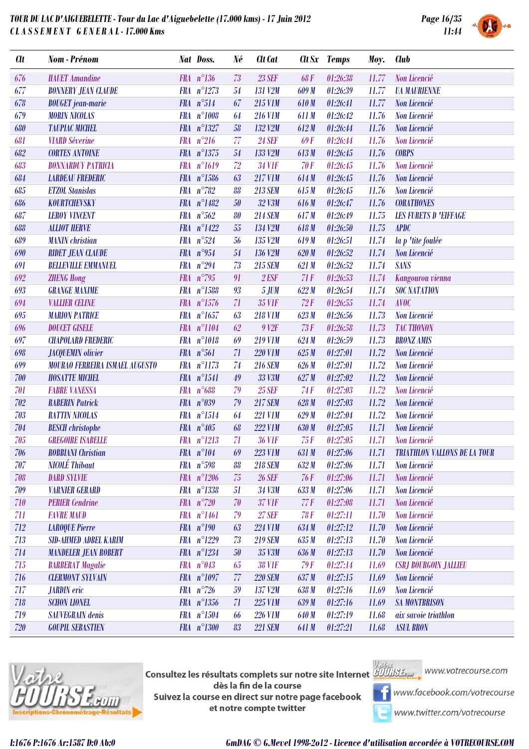# TOUR DU LAC D'AIGUEBELETTE - Tour du Lac d'Aiguebelette (17.000 kms) - 17 Juin 2012

## CLASSEMENT GENERAL - 17.000 Kms

| Clt | Nom - Prénom | Nat | Doss. | Né | Clt Cat | Clt Sx | Temps | Moy. | Club |
|---|---|---|---|---|---|---|---|---|---|
| 676 | HAUET Amandine | FRA | n°136 | 73 | 23 SEF | 68 F | 01:26:38 | 11.77 | Non Licencié |
| 677 | BONNERY JEAN CLAUDE | FRA | n°1273 | 54 | 131 V2M | 609 M | 01:26:39 | 11.77 | UA MAURIENNE |
| 678 | BOUGET jean-marie | FRA | n°514 | 67 | 215 V1M | 610 M | 01:26:41 | 11.77 | Non Licencié |
| 679 | MORIN NICOLAS | FRA | n°1008 | 64 | 216 V1M | 611 M | 01:26:42 | 11.76 | Non Licencié |
| 680 | TAUPIAC MICHEL | FRA | n°1327 | 58 | 132 V2M | 612 M | 01:26:44 | 11.76 | Non Licencié |
| 681 | VIARD Séverine | FRA | n°216 | 77 | 24 SEF | 69 F | 01:26:44 | 11.76 | Non Licencié |
| 682 | CORTES ANTOINE | FRA | n°1375 | 54 | 133 V2M | 613 M | 01:26:45 | 11.76 | CORPS |
| 683 | BONNARDUY PATRICIA | FRA | n°1619 | 72 | 34 V1F | 70 F | 01:26:45 | 11.76 | Non Licencié |
| 684 | LARDEAU FREDERIC | FRA | n°1586 | 63 | 217 V1M | 614 M | 01:26:45 | 11.76 | Non Licencié |
| 685 | ETZOL Stanislas | FRA | n°782 | 88 | 213 SEM | 615 M | 01:26:45 | 11.76 | Non Licencié |
| 686 | KOURTCHEVSKY | FRA | n°1482 | 50 | 32 V3M | 616 M | 01:26:47 | 11.76 | CORATHONES |
| 687 | LEROY VINCENT | FRA | n°562 | 80 | 214 SEM | 617 M | 01:26:49 | 11.75 | LES FURETS D 'EIFFAGE |
| 688 | ALLIOT HERVE | FRA | n°1422 | 55 | 134 V2M | 618 M | 01:26:50 | 11.75 | APDC |
| 689 | MANIN christian | FRA | n°524 | 56 | 135 V2M | 619 M | 01:26:51 | 11.74 | la p 'tite foulée |
| 690 | RIDET JEAN CLAUDE | FRA | n°954 | 54 | 136 V2M | 620 M | 01:26:52 | 11.74 | Non Licencié |
| 691 | BELLEVILLE EMMANUEL | FRA | n°294 | 73 | 215 SEM | 621 M | 01:26:52 | 11.74 | SANS |
| 692 | ZHENG Hong | FRA | n°795 | 91 | 2 ESF | 71 F | 01:26:53 | 11.74 | Kangourou vienna |
| 693 | GRANGE MAXIME | FRA | n°1588 | 93 | 5 JUM | 622 M | 01:26:54 | 11.74 | SOC NATATION |
| 694 | VALLIER CELINE | FRA | n°1576 | 71 | 35 V1F | 72 F | 01:26:55 | 11.74 | AVOC |
| 695 | MARION PATRICE | FRA | n°1657 | 63 | 218 V1M | 623 M | 01:26:56 | 11.73 | Non Licencié |
| 696 | DOUCET GISELE | FRA | n°1104 | 62 | 9 V2F | 73 F | 01:26:58 | 11.73 | TAC THONON |
| 697 | CHAPOLARD FREDERIC | FRA | n°1018 | 69 | 219 V1M | 624 M | 01:26:59 | 11.73 | BRONZ AMIS |
| 698 | JACQUEMIN olivier | FRA | n°561 | 71 | 220 V1M | 625 M | 01:27:01 | 11.72 | Non Licencié |
| 699 | MOURAO FERREIRA ISMAEL AUGUSTO | FRA | n°1173 | 74 | 216 SEM | 626 M | 01:27:01 | 11.72 | Non Licencié |
| 700 | HOSATTE MICHEL | FRA | n°1541 | 49 | 33 V3M | 627 M | 01:27:02 | 11.72 | Non Licencié |
| 701 | FABRE VANESSA | FRA | n°688 | 79 | 25 SEF | 74 F | 01:27:03 | 11.72 | Non Licencié |
| 702 | RABERIN Patrick | FRA | n°039 | 79 | 217 SEM | 628 M | 01:27:03 | 11.72 | Non Licencié |
| 703 | RATTIN NICOLAS | FRA | n°1514 | 64 | 221 V1M | 629 M | 01:27:04 | 11.72 | Non Licencié |
| 704 | BESCH christophe | FRA | n°405 | 68 | 222 V1M | 630 M | 01:27:05 | 11.71 | Non Licencié |
| 705 | GREGOIRE ISABELLE | FRA | n°1213 | 71 | 36 V1F | 75 F | 01:27:05 | 11.71 | Non Licencié |
| 706 | ROBBIANI Christian | FRA | n°104 | 69 | 223 V1M | 631 M | 01:27:06 | 11.71 | TRIATHLON VALLONS DE LA TOUR |
| 707 | NICOLÉ Thibaut | FRA | n°598 | 88 | 218 SEM | 632 M | 01:27:06 | 11.71 | Non Licencié |
| 708 | DARD SYLVIE | FRA | n°1206 | 75 | 26 SEF | 76 F | 01:27:06 | 11.71 | Non Licencié |
| 709 | VARNIER GERARD | FRA | n°1338 | 51 | 34 V3M | 633 M | 01:27:06 | 11.71 | Non Licencié |
| 710 | PERIER Cendrine | FRA | n°720 | 70 | 37 V1F | 77 F | 01:27:08 | 11.71 | Non Licencié |
| 711 | FAVRE MAUD | FRA | n°1461 | 79 | 27 SEF | 78 F | 01:27:11 | 11.70 | Non Licencié |
| 712 | LAROQUE Pierre | FRA | n°190 | 63 | 224 V1M | 634 M | 01:27:12 | 11.70 | Non Licencié |
| 713 | SID-AHMED ADBEL KARIM | FRA | n°1229 | 73 | 219 SEM | 635 M | 01:27:13 | 11.70 | Non Licencié |
| 714 | MANDELER JEAN ROBERT | FRA | n°1234 | 50 | 35 V3M | 636 M | 01:27:13 | 11.70 | Non Licencié |
| 715 | BARBERAT Magalie | FRA | n°043 | 65 | 38 V1F | 79 F | 01:27:14 | 11.69 | CSBJ BOURGOIN JALLIEU |
| 716 | CLERMONT SYLVAIN | FRA | n°1097 | 77 | 220 SEM | 637 M | 01:27:15 | 11.69 | Non Licencié |
| 717 | JARDIN eric | FRA | n°726 | 59 | 137 V2M | 638 M | 01:27:16 | 11.69 | Non Licencié |
| 718 | SCHON LIONEL | FRA | n°1356 | 71 | 225 V1M | 639 M | 01:27:16 | 11.69 | SA MONTBRISON |
| 719 | SAUVEGRAIN denis | FRA | n°1504 | 66 | 226 V1M | 640 M | 01:27:19 | 11.68 | aix savoie triathlon |
| 720 | GOUPIL SEBASTIEN | FRA | n°1300 | 83 | 221 SEM | 641 M | 01:27:21 | 11.68 | ASUL BRON |

Consultez les résultats complets sur notre site Internet dès la fin de la course
Suivez la course en direct sur notre page facebook et notre compte twitter

www.votrecourse.com
www.facebook.com/votrecourse
www.twitter.com/votrecourse

I:1676 P:1676 Ar:1587 D:0 Ab:0

GmDAG © G.Mevel 1998-2012 - Licence d'utilisation accordée à VOTRECOURSE.COM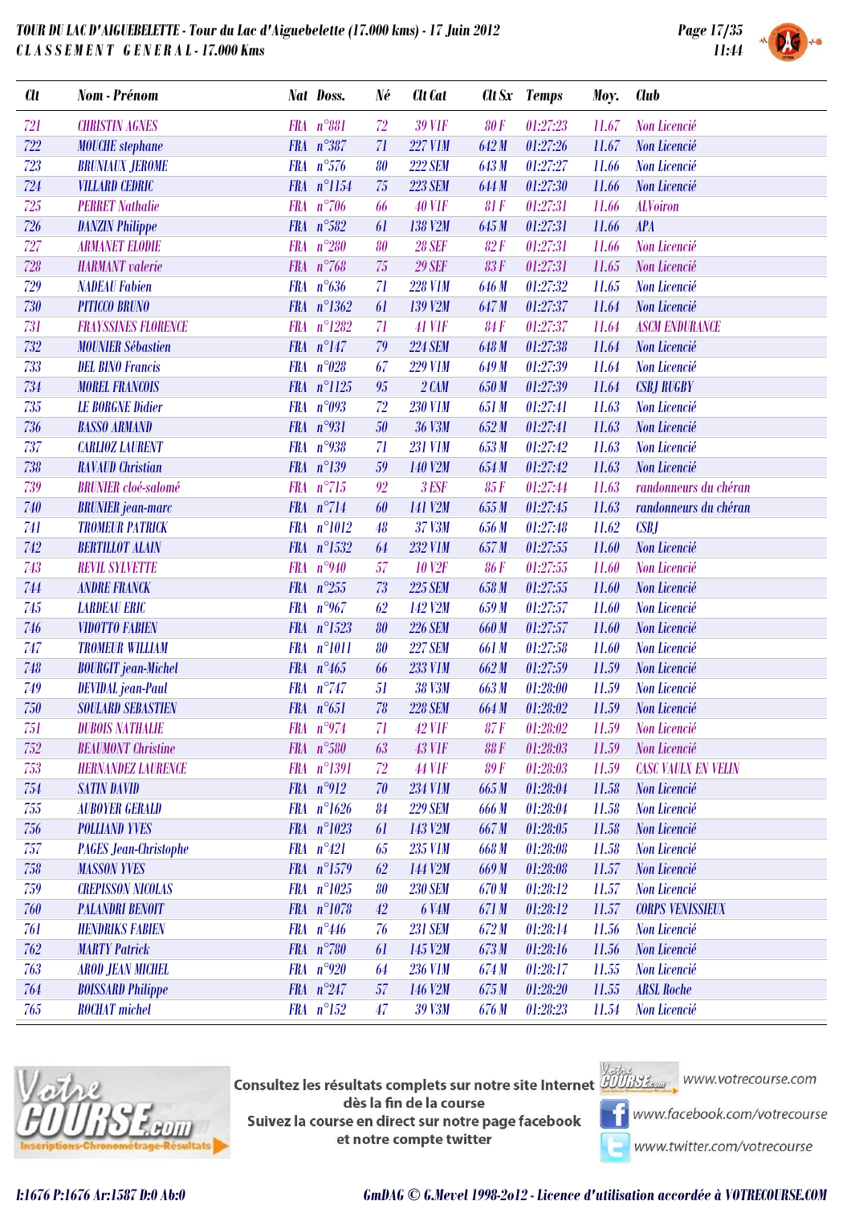**TOUR DU LAC D'AIGUEBELETTE - Tour du Lac d'Aiguebelette (17.000 kms) - 17 Juin 2012**
**CLASSEMENT GENERAL - 17.000 Kms**

11:44

| Clt | Nom - Prénom | Nat | Doss. | Né | Clt Cat | Clt Sx | Temps | Moy. | Club |
|---|---|---|---|---|---|---|---|---|---|
| 721 | CHRISTIN AGNES | FRA | n°881 | 72 | 39 V1F | 80 F | 01:27:23 | 11.67 | Non Licencié |
| 722 | MOUCHE stephane | FRA | n°387 | 71 | 227 V1M | 642 M | 01:27:26 | 11.67 | Non Licencié |
| 723 | BRUNIAUX JEROME | FRA | n°576 | 80 | 222 SEM | 643 M | 01:27:27 | 11.66 | Non Licencié |
| 724 | VILLARD CEDRIC | FRA | n°1154 | 75 | 223 SEM | 644 M | 01:27:30 | 11.66 | Non Licencié |
| 725 | PERRET Nathalie | FRA | n°706 | 66 | 40 V1F | 81 F | 01:27:31 | 11.66 | ALVoiron |
| 726 | DANZIN Philippe | FRA | n°582 | 61 | 138 V2M | 645 M | 01:27:31 | 11.66 | APA |
| 727 | ARMANET ELODIE | FRA | n°280 | 80 | 28 SEF | 82 F | 01:27:31 | 11.66 | Non Licencié |
| 728 | HARMANT valerie | FRA | n°768 | 75 | 29 SEF | 83 F | 01:27:31 | 11.65 | Non Licencié |
| 729 | NADEAU Fabien | FRA | n°636 | 71 | 228 V1M | 646 M | 01:27:32 | 11.65 | Non Licencié |
| 730 | PITICCO BRUNO | FRA | n°1362 | 61 | 139 V2M | 647 M | 01:27:37 | 11.64 | Non Licencié |
| 731 | FRAYSSINES FLORENCE | FRA | n°1282 | 71 | 41 V1F | 84 F | 01:27:37 | 11.64 | ASCM ENDURANCE |
| 732 | MOUNIER Sébastien | FRA | n°147 | 79 | 224 SEM | 648 M | 01:27:38 | 11.64 | Non Licencié |
| 733 | DEL BINO Francis | FRA | n°028 | 67 | 229 V1M | 649 M | 01:27:39 | 11.64 | Non Licencié |
| 734 | MOREL FRANCOIS | FRA | n°1125 | 95 | 2 CAM | 650 M | 01:27:39 | 11.64 | CSBJ RUGBY |
| 735 | LE BORGNE Didier | FRA | n°093 | 72 | 230 V1M | 651 M | 01:27:41 | 11.63 | Non Licencié |
| 736 | BASSO ARMAND | FRA | n°931 | 50 | 36 V3M | 652 M | 01:27:41 | 11.63 | Non Licencié |
| 737 | CARLIOZ LAURENT | FRA | n°938 | 71 | 231 V1M | 653 M | 01:27:42 | 11.63 | Non Licencié |
| 738 | RAVAUD Christian | FRA | n°139 | 59 | 140 V2M | 654 M | 01:27:42 | 11.63 | Non Licencié |
| 739 | BRUNIER cloé-salomé | FRA | n°715 | 92 | 3 ESF | 85 F | 01:27:44 | 11.63 | randonneurs du chéran |
| 740 | BRUNIER jean-marc | FRA | n°714 | 60 | 141 V2M | 655 M | 01:27:45 | 11.63 | randonneurs du chéran |
| 741 | TROMEUR PATRICK | FRA | n°1012 | 48 | 37 V3M | 656 M | 01:27:48 | 11.62 | CSBJ |
| 742 | BERTILLOT ALAIN | FRA | n°1532 | 64 | 232 V1M | 657 M | 01:27:55 | 11.60 | Non Licencié |
| 743 | REVIL SYLVETTE | FRA | n°940 | 57 | 10 V2F | 86 F | 01:27:55 | 11.60 | Non Licencié |
| 744 | ANDRE FRANCK | FRA | n°255 | 73 | 225 SEM | 658 M | 01:27:55 | 11.60 | Non Licencié |
| 745 | LARDEAU ERIC | FRA | n°967 | 62 | 142 V2M | 659 M | 01:27:57 | 11.60 | Non Licencié |
| 746 | VIDOTTO FABIEN | FRA | n°1523 | 80 | 226 SEM | 660 M | 01:27:57 | 11.60 | Non Licencié |
| 747 | TROMEUR WILLIAM | FRA | n°1011 | 80 | 227 SEM | 661 M | 01:27:58 | 11.60 | Non Licencié |
| 748 | BOURGIT jean-Michel | FRA | n°465 | 66 | 233 V1M | 662 M | 01:27:59 | 11.59 | Non Licencié |
| 749 | DEVIDAL jean-Paul | FRA | n°747 | 51 | 38 V3M | 663 M | 01:28:00 | 11.59 | Non Licencié |
| 750 | SOULARD SEBASTIEN | FRA | n°651 | 78 | 228 SEM | 664 M | 01:28:02 | 11.59 | Non Licencié |
| 751 | DUBOIS NATHALIE | FRA | n°974 | 71 | 42 V1F | 87 F | 01:28:02 | 11.59 | Non Licencié |
| 752 | BEAUMONT Christine | FRA | n°580 | 63 | 43 V1F | 88 F | 01:28:03 | 11.59 | Non Licencié |
| 753 | HERNANDEZ LAURENCE | FRA | n°1391 | 72 | 44 V1F | 89 F | 01:28:03 | 11.59 | CASC VAULX EN VELIN |
| 754 | SATIN DAVID | FRA | n°912 | 70 | 234 V1M | 665 M | 01:28:04 | 11.58 | Non Licencié |
| 755 | AUBOYER GERALD | FRA | n°1626 | 84 | 229 SEM | 666 M | 01:28:04 | 11.58 | Non Licencié |
| 756 | POLLIAND YVES | FRA | n°1023 | 61 | 143 V2M | 667 M | 01:28:05 | 11.58 | Non Licencié |
| 757 | PAGES Jean-Christophe | FRA | n°421 | 65 | 235 V1M | 668 M | 01:28:08 | 11.58 | Non Licencié |
| 758 | MASSON YVES | FRA | n°1579 | 62 | 144 V2M | 669 M | 01:28:08 | 11.57 | Non Licencié |
| 759 | CREPISSON NICOLAS | FRA | n°1025 | 80 | 230 SEM | 670 M | 01:28:12 | 11.57 | Non Licencié |
| 760 | PALANDRI BENOIT | FRA | n°1078 | 42 | 6 V4M | 671 M | 01:28:12 | 11.57 | CORPS VENISSIEUX |
| 761 | HENDRIKS FABIEN | FRA | n°446 | 76 | 231 SEM | 672 M | 01:28:14 | 11.56 | Non Licencié |
| 762 | MARTY Patrick | FRA | n°780 | 61 | 145 V2M | 673 M | 01:28:16 | 11.56 | Non Licencié |
| 763 | AROD JEAN MICHEL | FRA | n°920 | 64 | 236 V1M | 674 M | 01:28:17 | 11.55 | Non Licencié |
| 764 | BOISSARD Philippe | FRA | n°247 | 57 | 146 V2M | 675 M | 01:28:20 | 11.55 | ARSL Roche |
| 765 | ROCHAT michel | FRA | n°152 | 47 | 39 V3M | 676 M | 01:28:23 | 11.54 | Non Licencié |

Consultez les résultats complets sur notre site Internet dès la fin de la course
Suivez la course en direct sur notre page facebook et notre compte twitter

www.votrecourse.com
www.facebook.com/votrecourse
www.twitter.com/votrecourse

I:1676 P:1676 Ar:1587 D:0 Ab:0

GmDAG © G.Mevel 1998-2o12 - Licence d'utilisation accordée à VOTRECOURSE.COM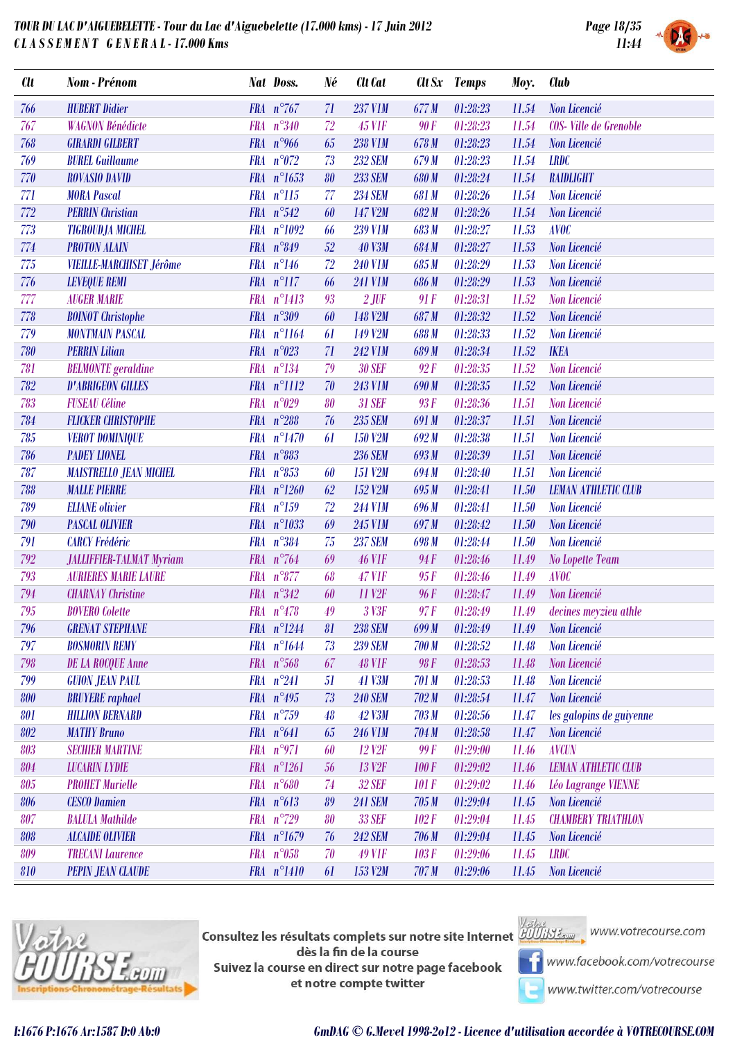# TOUR DU LAC D'AIGUEBELETTE - Tour du Lac d'Aiguebelette (17.000 kms) - 17 Juin 2012

## CLASSEMENT GENERAL - 17.000 Kms

| Clt | Nom - Prénom | Nat | Doss. | Né | Clt Cat | Clt Sx | Temps | Moy. | Club |
|---|---|---|---|---|---|---|---|---|---|
| 766 | HUBERT Didier | FRA | n°767 | 71 | 237 V1M | 677 M | 01:28:23 | 11.54 | Non Licencié |
| 767 | WAGNON Bénédicte | FRA | n°340 | 72 | 45 V1F | 90 F | 01:28:23 | 11.54 | COS- Ville de Grenoble |
| 768 | GIRARDI GILBERT | FRA | n°966 | 65 | 238 V1M | 678 M | 01:28:23 | 11.54 | Non Licencié |
| 769 | BUREL Guillaume | FRA | n°072 | 73 | 232 SEM | 679 M | 01:28:23 | 11.54 | LRDC |
| 770 | ROVASIO DAVID | FRA | n°1653 | 80 | 233 SEM | 680 M | 01:28:24 | 11.54 | RAIDLIGHT |
| 771 | MORA Pascal | FRA | n°115 | 77 | 234 SEM | 681 M | 01:28:26 | 11.54 | Non Licencié |
| 772 | PERRIN Christian | FRA | n°542 | 60 | 147 V2M | 682 M | 01:28:26 | 11.54 | Non Licencié |
| 773 | TIGROUDJA MICHEL | FRA | n°1092 | 66 | 239 V1M | 683 M | 01:28:27 | 11.53 | AVOC |
| 774 | PROTON ALAIN | FRA | n°849 | 52 | 40 V3M | 684 M | 01:28:27 | 11.53 | Non Licencié |
| 775 | VIEILLE-MARCHISET Jérôme | FRA | n°146 | 72 | 240 V1M | 685 M | 01:28:29 | 11.53 | Non Licencié |
| 776 | LEVEQUE REMI | FRA | n°117 | 66 | 241 V1M | 686 M | 01:28:29 | 11.53 | Non Licencié |
| 777 | AUGER MARIE | FRA | n°1413 | 93 | 2 JUF | 91 F | 01:28:31 | 11.52 | Non Licencié |
| 778 | BOINOT Christophe | FRA | n°309 | 60 | 148 V2M | 687 M | 01:28:32 | 11.52 | Non Licencié |
| 779 | MONTMAIN PASCAL | FRA | n°1164 | 61 | 149 V2M | 688 M | 01:28:33 | 11.52 | Non Licencié |
| 780 | PERRIN Lilian | FRA | n°023 | 71 | 242 V1M | 689 M | 01:28:34 | 11.52 | IKEA |
| 781 | BELMONTE geraldine | FRA | n°134 | 79 | 30 SEF | 92 F | 01:28:35 | 11.52 | Non Licencié |
| 782 | D'ABRIGEON GILLES | FRA | n°1112 | 70 | 243 V1M | 690 M | 01:28:35 | 11.52 | Non Licencié |
| 783 | FUSEAU Céline | FRA | n°029 | 80 | 31 SEF | 93 F | 01:28:36 | 11.51 | Non Licencié |
| 784 | FLICKER CHRISTOPHE | FRA | n°288 | 76 | 235 SEM | 691 M | 01:28:37 | 11.51 | Non Licencié |
| 785 | VEROT DOMINIQUE | FRA | n°1470 | 61 | 150 V2M | 692 M | 01:28:38 | 11.51 | Non Licencié |
| 786 | PADEY LIONEL | FRA | n°883 | | 236 SEM | 693 M | 01:28:39 | 11.51 | Non Licencié |
| 787 | MAISTRELLO JEAN MICHEL | FRA | n°853 | 60 | 151 V2M | 694 M | 01:28:40 | 11.51 | Non Licencié |
| 788 | MALLE PIERRE | FRA | n°1260 | 62 | 152 V2M | 695 M | 01:28:41 | 11.50 | LEMAN ATHLETIC CLUB |
| 789 | ELIANE olivier | FRA | n°159 | 72 | 244 V1M | 696 M | 01:28:41 | 11.50 | Non Licencié |
| 790 | PASCAL OLIVIER | FRA | n°1033 | 69 | 245 V1M | 697 M | 01:28:42 | 11.50 | Non Licencié |
| 791 | CARCY Frédéric | FRA | n°384 | 75 | 237 SEM | 698 M | 01:28:44 | 11.50 | Non Licencié |
| 792 | JALLIFFIER-TALMAT Myriam | FRA | n°764 | 69 | 46 V1F | 94 F | 01:28:46 | 11.49 | No Lopette Team |
| 793 | AURIERES MARIE LAURE | FRA | n°877 | 68 | 47 V1F | 95 F | 01:28:46 | 11.49 | AVOC |
| 794 | CHARNAY Christine | FRA | n°342 | 60 | 11 V2F | 96 F | 01:28:47 | 11.49 | Non Licencié |
| 795 | BOVERO Colette | FRA | n°478 | 49 | 3 V3F | 97 F | 01:28:49 | 11.49 | decines meyzieu athle |
| 796 | GRENAT STEPHANE | FRA | n°1244 | 81 | 238 SEM | 699 M | 01:28:49 | 11.49 | Non Licencié |
| 797 | BOSMORIN REMY | FRA | n°1644 | 73 | 239 SEM | 700 M | 01:28:52 | 11.48 | Non Licencié |
| 798 | DE LA ROCQUE Anne | FRA | n°568 | 67 | 48 V1F | 98 F | 01:28:53 | 11.48 | Non Licencié |
| 799 | GUION JEAN PAUL | FRA | n°241 | 51 | 41 V3M | 701 M | 01:28:53 | 11.48 | Non Licencié |
| 800 | BRUYERE raphael | FRA | n°495 | 73 | 240 SEM | 702 M | 01:28:54 | 11.47 | Non Licencié |
| 801 | HILLION BERNARD | FRA | n°759 | 48 | 42 V3M | 703 M | 01:28:56 | 11.47 | les galopins de guiyenne |
| 802 | MATHY Bruno | FRA | n°641 | 65 | 246 V1M | 704 M | 01:28:58 | 11.47 | Non Licencié |
| 803 | SECHIER MARTINE | FRA | n°971 | 60 | 12 V2F | 99 F | 01:29:00 | 11.46 | AVCUN |
| 804 | LUCARIN LYDIE | FRA | n°1261 | 56 | 13 V2F | 100 F | 01:29:02 | 11.46 | LEMAN ATHLETIC CLUB |
| 805 | PROHET Murielle | FRA | n°680 | 74 | 32 SEF | 101 F | 01:29:02 | 11.46 | Léo Lagrange VIENNE |
| 806 | CESCO Damien | FRA | n°613 | 89 | 241 SEM | 705 M | 01:29:04 | 11.45 | Non Licencié |
| 807 | BALULA Mathilde | FRA | n°729 | 80 | 33 SEF | 102 F | 01:29:04 | 11.45 | CHAMBERY TRIATHLON |
| 808 | ALCAIDE OLIVIER | FRA | n°1679 | 76 | 242 SEM | 706 M | 01:29:04 | 11.45 | Non Licencié |
| 809 | TRECANI Laurence | FRA | n°058 | 70 | 49 V1F | 103 F | 01:29:06 | 11.45 | LRDC |
| 810 | PEPIN JEAN CLAUDE | FRA | n°1410 | 61 | 153 V2M | 707 M | 01:29:06 | 11.45 | Non Licencié |

Consultez les résultats complets sur notre site Internet dès la fin de la course
Suivez la course en direct sur notre page facebook et notre compte twitter

www.votrecourse.com
www.facebook.com/votrecourse
www.twitter.com/votrecourse

I:1676 P:1676 Ar:1587 D:0 Ab:0

GmDAG © G.Mevel 1998-2012 - Licence d'utilisation accordée à VOTRECOURSE.COM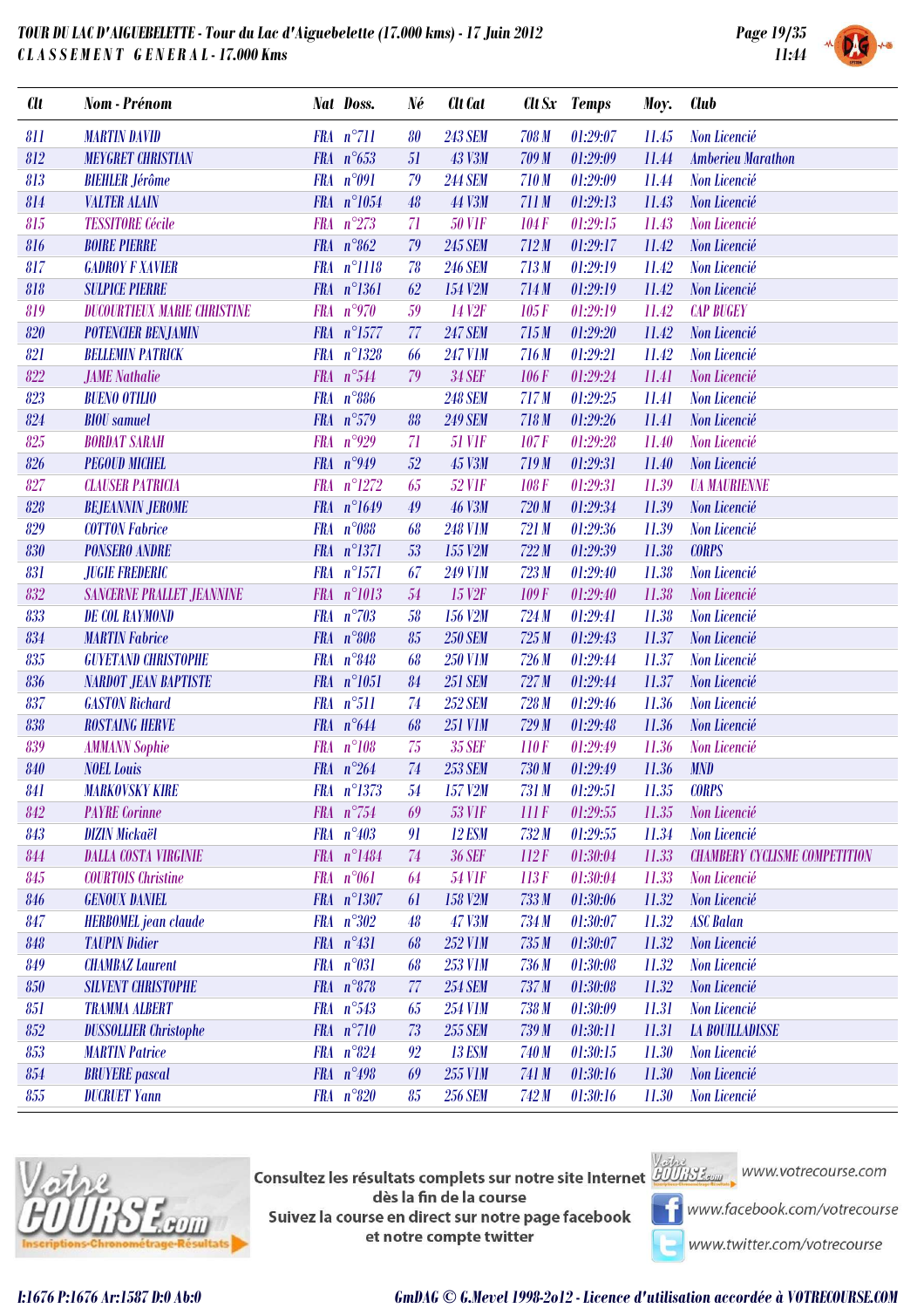**TOUR DU LAC D'AIGUEBELETTE - Tour du Lac d'Aiguebelette (17.000 kms) - 17 Juin 2012**
**CLASSEMENT GENERAL - 17.000 Kms**

| Clt | Nom - Prénom | Nat | Doss. | Né | Clt Cat | Clt Sx | Temps | Moy. | Club |
|---|---|---|---|---|---|---|---|---|---|
| 811 | MARTIN DAVID | FRA | n°711 | 80 | 243 SEM | 708 M | 01:29:07 | 11.45 | Non Licencié |
| 812 | MEYGRET CHRISTIAN | FRA | n°653 | 51 | 43 V3M | 709 M | 01:29:09 | 11.44 | Amberieu Marathon |
| 813 | BIEHLER Jérôme | FRA | n°091 | 79 | 244 SEM | 710 M | 01:29:09 | 11.44 | Non Licencié |
| 814 | VALTER ALAIN | FRA | n°1054 | 48 | 44 V3M | 711 M | 01:29:13 | 11.43 | Non Licencié |
| 815 | TESSITORE Cécile | FRA | n°273 | 71 | 50 V1F | 104 F | 01:29:15 | 11.43 | Non Licencié |
| 816 | BOIRE PIERRE | FRA | n°862 | 79 | 245 SEM | 712 M | 01:29:17 | 11.42 | Non Licencié |
| 817 | GADROY F XAVIER | FRA | n°1118 | 78 | 246 SEM | 713 M | 01:29:19 | 11.42 | Non Licencié |
| 818 | SULPICE PIERRE | FRA | n°1361 | 62 | 154 V2M | 714 M | 01:29:19 | 11.42 | Non Licencié |
| 819 | DUCOURTIEUX MARIE CHRISTINE | FRA | n°970 | 59 | 14 V2F | 105 F | 01:29:19 | 11.42 | CAP BUGEY |
| 820 | POTENCIER BENJAMIN | FRA | n°1577 | 77 | 247 SEM | 715 M | 01:29:20 | 11.42 | Non Licencié |
| 821 | BELLEMIN PATRICK | FRA | n°1328 | 66 | 247 V1M | 716 M | 01:29:21 | 11.42 | Non Licencié |
| 822 | JAME Nathalie | FRA | n°544 | 79 | 34 SEF | 106 F | 01:29:24 | 11.41 | Non Licencié |
| 823 | BUENO OTILIO | FRA | n°886 | | 248 SEM | 717 M | 01:29:25 | 11.41 | Non Licencié |
| 824 | BIOU samuel | FRA | n°579 | 88 | 249 SEM | 718 M | 01:29:26 | 11.41 | Non Licencié |
| 825 | BORDAT SARAH | FRA | n°929 | 71 | 51 V1F | 107 F | 01:29:28 | 11.40 | Non Licencié |
| 826 | PEGOUD MICHEL | FRA | n°949 | 52 | 45 V3M | 719 M | 01:29:31 | 11.40 | Non Licencié |
| 827 | CLAUSER PATRICIA | FRA | n°1272 | 65 | 52 V1F | 108 F | 01:29:31 | 11.39 | UA MAURIENNE |
| 828 | BEJEANNIN JEROME | FRA | n°1649 | 49 | 46 V3M | 720 M | 01:29:34 | 11.39 | Non Licencié |
| 829 | COTTON Fabrice | FRA | n°088 | 68 | 248 V1M | 721 M | 01:29:36 | 11.39 | Non Licencié |
| 830 | PONSERO ANDRE | FRA | n°1371 | 53 | 155 V2M | 722 M | 01:29:39 | 11.38 | CORPS |
| 831 | JUGIE FREDERIC | FRA | n°1571 | 67 | 249 V1M | 723 M | 01:29:40 | 11.38 | Non Licencié |
| 832 | SANCERNE PRALLET JEANNINE | FRA | n°1013 | 54 | 15 V2F | 109 F | 01:29:40 | 11.38 | Non Licencié |
| 833 | DE COL RAYMOND | FRA | n°703 | 58 | 156 V2M | 724 M | 01:29:41 | 11.38 | Non Licencié |
| 834 | MARTIN Fabrice | FRA | n°808 | 85 | 250 SEM | 725 M | 01:29:43 | 11.37 | Non Licencié |
| 835 | GUYETAND CHRISTOPHE | FRA | n°848 | 68 | 250 V1M | 726 M | 01:29:44 | 11.37 | Non Licencié |
| 836 | NARDOT JEAN BAPTISTE | FRA | n°1051 | 84 | 251 SEM | 727 M | 01:29:44 | 11.37 | Non Licencié |
| 837 | GASTON Richard | FRA | n°511 | 74 | 252 SEM | 728 M | 01:29:46 | 11.36 | Non Licencié |
| 838 | ROSTAING HERVE | FRA | n°644 | 68 | 251 V1M | 729 M | 01:29:48 | 11.36 | Non Licencié |
| 839 | AMMANN Sophie | FRA | n°108 | 75 | 35 SEF | 110 F | 01:29:49 | 11.36 | Non Licencié |
| 840 | NOEL Louis | FRA | n°264 | 74 | 253 SEM | 730 M | 01:29:49 | 11.36 | MND |
| 841 | MARKOVSKY KIRE | FRA | n°1373 | 54 | 157 V2M | 731 M | 01:29:51 | 11.35 | CORPS |
| 842 | PAYRE Corinne | FRA | n°754 | 69 | 53 V1F | 111 F | 01:29:55 | 11.35 | Non Licencié |
| 843 | DIZIN Mickaël | FRA | n°403 | 91 | 12 ESM | 732 M | 01:29:55 | 11.34 | Non Licencié |
| 844 | DALLA COSTA VIRGINIE | FRA | n°1484 | 74 | 36 SEF | 112 F | 01:30:04 | 11.33 | CHAMBERY CYCLISME COMPETITION |
| 845 | COURTOIS Christine | FRA | n°061 | 64 | 54 V1F | 113 F | 01:30:04 | 11.33 | Non Licencié |
| 846 | GENOUX DANIEL | FRA | n°1307 | 61 | 158 V2M | 733 M | 01:30:06 | 11.32 | Non Licencié |
| 847 | HERBOMEL jean claude | FRA | n°302 | 48 | 47 V3M | 734 M | 01:30:07 | 11.32 | ASC Balan |
| 848 | TAUPIN Didier | FRA | n°431 | 68 | 252 V1M | 735 M | 01:30:07 | 11.32 | Non Licencié |
| 849 | CHAMBAZ Laurent | FRA | n°031 | 68 | 253 V1M | 736 M | 01:30:08 | 11.32 | Non Licencié |
| 850 | SILVENT CHRISTOPHE | FRA | n°878 | 77 | 254 SEM | 737 M | 01:30:08 | 11.32 | Non Licencié |
| 851 | TRAMMA ALBERT | FRA | n°543 | 65 | 254 V1M | 738 M | 01:30:09 | 11.31 | Non Licencié |
| 852 | DUSSOLLIER Christophe | FRA | n°710 | 73 | 255 SEM | 739 M | 01:30:11 | 11.31 | LA BOUILLADISSE |
| 853 | MARTIN Patrice | FRA | n°824 | 92 | 13 ESM | 740 M | 01:30:15 | 11.30 | Non Licencié |
| 854 | BRUYERE pascal | FRA | n°498 | 69 | 255 V1M | 741 M | 01:30:16 | 11.30 | Non Licencié |
| 855 | DUCRUET Yann | FRA | n°820 | 85 | 256 SEM | 742 M | 01:30:16 | 11.30 | Non Licencié |

Consultez les résultats complets sur notre site Internet dès la fin de la course
Suivez la course en direct sur notre page facebook et notre compte twitter

www.votrecourse.com
www.facebook.com/votrecourse
www.twitter.com/votrecourse

I:1676 P:1676 Ar:1587 D:0 Ab:0

GmDAG © G.Mevel 1998-2012 - Licence d'utilisation accordée à VOTRECOURSE.COM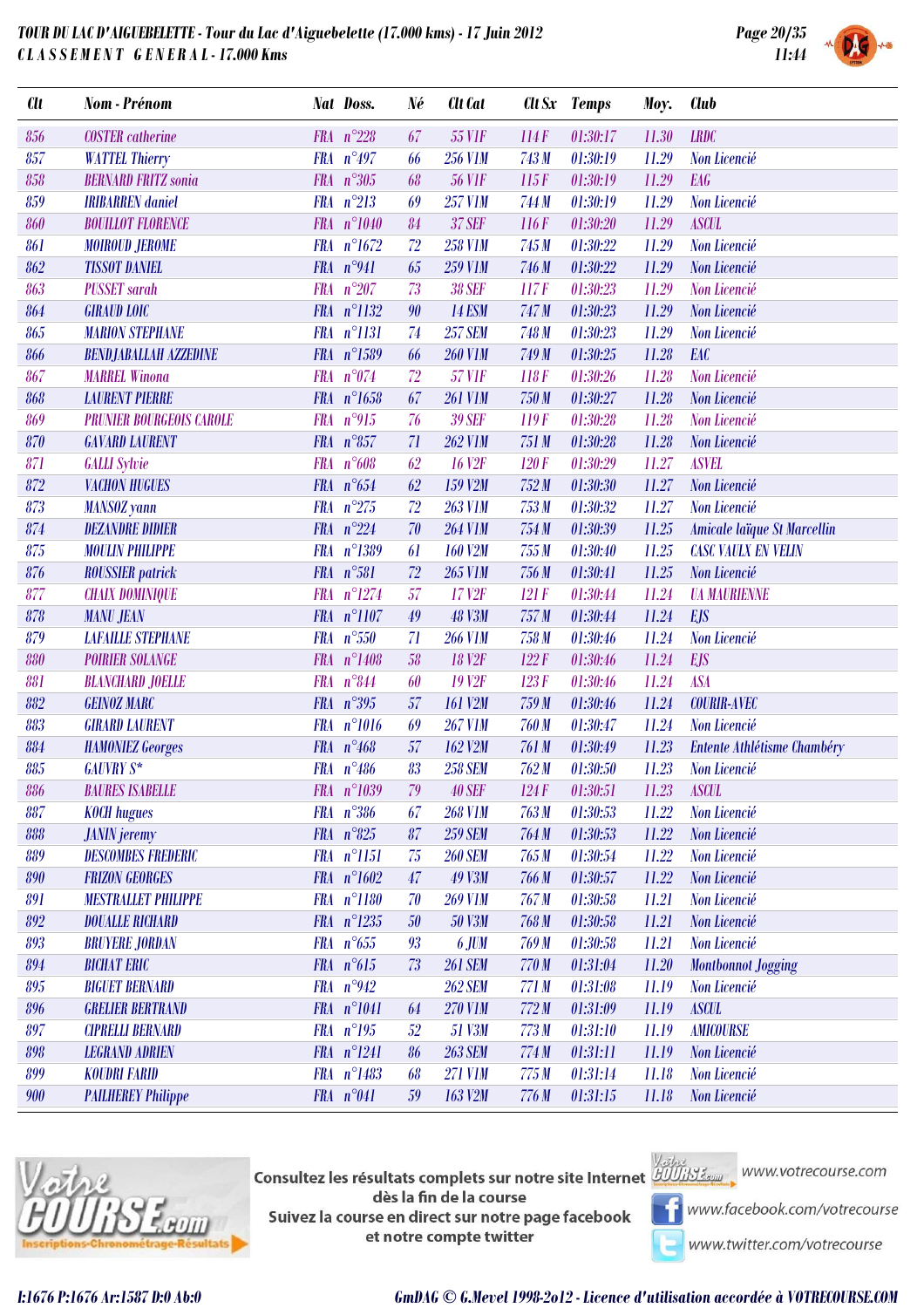**TOUR DU LAC D'AIGUEBELETTE - Tour du Lac d'Aiguebelette (17.000 kms) - 17 Juin 2012**
**CLASSEMENT GENERAL - 17.000 Kms**

| Clt | Nom - Prénom | Nat | Doss. | Né | Clt Cat | Clt Sx | Temps | Moy. | Club |
|---|---|---|---|---|---|---|---|---|---|
| 856 | COSTER catherine | FRA | n°228 | 67 | 55 V1F | 114 F | 01:30:17 | 11.30 | LRDC |
| 857 | WATTEL Thierry | FRA | n°497 | 66 | 256 V1M | 743 M | 01:30:19 | 11.29 | Non Licencié |
| 858 | BERNARD FRITZ sonia | FRA | n°305 | 68 | 56 V1F | 115 F | 01:30:19 | 11.29 | EAG |
| 859 | IRIBARREN daniel | FRA | n°213 | 69 | 257 V1M | 744 M | 01:30:19 | 11.29 | Non Licencié |
| 860 | BOUILLOT FLORENCE | FRA | n°1040 | 84 | 37 SEF | 116 F | 01:30:20 | 11.29 | ASCUL |
| 861 | MOIROUD JEROME | FRA | n°1672 | 72 | 258 V1M | 745 M | 01:30:22 | 11.29 | Non Licencié |
| 862 | TISSOT DANIEL | FRA | n°941 | 65 | 259 V1M | 746 M | 01:30:22 | 11.29 | Non Licencié |
| 863 | PUSSET sarah | FRA | n°207 | 73 | 38 SEF | 117 F | 01:30:23 | 11.29 | Non Licencié |
| 864 | GIRAUD LOIC | FRA | n°1132 | 90 | 14 ESM | 747 M | 01:30:23 | 11.29 | Non Licencié |
| 865 | MARION STEPHANE | FRA | n°1131 | 74 | 257 SEM | 748 M | 01:30:23 | 11.29 | Non Licencié |
| 866 | BENDJABALLAH AZZEDINE | FRA | n°1589 | 66 | 260 V1M | 749 M | 01:30:25 | 11.28 | EAC |
| 867 | MARREL Winona | FRA | n°074 | 72 | 57 V1F | 118 F | 01:30:26 | 11.28 | Non Licencié |
| 868 | LAURENT PIERRE | FRA | n°1658 | 67 | 261 V1M | 750 M | 01:30:27 | 11.28 | Non Licencié |
| 869 | PRUNIER BOURGEOIS CAROLE | FRA | n°915 | 76 | 39 SEF | 119 F | 01:30:28 | 11.28 | Non Licencié |
| 870 | GAVARD LAURENT | FRA | n°857 | 71 | 262 V1M | 751 M | 01:30:28 | 11.28 | Non Licencié |
| 871 | GALLI Sylvie | FRA | n°608 | 62 | 16 V2F | 120 F | 01:30:29 | 11.27 | ASVEL |
| 872 | VACHON HUGUES | FRA | n°654 | 62 | 159 V2M | 752 M | 01:30:30 | 11.27 | Non Licencié |
| 873 | MANSOZ yann | FRA | n°275 | 72 | 263 V1M | 753 M | 01:30:32 | 11.27 | Non Licencié |
| 874 | DEZANDRE DIDIER | FRA | n°224 | 70 | 264 V1M | 754 M | 01:30:39 | 11.25 | Amicale laïque St Marcellin |
| 875 | MOULIN PHILIPPE | FRA | n°1389 | 61 | 160 V2M | 755 M | 01:30:40 | 11.25 | CASC VAULX EN VELIN |
| 876 | ROUSSIER patrick | FRA | n°581 | 72 | 265 V1M | 756 M | 01:30:41 | 11.25 | Non Licencié |
| 877 | CHAIX DOMINIQUE | FRA | n°1274 | 57 | 17 V2F | 121 F | 01:30:44 | 11.24 | UA MAURIENNE |
| 878 | MANU JEAN | FRA | n°1107 | 49 | 48 V3M | 757 M | 01:30:44 | 11.24 | EJS |
| 879 | LAFAILLE STEPHANE | FRA | n°550 | 71 | 266 V1M | 758 M | 01:30:46 | 11.24 | Non Licencié |
| 880 | POIRIER SOLANGE | FRA | n°1408 | 58 | 18 V2F | 122 F | 01:30:46 | 11.24 | EJS |
| 881 | BLANCHARD JOELLE | FRA | n°844 | 60 | 19 V2F | 123 F | 01:30:46 | 11.24 | ASA |
| 882 | GEINOZ MARC | FRA | n°395 | 57 | 161 V2M | 759 M | 01:30:46 | 11.24 | COURIR-AVEC |
| 883 | GIRARD LAURENT | FRA | n°1016 | 69 | 267 V1M | 760 M | 01:30:47 | 11.24 | Non Licencié |
| 884 | HAMONIEZ Georges | FRA | n°468 | 57 | 162 V2M | 761 M | 01:30:49 | 11.23 | Entente Athlétisme Chambéry |
| 885 | GAUVRY S* | FRA | n°486 | 83 | 258 SEM | 762 M | 01:30:50 | 11.23 | Non Licencié |
| 886 | BAURES ISABELLE | FRA | n°1039 | 79 | 40 SEF | 124 F | 01:30:51 | 11.23 | ASCUL |
| 887 | KOCH hugues | FRA | n°386 | 67 | 268 V1M | 763 M | 01:30:53 | 11.22 | Non Licencié |
| 888 | JANIN jeremy | FRA | n°825 | 87 | 259 SEM | 764 M | 01:30:53 | 11.22 | Non Licencié |
| 889 | DESCOMBES FREDERIC | FRA | n°1151 | 75 | 260 SEM | 765 M | 01:30:54 | 11.22 | Non Licencié |
| 890 | FRIZON GEORGES | FRA | n°1602 | 47 | 49 V3M | 766 M | 01:30:57 | 11.22 | Non Licencié |
| 891 | MESTRALLET PHILIPPE | FRA | n°1180 | 70 | 269 V1M | 767 M | 01:30:58 | 11.21 | Non Licencié |
| 892 | DOUALLE RICHARD | FRA | n°1235 | 50 | 50 V3M | 768 M | 01:30:58 | 11.21 | Non Licencié |
| 893 | BRUYERE JORDAN | FRA | n°655 | 93 | 6 JUM | 769 M | 01:30:58 | 11.21 | Non Licencié |
| 894 | BICHAT ERIC | FRA | n°615 | 73 | 261 SEM | 770 M | 01:31:04 | 11.20 | Montbonnot Jogging |
| 895 | BIGUET BERNARD | FRA | n°942 | | 262 SEM | 771 M | 01:31:08 | 11.19 | Non Licencié |
| 896 | GRELIER BERTRAND | FRA | n°1041 | 64 | 270 V1M | 772 M | 01:31:09 | 11.19 | ASCUL |
| 897 | CIPRELLI BERNARD | FRA | n°195 | 52 | 51 V3M | 773 M | 01:31:10 | 11.19 | AMICOURSE |
| 898 | LEGRAND ADRIEN | FRA | n°1241 | 86 | 263 SEM | 774 M | 01:31:11 | 11.19 | Non Licencié |
| 899 | KOUDRI FARID | FRA | n°1483 | 68 | 271 V1M | 775 M | 01:31:14 | 11.18 | Non Licencié |
| 900 | PAILHEREY Philippe | FRA | n°041 | 59 | 163 V2M | 776 M | 01:31:15 | 11.18 | Non Licencié |

Consultez les résultats complets sur notre site Internet dès la fin de la course
Suivez la course en direct sur notre page facebook et notre compte twitter

www.votrecourse.com
www.facebook.com/votrecourse
www.twitter.com/votrecourse

I:1676 P:1676 Ar:1587 D:0 Ab:0

GmDAG © G.Mevel 1998-2o12 - Licence d'utilisation accordée à VOTRECOURSE.COM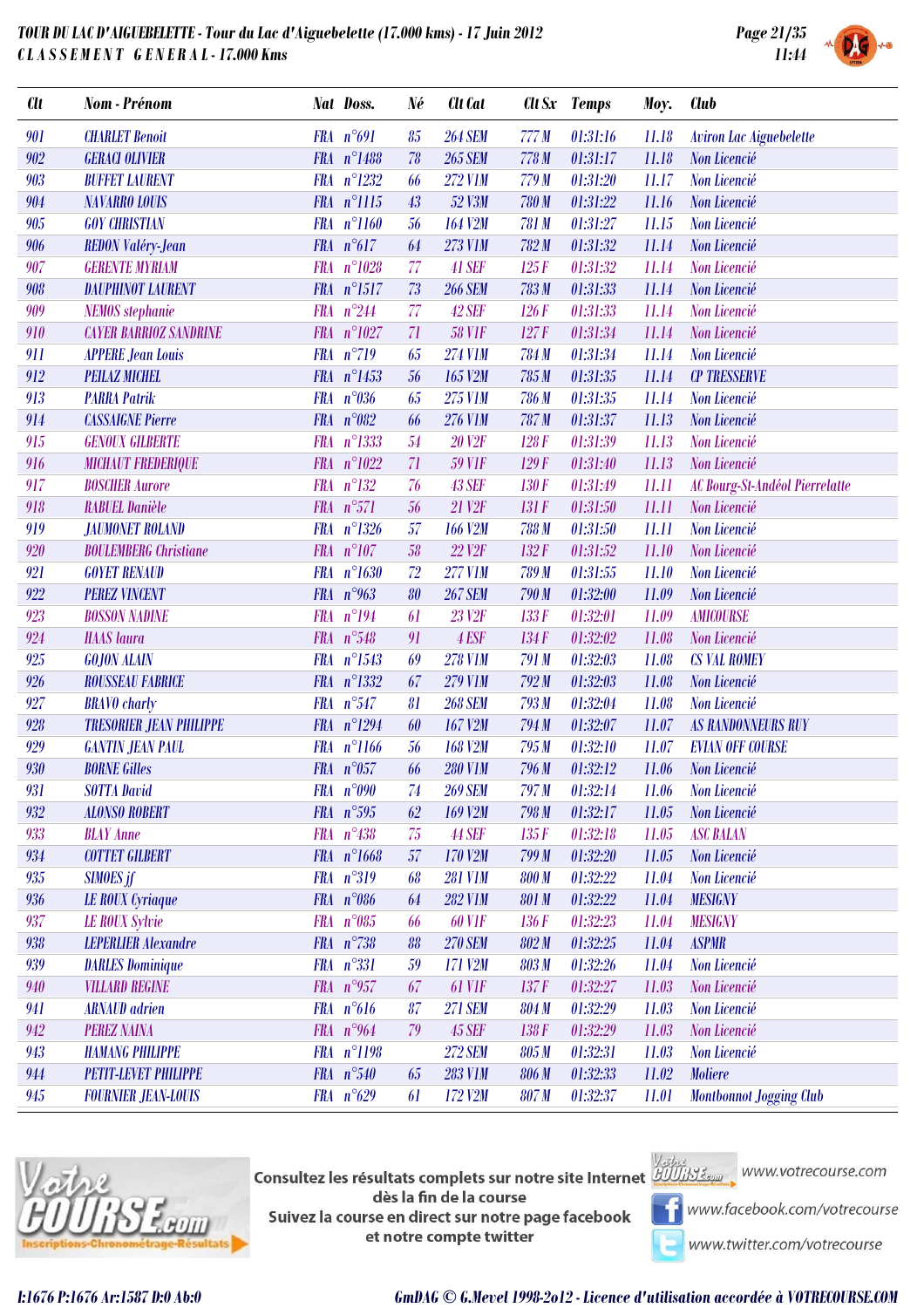# TOUR DU LAC D'AIGUEBELETTE - Tour du Lac d'Aiguebelette (17.000 kms) - 17 Juin 2012

## CLASSEMENT GENERAL - 17.000 Kms

| Clt | Nom - Prénom | Nat | Doss. | Né | Clt Cat | Clt Sx | Temps | Moy. | Club |
|---|---|---|---|---|---|---|---|---|---|
| 901 | CHARLET Benoit | FRA | n°691 | 85 | 264 SEM | 777 M | 01:31:16 | 11.18 | Aviron Lac Aiguebelette |
| 902 | GERACI OLIVIER | FRA | n°1488 | 78 | 265 SEM | 778 M | 01:31:17 | 11.18 | Non Licencié |
| 903 | BUFFET LAURENT | FRA | n°1232 | 66 | 272 V1M | 779 M | 01:31:20 | 11.17 | Non Licencié |
| 904 | NAVARRO LOUIS | FRA | n°1115 | 43 | 52 V3M | 780 M | 01:31:22 | 11.16 | Non Licencié |
| 905 | GOY CHRISTIAN | FRA | n°1160 | 56 | 164 V2M | 781 M | 01:31:27 | 11.15 | Non Licencié |
| 906 | REDON Valéry-Jean | FRA | n°617 | 64 | 273 V1M | 782 M | 01:31:32 | 11.14 | Non Licencié |
| 907 | GERENTE MYRIAM | FRA | n°1028 | 77 | 41 SEF | 125 F | 01:31:32 | 11.14 | Non Licencié |
| 908 | DAUPHINOT LAURENT | FRA | n°1517 | 73 | 266 SEM | 783 M | 01:31:33 | 11.14 | Non Licencié |
| 909 | NEMOS stephanie | FRA | n°244 | 77 | 42 SEF | 126 F | 01:31:33 | 11.14 | Non Licencié |
| 910 | CAYER BARRIOZ SANDRINE | FRA | n°1027 | 71 | 58 V1F | 127 F | 01:31:34 | 11.14 | Non Licencié |
| 911 | APPERE Jean Louis | FRA | n°719 | 65 | 274 V1M | 784 M | 01:31:34 | 11.14 | Non Licencié |
| 912 | PEILAZ MICHEL | FRA | n°1453 | 56 | 165 V2M | 785 M | 01:31:35 | 11.14 | CP TRESSERVE |
| 913 | PARRA Patrik | FRA | n°036 | 65 | 275 V1M | 786 M | 01:31:35 | 11.14 | Non Licencié |
| 914 | CASSAIGNE Pierre | FRA | n°082 | 66 | 276 V1M | 787 M | 01:31:37 | 11.13 | Non Licencié |
| 915 | GENOUX GILBERTE | FRA | n°1333 | 54 | 20 V2F | 128 F | 01:31:39 | 11.13 | Non Licencié |
| 916 | MICHAUT FREDERIQUE | FRA | n°1022 | 71 | 59 V1F | 129 F | 01:31:40 | 11.13 | Non Licencié |
| 917 | BOSCHER Aurore | FRA | n°132 | 76 | 43 SEF | 130 F | 01:31:49 | 11.11 | AC Bourg-St-Andéol Pierrelatte |
| 918 | RABUEL Danièle | FRA | n°571 | 56 | 21 V2F | 131 F | 01:31:50 | 11.11 | Non Licencié |
| 919 | JAUMONET ROLAND | FRA | n°1326 | 57 | 166 V2M | 788 M | 01:31:50 | 11.11 | Non Licencié |
| 920 | BOULEMBERG Christiane | FRA | n°107 | 58 | 22 V2F | 132 F | 01:31:52 | 11.10 | Non Licencié |
| 921 | GOYET RENAUD | FRA | n°1630 | 72 | 277 V1M | 789 M | 01:31:55 | 11.10 | Non Licencié |
| 922 | PEREZ VINCENT | FRA | n°963 | 80 | 267 SEM | 790 M | 01:32:00 | 11.09 | Non Licencié |
| 923 | BOSSON NADINE | FRA | n°194 | 61 | 23 V2F | 133 F | 01:32:01 | 11.09 | AMICOURSE |
| 924 | HAAS laura | FRA | n°548 | 91 | 4 ESF | 134 F | 01:32:02 | 11.08 | Non Licencié |
| 925 | GOJON ALAIN | FRA | n°1543 | 69 | 278 V1M | 791 M | 01:32:03 | 11.08 | CS VAL ROMEY |
| 926 | ROUSSEAU FABRICE | FRA | n°1332 | 67 | 279 V1M | 792 M | 01:32:03 | 11.08 | Non Licencié |
| 927 | BRAVO charly | FRA | n°547 | 81 | 268 SEM | 793 M | 01:32:04 | 11.08 | Non Licencié |
| 928 | TRESORIER JEAN PHILIPPE | FRA | n°1294 | 60 | 167 V2M | 794 M | 01:32:07 | 11.07 | AS RANDONNEURS RUY |
| 929 | GANTIN JEAN PAUL | FRA | n°1166 | 56 | 168 V2M | 795 M | 01:32:10 | 11.07 | EVIAN OFF COURSE |
| 930 | BORNE Gilles | FRA | n°057 | 66 | 280 V1M | 796 M | 01:32:12 | 11.06 | Non Licencié |
| 931 | SOTTA David | FRA | n°090 | 74 | 269 SEM | 797 M | 01:32:14 | 11.06 | Non Licencié |
| 932 | ALONSO ROBERT | FRA | n°595 | 62 | 169 V2M | 798 M | 01:32:17 | 11.05 | Non Licencié |
| 933 | BLAY Anne | FRA | n°438 | 75 | 44 SEF | 135 F | 01:32:18 | 11.05 | ASC BALAN |
| 934 | COTTET GILBERT | FRA | n°1668 | 57 | 170 V2M | 799 M | 01:32:20 | 11.05 | Non Licencié |
| 935 | SIMOES jf | FRA | n°319 | 68 | 281 V1M | 800 M | 01:32:22 | 11.04 | Non Licencié |
| 936 | LE ROUX Cyriaque | FRA | n°086 | 64 | 282 V1M | 801 M | 01:32:22 | 11.04 | MESIGNY |
| 937 | LE ROUX Sylvie | FRA | n°085 | 66 | 60 V1F | 136 F | 01:32:23 | 11.04 | MESIGNY |
| 938 | LEPERLIER Alexandre | FRA | n°738 | 88 | 270 SEM | 802 M | 01:32:25 | 11.04 | ASPMR |
| 939 | DARLES Dominique | FRA | n°331 | 59 | 171 V2M | 803 M | 01:32:26 | 11.04 | Non Licencié |
| 940 | VILLARD REGINE | FRA | n°957 | 67 | 61 V1F | 137 F | 01:32:27 | 11.03 | Non Licencié |
| 941 | ARNAUD adrien | FRA | n°616 | 87 | 271 SEM | 804 M | 01:32:29 | 11.03 | Non Licencié |
| 942 | PEREZ NAINA | FRA | n°964 | 79 | 45 SEF | 138 F | 01:32:29 | 11.03 | Non Licencié |
| 943 | HAMANG PHILIPPE | FRA | n°1198 | | 272 SEM | 805 M | 01:32:31 | 11.03 | Non Licencié |
| 944 | PETIT-LEVET PHILIPPE | FRA | n°540 | 65 | 283 V1M | 806 M | 01:32:33 | 11.02 | Moliere |
| 945 | FOURNIER JEAN-LOUIS | FRA | n°629 | 61 | 172 V2M | 807 M | 01:32:37 | 11.01 | Montbonnot Jogging Club |

Consultez les résultats complets sur notre site Internet dès la fin de la course
Suivez la course en direct sur notre page facebook et notre compte twitter

www.votrecourse.com
www.facebook.com/votrecourse
www.twitter.com/votrecourse

I:1676 P:1676 Ar:1587 D:0 Ab:0

GmDAG © G.Mevel 1998-2012 - Licence d'utilisation accordée à VOTRECOURSE.COM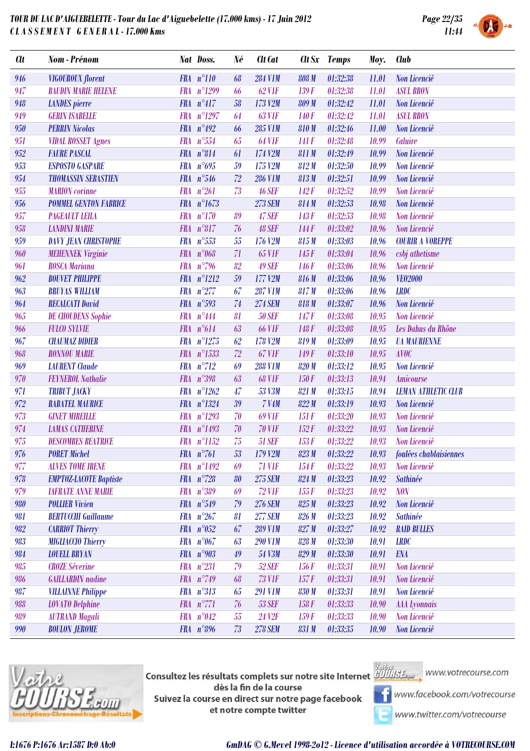# TOUR DU LAC D'AIGUEBELETTE - Tour du Lac d'Aiguebelette (17.000 kms) - 17 Juin 2012

## C L A S S E M E N T   G E N E R A L - 17.000 Kms

| Clt | Nom - Prénom | Nat | Doss. | Né | Clt Cat | Clt Sx | Temps | Moy. | Club |
|---|---|---|---|---|---|---|---|---|---|
| 946 | VIGOUROUX florent | FRA | n°110 | 68 | 284 V1M | 808 M | 01:32:38 | 11.01 | Non Licencié |
| 947 | BAUDIN MARIE HELENE | FRA | n°1299 | 66 | 62 V1F | 139 F | 01:32:38 | 11.01 | ASUL BRON |
| 948 | LANDES pierre | FRA | n°417 | 58 | 173 V2M | 809 M | 01:32:42 | 11.01 | Non Licencié |
| 949 | GERIN ISABELLE | FRA | n°1297 | 64 | 63 V1F | 140 F | 01:32:42 | 11.01 | ASUL BRON |
| 950 | PERRIN Nicolas | FRA | n°492 | 66 | 285 V1M | 810 M | 01:32:46 | 11.00 | Non Licencié |
| 951 | VIDAL ROSSET Agnes | FRA | n°554 | 65 | 64 V1F | 141 F | 01:32:48 | 10.99 | Caluire |
| 952 | FAURE PASCAL | FRA | n°814 | 61 | 174 V2M | 811 M | 01:32:49 | 10.99 | Non Licencié |
| 953 | ESPOSTO GASPARE | FRA | n°695 | 59 | 175 V2M | 812 M | 01:32:50 | 10.99 | Non Licencié |
| 954 | THOMASSIN SEBASTIEN | FRA | n°546 | 72 | 286 V1M | 813 M | 01:32:51 | 10.99 | Non Licencié |
| 955 | MARION corinne | FRA | n°261 | 73 | 46 SEF | 142 F | 01:32:52 | 10.99 | Non Licencié |
| 956 | POMMEL GENTON FABRICE | FRA | n°1673 | | 273 SEM | 814 M | 01:32:53 | 10.98 | Non Licencié |
| 957 | PAGEAULT LEILA | FRA | n°170 | 89 | 47 SEF | 143 F | 01:32:53 | 10.98 | Non Licencié |
| 958 | LANDINI MARIE | FRA | n°817 | 76 | 48 SEF | 144 F | 01:33:02 | 10.96 | Non Licencié |
| 959 | DAVY JEAN CHRISTOPHE | FRA | n°553 | 55 | 176 V2M | 815 M | 01:33:03 | 10.96 | COURIR A VOREPPE |
| 960 | MEHENNEK Virginie | FRA | n°068 | 71 | 65 V1F | 145 F | 01:33:04 | 10.96 | csbj athetisme |
| 961 | ROSCA Mariana | FRA | n°796 | 82 | 49 SEF | 146 F | 01:33:06 | 10.96 | Non Licencié |
| 962 | BOUVET PHILIPPE | FRA | n°1212 | 59 | 177 V2M | 816 M | 01:33:06 | 10.96 | VE02000 |
| 963 | BRUYAS WILLIAM | FRA | n°277 | 67 | 287 V1M | 817 M | 01:33:06 | 10.96 | LRDC |
| 964 | RECALCATI David | FRA | n°593 | 74 | 274 SEM | 818 M | 01:33:07 | 10.96 | Non Licencié |
| 965 | DE CHOUDENS Sophie | FRA | n°444 | 81 | 50 SEF | 147 F | 01:33:08 | 10.95 | Non Licencié |
| 966 | FULCO SYLVIE | FRA | n°614 | 63 | 66 V1F | 148 F | 01:33:08 | 10.95 | Les Dahus du Rhône |
| 967 | CHAUMAZ DIDIER | FRA | n°1275 | 62 | 178 V2M | 819 M | 01:33:09 | 10.95 | UA MAURIENNE |
| 968 | RONNOU MARIE | FRA | n°1533 | 72 | 67 V1F | 149 F | 01:33:10 | 10.95 | AVOC |
| 969 | LAURENT Claude | FRA | n°712 | 69 | 288 V1M | 820 M | 01:33:12 | 10.95 | Non Licencié |
| 970 | FEYNEROL Nathalie | FRA | n°398 | 63 | 68 V1F | 150 F | 01:33:13 | 10.94 | Amicourse |
| 971 | TRIBUT JACKY | FRA | n°1262 | 47 | 53 V3M | 821 M | 01:33:15 | 10.94 | LEMAN ATHLETIC CLUB |
| 972 | RABATEL MAURICE | FRA | n°1324 | 39 | 7 V4M | 822 M | 01:33:19 | 10.93 | Non Licencié |
| 973 | GINET MIREILLE | FRA | n°1293 | 70 | 69 V1F | 151 F | 01:33:20 | 10.93 | Non Licencié |
| 974 | LAMAS CATHERINE | FRA | n°1493 | 70 | 70 V1F | 152 F | 01:33:22 | 10.93 | Non Licencié |
| 975 | DESCOMBES BEATRICE | FRA | n°1152 | 75 | 51 SEF | 153 F | 01:33:22 | 10.93 | Non Licencié |
| 976 | PORET Michel | FRA | n°761 | 53 | 179 V2M | 823 M | 01:33:22 | 10.93 | foulées chablaisiennes |
| 977 | ALVES TOME IRENE | FRA | n°1492 | 69 | 71 V1F | 154 F | 01:33:22 | 10.93 | Non Licencié |
| 978 | EMPTOZ-LACOTE Baptiste | FRA | n°728 | 80 | 275 SEM | 824 M | 01:33:23 | 10.92 | Sathinée |
| 979 | IAFRATE ANNE MARIE | FRA | n°389 | 69 | 72 V1F | 155 F | 01:33:23 | 10.92 | NON |
| 980 | POLLIER Vivien | FRA | n°549 | 79 | 276 SEM | 825 M | 01:33:23 | 10.92 | Non Licencié |
| 981 | BERTUCCHI Guillaume | FRA | n°267 | 81 | 277 SEM | 826 M | 01:33:23 | 10.92 | Sathinée |
| 982 | CARRIOT Thierry | FRA | n°052 | 67 | 289 V1M | 827 M | 01:33:27 | 10.92 | RAID BULLES |
| 983 | MIGLIACCIO Thierry | FRA | n°067 | 63 | 290 V1M | 828 M | 01:33:30 | 10.91 | LRDC |
| 984 | LOUELL BRYAN | FRA | n°903 | 49 | 54 V3M | 829 M | 01:33:30 | 10.91 | ENA |
| 985 | CROZE Séverine | FRA | n°231 | 79 | 52 SEF | 156 F | 01:33:31 | 10.91 | Non Licencié |
| 986 | GAILLARDIN nadine | FRA | n°749 | 68 | 73 V1F | 157 F | 01:33:31 | 10.91 | Non Licencié |
| 987 | VILLAINNE Philippe | FRA | n°313 | 65 | 291 V1M | 830 M | 01:33:31 | 10.91 | Non Licencié |
| 988 | LOVATO Delphine | FRA | n°771 | 76 | 53 SEF | 158 F | 01:33:33 | 10.90 | AAA Lyonnais |
| 989 | AUTRAND Magali | FRA | n°042 | 55 | 24 V2F | 159 F | 01:33:33 | 10.90 | Non Licencié |
| 990 | BOULON JEROME | FRA | n°896 | 73 | 278 SEM | 831 M | 01:33:35 | 10.90 | Non Licencié |

Consultez les résultats complets sur notre site Internet dès la fin de la course
Suivez la course en direct sur notre page facebook et notre compte twitter

www.votrecourse.com
www.facebook.com/votrecourse
www.twitter.com/votrecourse

I:1676 P:1676 Ar:1587 D:0 Ab:0

GmDAG © G.Mevel 1998-2012 - Licence d'utilisation accordée à VOTRECOURSE.COM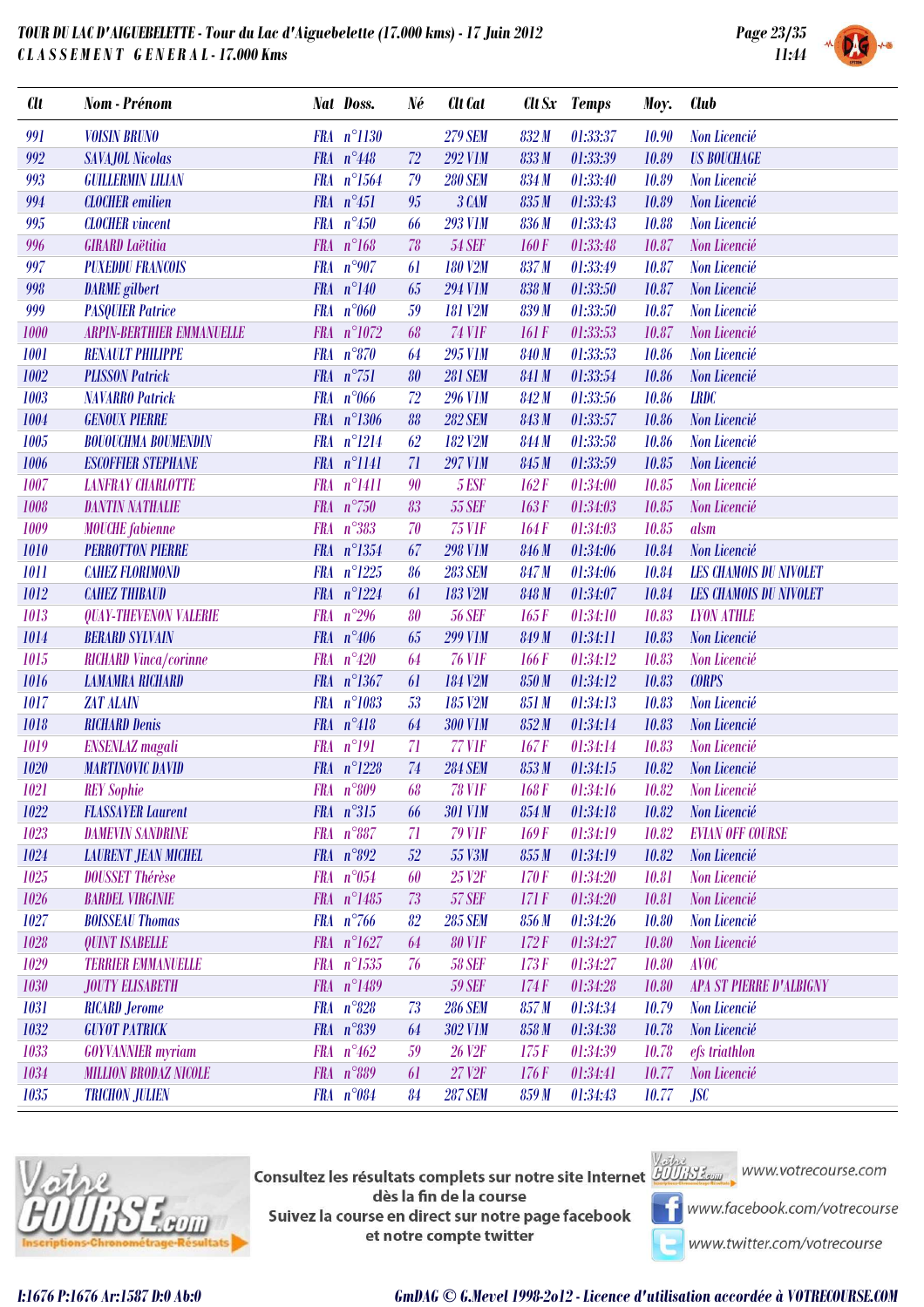# TOUR DU LAC D'AIGUEBELETTE - Tour du Lac d'Aiguebelette (17.000 kms) - 17 Juin 2012

## CLASSEMENT GENERAL - 17.000 Kms

| Clt | Nom - Prénom | Nat | Doss. | Né | Clt Cat | Clt Sx | Temps | Moy. | Club |
|---|---|---|---|---|---|---|---|---|---|
| 991 | VOISIN BRUNO | FRA | n°1130 | | 279 SEM | 832 M | 01:33:37 | 10.90 | Non Licencié |
| 992 | SAVAJOL Nicolas | FRA | n°448 | 72 | 292 V1M | 833 M | 01:33:39 | 10.89 | US BOUCHAGE |
| 993 | GUILLERMIN LILIAN | FRA | n°1564 | 79 | 280 SEM | 834 M | 01:33:40 | 10.89 | Non Licencié |
| 994 | CLOCHER emilien | FRA | n°451 | 95 | 3 CAM | 835 M | 01:33:43 | 10.89 | Non Licencié |
| 995 | CLOCHER vincent | FRA | n°450 | 66 | 293 V1M | 836 M | 01:33:43 | 10.88 | Non Licencié |
| 996 | GIRARD Laëtitia | FRA | n°168 | 78 | 54 SEF | 160 F | 01:33:48 | 10.87 | Non Licencié |
| 997 | PUXEDDU FRANCOIS | FRA | n°907 | 61 | 180 V2M | 837 M | 01:33:49 | 10.87 | Non Licencié |
| 998 | DARME gilbert | FRA | n°140 | 65 | 294 V1M | 838 M | 01:33:50 | 10.87 | Non Licencié |
| 999 | PASQUIER Patrice | FRA | n°060 | 59 | 181 V2M | 839 M | 01:33:50 | 10.87 | Non Licencié |
| 1000 | ARPIN-BERTHIER EMMANUELLE | FRA | n°1072 | 68 | 74 V1F | 161 F | 01:33:53 | 10.87 | Non Licencié |
| 1001 | RENAULT PHILIPPE | FRA | n°870 | 64 | 295 V1M | 840 M | 01:33:53 | 10.86 | Non Licencié |
| 1002 | PLISSON Patrick | FRA | n°751 | 80 | 281 SEM | 841 M | 01:33:54 | 10.86 | Non Licencié |
| 1003 | NAVARRO Patrick | FRA | n°066 | 72 | 296 V1M | 842 M | 01:33:56 | 10.86 | LRDC |
| 1004 | GENOUX PIERRE | FRA | n°1306 | 88 | 282 SEM | 843 M | 01:33:57 | 10.86 | Non Licencié |
| 1005 | BOUOUCHMA BOUMENDIN | FRA | n°1214 | 62 | 182 V2M | 844 M | 01:33:58 | 10.86 | Non Licencié |
| 1006 | ESCOFFIER STEPHANE | FRA | n°1141 | 71 | 297 V1M | 845 M | 01:33:59 | 10.85 | Non Licencié |
| 1007 | LANFRAY CHARLOTTE | FRA | n°1411 | 90 | 5 ESF | 162 F | 01:34:00 | 10.85 | Non Licencié |
| 1008 | DANTIN NATHALIE | FRA | n°750 | 83 | 55 SEF | 163 F | 01:34:03 | 10.85 | Non Licencié |
| 1009 | MOUCHE fabienne | FRA | n°383 | 70 | 75 V1F | 164 F | 01:34:03 | 10.85 | alsm |
| 1010 | PERROTTON PIERRE | FRA | n°1354 | 67 | 298 V1M | 846 M | 01:34:06 | 10.84 | Non Licencié |
| 1011 | CAHEZ FLORIMOND | FRA | n°1225 | 86 | 283 SEM | 847 M | 01:34:06 | 10.84 | LES CHAMOIS DU NIVOLET |
| 1012 | CAHEZ THIBAUD | FRA | n°1224 | 61 | 183 V2M | 848 M | 01:34:07 | 10.84 | LES CHAMOIS DU NIVOLET |
| 1013 | QUAY-THEVENON VALERIE | FRA | n°296 | 80 | 56 SEF | 165 F | 01:34:10 | 10.83 | LYON ATHLE |
| 1014 | BERARD SYLVAIN | FRA | n°406 | 65 | 299 V1M | 849 M | 01:34:11 | 10.83 | Non Licencié |
| 1015 | RICHARD Vinca/corinne | FRA | n°420 | 64 | 76 V1F | 166 F | 01:34:12 | 10.83 | Non Licencié |
| 1016 | LAMAMRA RICHARD | FRA | n°1367 | 61 | 184 V2M | 850 M | 01:34:12 | 10.83 | CORPS |
| 1017 | ZAT ALAIN | FRA | n°1083 | 53 | 185 V2M | 851 M | 01:34:13 | 10.83 | Non Licencié |
| 1018 | RICHARD Denis | FRA | n°418 | 64 | 300 V1M | 852 M | 01:34:14 | 10.83 | Non Licencié |
| 1019 | ENSENLAZ magali | FRA | n°191 | 71 | 77 V1F | 167 F | 01:34:14 | 10.83 | Non Licencié |
| 1020 | MARTINOVIC DAVID | FRA | n°1228 | 74 | 284 SEM | 853 M | 01:34:15 | 10.82 | Non Licencié |
| 1021 | REY Sophie | FRA | n°809 | 68 | 78 V1F | 168 F | 01:34:16 | 10.82 | Non Licencié |
| 1022 | FLASSAYER Laurent | FRA | n°315 | 66 | 301 V1M | 854 M | 01:34:18 | 10.82 | Non Licencié |
| 1023 | DAMEVIN SANDRINE | FRA | n°887 | 71 | 79 V1F | 169 F | 01:34:19 | 10.82 | EVIAN OFF COURSE |
| 1024 | LAURENT JEAN MICHEL | FRA | n°892 | 52 | 55 V3M | 855 M | 01:34:19 | 10.82 | Non Licencié |
| 1025 | DOUSSET Thérèse | FRA | n°054 | 60 | 25 V2F | 170 F | 01:34:20 | 10.81 | Non Licencié |
| 1026 | BARDEL VIRGINIE | FRA | n°1485 | 73 | 57 SEF | 171 F | 01:34:20 | 10.81 | Non Licencié |
| 1027 | BOISSEAU Thomas | FRA | n°766 | 82 | 285 SEM | 856 M | 01:34:26 | 10.80 | Non Licencié |
| 1028 | QUINT ISABELLE | FRA | n°1627 | 64 | 80 V1F | 172 F | 01:34:27 | 10.80 | Non Licencié |
| 1029 | TERRIER EMMANUELLE | FRA | n°1535 | 76 | 58 SEF | 173 F | 01:34:27 | 10.80 | AVOC |
| 1030 | JOUTY ELISABETH | FRA | n°1489 | | 59 SEF | 174 F | 01:34:28 | 10.80 | APA ST PIERRE D'ALBIGNY |
| 1031 | RICARD Jerome | FRA | n°828 | 73 | 286 SEM | 857 M | 01:34:34 | 10.79 | Non Licencié |
| 1032 | GUYOT PATRICK | FRA | n°839 | 64 | 302 V1M | 858 M | 01:34:38 | 10.78 | Non Licencié |
| 1033 | GOYVANNIER myriam | FRA | n°462 | 59 | 26 V2F | 175 F | 01:34:39 | 10.78 | efs triathlon |
| 1034 | MILLION BRODAZ NICOLE | FRA | n°889 | 61 | 27 V2F | 176 F | 01:34:41 | 10.77 | Non Licencié |
| 1035 | TRICHON JULIEN | FRA | n°084 | 84 | 287 SEM | 859 M | 01:34:43 | 10.77 | JSC |

Consultez les résultats complets sur notre site Internet dès la fin de la course
Suivez la course en direct sur notre page facebook et notre compte twitter

www.votrecourse.com
www.facebook.com/votrecourse
www.twitter.com/votrecourse

I:1676 P:1676 Ar:1587 D:0 Ab:0 — GmDAG © G.Mevel 1998-2o12 - Licence d'utilisation accordée à VOTRECOURSE.COM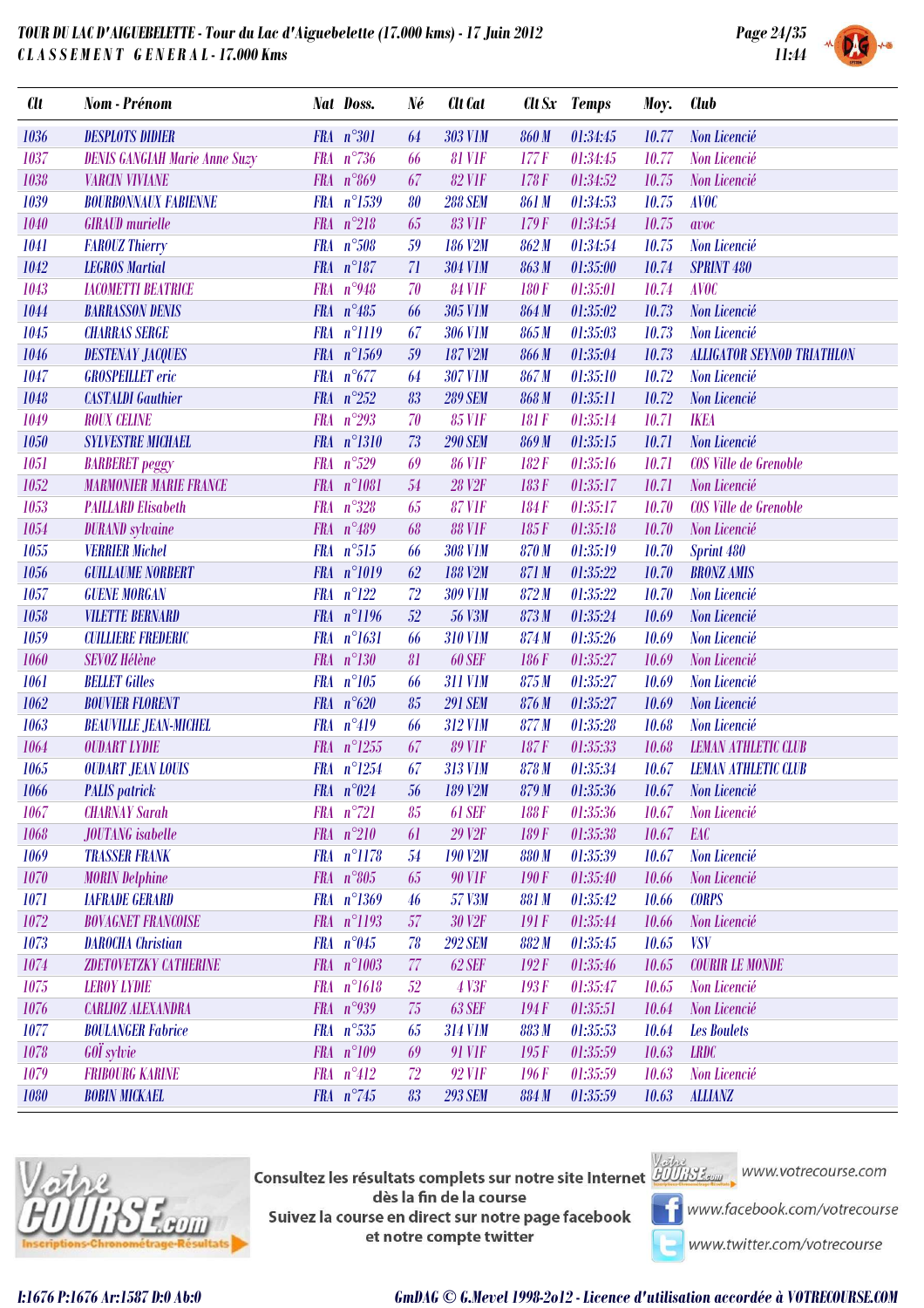**TOUR DU LAC D'AIGUEBELETTE - Tour du Lac d'Aiguebelette (17.000 kms) - 17 Juin 2012**
**C L A S S E M E N T G E N E R A L - 17.000 Kms**

| Clt | Nom - Prénom | Nat | Doss. | Né | Clt Cat | Clt Sx | Temps | Moy. | Club |
|---|---|---|---|---|---|---|---|---|---|
| 1036 | DESPLOTS DIDIER | FRA | n°301 | 64 | 303 V1M | 860 M | 01:34:45 | 10.77 | Non Licencié |
| 1037 | DENIS GANGIAH Marie Anne Suzy | FRA | n°736 | 66 | 81 V1F | 177 F | 01:34:45 | 10.77 | Non Licencié |
| 1038 | VARCIN VIVIANE | FRA | n°869 | 67 | 82 V1F | 178 F | 01:34:52 | 10.75 | Non Licencié |
| 1039 | BOURBONNAUX FABIENNE | FRA | n°1539 | 80 | 288 SEM | 861 M | 01:34:53 | 10.75 | AVOC |
| 1040 | GIRAUD murielle | FRA | n°218 | 65 | 83 V1F | 179 F | 01:34:54 | 10.75 | avoc |
| 1041 | FAROUZ Thierry | FRA | n°508 | 59 | 186 V2M | 862 M | 01:34:54 | 10.75 | Non Licencié |
| 1042 | LEGROS Martial | FRA | n°187 | 71 | 304 V1M | 863 M | 01:35:00 | 10.74 | SPRINT 480 |
| 1043 | IACOMETTI BEATRICE | FRA | n°948 | 70 | 84 V1F | 180 F | 01:35:01 | 10.74 | AVOC |
| 1044 | BARRASSON DENIS | FRA | n°485 | 66 | 305 V1M | 864 M | 01:35:02 | 10.73 | Non Licencié |
| 1045 | CHARRAS SERGE | FRA | n°1119 | 67 | 306 V1M | 865 M | 01:35:03 | 10.73 | Non Licencié |
| 1046 | DESTENAY JACQUES | FRA | n°1569 | 59 | 187 V2M | 866 M | 01:35:04 | 10.73 | ALLIGATOR SEYNOD TRIATHLON |
| 1047 | GROSPEILLET eric | FRA | n°677 | 64 | 307 V1M | 867 M | 01:35:10 | 10.72 | Non Licencié |
| 1048 | CASTALDI Gauthier | FRA | n°252 | 83 | 289 SEM | 868 M | 01:35:11 | 10.72 | Non Licencié |
| 1049 | ROUX CELINE | FRA | n°293 | 70 | 85 V1F | 181 F | 01:35:14 | 10.71 | IKEA |
| 1050 | SYLVESTRE MICHAEL | FRA | n°1310 | 73 | 290 SEM | 869 M | 01:35:15 | 10.71 | Non Licencié |
| 1051 | BARBERET peggy | FRA | n°529 | 69 | 86 V1F | 182 F | 01:35:16 | 10.71 | COS Ville de Grenoble |
| 1052 | MARMONIER MARIE FRANCE | FRA | n°1081 | 54 | 28 V2F | 183 F | 01:35:17 | 10.71 | Non Licencié |
| 1053 | PAILLARD Elisabeth | FRA | n°328 | 65 | 87 V1F | 184 F | 01:35:17 | 10.70 | COS Ville de Grenoble |
| 1054 | DURAND sylvaine | FRA | n°489 | 68 | 88 V1F | 185 F | 01:35:18 | 10.70 | Non Licencié |
| 1055 | VERRIER Michel | FRA | n°515 | 66 | 308 V1M | 870 M | 01:35:19 | 10.70 | Sprint 480 |
| 1056 | GUILLAUME NORBERT | FRA | n°1019 | 62 | 188 V2M | 871 M | 01:35:22 | 10.70 | BRONZ AMIS |
| 1057 | GUENE MORGAN | FRA | n°122 | 72 | 309 V1M | 872 M | 01:35:22 | 10.70 | Non Licencié |
| 1058 | VILETTE BERNARD | FRA | n°1196 | 52 | 56 V3M | 873 M | 01:35:24 | 10.69 | Non Licencié |
| 1059 | CUILLIERE FREDERIC | FRA | n°1631 | 66 | 310 V1M | 874 M | 01:35:26 | 10.69 | Non Licencié |
| 1060 | SEVOZ Hélène | FRA | n°130 | 81 | 60 SEF | 186 F | 01:35:27 | 10.69 | Non Licencié |
| 1061 | BELLET Gilles | FRA | n°105 | 66 | 311 V1M | 875 M | 01:35:27 | 10.69 | Non Licencié |
| 1062 | BOUVIER FLORENT | FRA | n°620 | 85 | 291 SEM | 876 M | 01:35:27 | 10.69 | Non Licencié |
| 1063 | BEAUVILLE JEAN-MICHEL | FRA | n°419 | 66 | 312 V1M | 877 M | 01:35:28 | 10.68 | Non Licencié |
| 1064 | OUDART LYDIE | FRA | n°1255 | 67 | 89 V1F | 187 F | 01:35:33 | 10.68 | LEMAN ATHLETIC CLUB |
| 1065 | OUDART JEAN LOUIS | FRA | n°1254 | 67 | 313 V1M | 878 M | 01:35:34 | 10.67 | LEMAN ATHLETIC CLUB |
| 1066 | PALIS patrick | FRA | n°024 | 56 | 189 V2M | 879 M | 01:35:36 | 10.67 | Non Licencié |
| 1067 | CHARNAY Sarah | FRA | n°721 | 85 | 61 SEF | 188 F | 01:35:36 | 10.67 | Non Licencié |
| 1068 | JOUTANG isabelle | FRA | n°210 | 61 | 29 V2F | 189 F | 01:35:38 | 10.67 | EAC |
| 1069 | TRASSER FRANK | FRA | n°1178 | 54 | 190 V2M | 880 M | 01:35:39 | 10.67 | Non Licencié |
| 1070 | MORIN Delphine | FRA | n°805 | 65 | 90 V1F | 190 F | 01:35:40 | 10.66 | Non Licencié |
| 1071 | LAFRADE GERARD | FRA | n°1369 | 46 | 57 V3M | 881 M | 01:35:42 | 10.66 | CORPS |
| 1072 | BOVAGNET FRANCOISE | FRA | n°1193 | 57 | 30 V2F | 191 F | 01:35:44 | 10.66 | Non Licencié |
| 1073 | DAROCHA Christian | FRA | n°045 | 78 | 292 SEM | 882 M | 01:35:45 | 10.65 | VSV |
| 1074 | ZDETOVETZKY CATHERINE | FRA | n°1003 | 77 | 62 SEF | 192 F | 01:35:46 | 10.65 | COURIR LE MONDE |
| 1075 | LEROY LYDIE | FRA | n°1618 | 52 | 4 V3F | 193 F | 01:35:47 | 10.65 | Non Licencié |
| 1076 | CARLIOZ ALEXANDRA | FRA | n°939 | 75 | 63 SEF | 194 F | 01:35:51 | 10.64 | Non Licencié |
| 1077 | BOULANGER Fabrice | FRA | n°535 | 65 | 314 V1M | 883 M | 01:35:53 | 10.64 | Les Boulets |
| 1078 | GOÏ sylvie | FRA | n°109 | 69 | 91 V1F | 195 F | 01:35:59 | 10.63 | LRDC |
| 1079 | FRIBOURG KARINE | FRA | n°412 | 72 | 92 V1F | 196 F | 01:35:59 | 10.63 | Non Licencié |
| 1080 | BOBIN MICKAEL | FRA | n°745 | 83 | 293 SEM | 884 M | 01:35:59 | 10.63 | ALLIANZ |

Consultez les résultats complets sur notre site Internet dès la fin de la course
Suivez la course en direct sur notre page facebook et notre compte twitter

www.votrecourse.com
www.facebook.com/votrecourse
www.twitter.com/votrecourse

I:1676 P:1676 Ar:1587 D:0 Ab:0

GmDAG © G.Mevel 1998-2o12 - Licence d'utilisation accordée à VOTRECOURSE.COM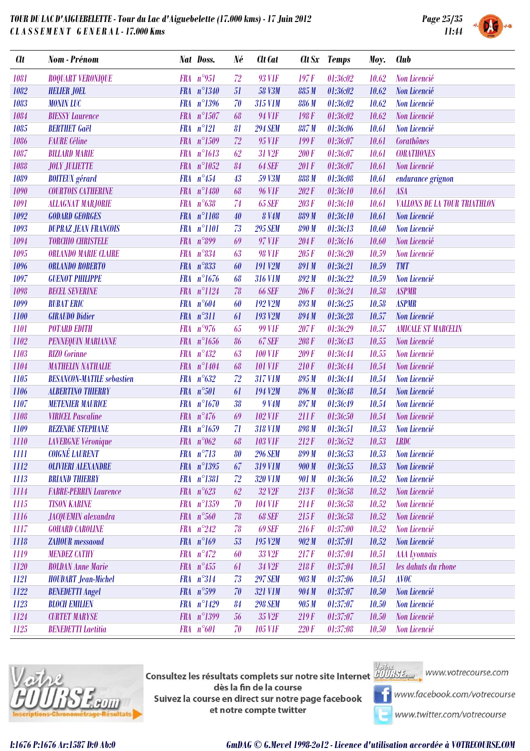# TOUR DU LAC D'AIGUEBELETTE - Tour du Lac d'Aiguebelette (17.000 kms) - 17 Juin 2012

## CLASSEMENT GENERAL - 17.000 Kms

11:44

| Clt | Nom - Prénom | Nat | Doss. | Né | Clt Cat | Clt Sx | Temps | Moy. | Club |
|---|---|---|---|---|---|---|---|---|---|
| 1081 | ROQUART VERONIQUE | FRA | n°951 | 72 | 93 V1F | 197 F | 01:36:02 | 10.62 | Non Licencié |
| 1082 | HELIER JOEL | FRA | n°1340 | 51 | 58 V3M | 885 M | 01:36:02 | 10.62 | Non Licencié |
| 1083 | MONIN LUC | FRA | n°1396 | 70 | 315 V1M | 886 M | 01:36:02 | 10.62 | Non Licencié |
| 1084 | BIESSY Laurence | FRA | n°1507 | 68 | 94 V1F | 198 F | 01:36:02 | 10.62 | Non Licencié |
| 1085 | BERTHET Gaël | FRA | n°121 | 81 | 294 SEM | 887 M | 01:36:06 | 10.61 | Non Licencié |
| 1086 | FAURE Céline | FRA | n°1509 | 72 | 95 V1F | 199 F | 01:36:07 | 10.61 | Corathônes |
| 1087 | BILLARD MARIE | FRA | n°1613 | 62 | 31 V2F | 200 F | 01:36:07 | 10.61 | CORATHONES |
| 1088 | JOLY JULIETTE | FRA | n°1052 | 84 | 64 SEF | 201 F | 01:36:07 | 10.61 | Non Licencié |
| 1089 | BOITEUX gérard | FRA | n°454 | 43 | 59 V3M | 888 M | 01:36:08 | 10.61 | endurance grignon |
| 1090 | COURTOIS CATHERINE | FRA | n°1480 | 68 | 96 V1F | 202 F | 01:36:10 | 10.61 | ASA |
| 1091 | ALLAGNAT MARJORIE | FRA | n°638 | 74 | 65 SEF | 203 F | 01:36:10 | 10.61 | VALLONS DE LA TOUR TRIATHLON |
| 1092 | GODARD GEORGES | FRA | n°1108 | 40 | 8 V4M | 889 M | 01:36:10 | 10.61 | Non Licencié |
| 1093 | DUPRAZ JEAN FRANCOIS | FRA | n°1101 | 73 | 295 SEM | 890 M | 01:36:13 | 10.60 | Non Licencié |
| 1094 | TORCHIO CHRISTELE | FRA | n°899 | 69 | 97 V1F | 204 F | 01:36:16 | 10.60 | Non Licencié |
| 1095 | ORLANDO MARIE CLAIRE | FRA | n°834 | 63 | 98 V1F | 205 F | 01:36:20 | 10.59 | Non Licencié |
| 1096 | ORLANDO ROBERTO | FRA | n°833 | 60 | 191 V2M | 891 M | 01:36:21 | 10.59 | TMT |
| 1097 | GUENOT PHILIPPE | FRA | n°1676 | 68 | 316 V1M | 892 M | 01:36:22 | 10.59 | Non Licencié |
| 1098 | BECEL SEVERINE | FRA | n°1124 | 78 | 66 SEF | 206 F | 01:36:24 | 10.58 | ASPMR |
| 1099 | RUBAT ERIC | FRA | n°604 | 60 | 192 V2M | 893 M | 01:36:25 | 10.58 | ASPMR |
| 1100 | GIRAUDO Didier | FRA | n°311 | 61 | 193 V2M | 894 M | 01:36:28 | 10.57 | Non Licencié |
| 1101 | POTARD EDITH | FRA | n°976 | 65 | 99 V1F | 207 F | 01:36:29 | 10.57 | AMICALE ST MARCELIN |
| 1102 | PENNEQUIN MARIANNE | FRA | n°1656 | 86 | 67 SEF | 208 F | 01:36:43 | 10.55 | Non Licencié |
| 1103 | RIZO Corinne | FRA | n°432 | 63 | 100 V1F | 209 F | 01:36:44 | 10.55 | Non Licencié |
| 1104 | MATHELIN NATHALIE | FRA | n°1404 | 68 | 101 V1F | 210 F | 01:36:44 | 10.54 | Non Licencié |
| 1105 | BESANCON-MATILE sebastien | FRA | n°632 | 72 | 317 V1M | 895 M | 01:36:44 | 10.54 | Non Licencié |
| 1106 | ALBERTINO THIERRY | FRA | n°501 | 61 | 194 V2M | 896 M | 01:36:48 | 10.54 | Non Licencié |
| 1107 | METENIER MAURICE | FRA | n°1670 | 38 | 9 V4M | 897 M | 01:36:49 | 10.54 | Non Licencié |
| 1108 | VIRICEL Pascaline | FRA | n°476 | 69 | 102 V1F | 211 F | 01:36:50 | 10.54 | Non Licencié |
| 1109 | REZENDE STEPHANE | FRA | n°1659 | 71 | 318 V1M | 898 M | 01:36:51 | 10.53 | Non Licencié |
| 1110 | LAVERGNE Véronique | FRA | n°062 | 68 | 103 V1F | 212 F | 01:36:52 | 10.53 | LRDC |
| 1111 | COIGNÉ LAURENT | FRA | n°713 | 80 | 296 SEM | 899 M | 01:36:53 | 10.53 | Non Licencié |
| 1112 | OLIVIERI ALEXANDRE | FRA | n°1395 | 67 | 319 V1M | 900 M | 01:36:55 | 10.53 | Non Licencié |
| 1113 | BRIAND THIERRY | FRA | n°1381 | 72 | 320 V1M | 901 M | 01:36:56 | 10.52 | Non Licencié |
| 1114 | FABRE-PERRIN Laurence | FRA | n°623 | 62 | 32 V2F | 213 F | 01:36:58 | 10.52 | Non Licencié |
| 1115 | TISON KARINE | FRA | n°1359 | 70 | 104 V1F | 214 F | 01:36:58 | 10.52 | Non Licencié |
| 1116 | JACQUEMIN alexandra | FRA | n°560 | 78 | 68 SEF | 215 F | 01:36:58 | 10.52 | Non Licencié |
| 1117 | GOHARD CAROLINE | FRA | n°242 | 78 | 69 SEF | 216 F | 01:37:00 | 10.52 | Non Licencié |
| 1118 | ZAHOUR messaoud | FRA | n°169 | 53 | 195 V2M | 902 M | 01:37:01 | 10.52 | Non Licencié |
| 1119 | MENDEZ CATHY | FRA | n°472 | 60 | 33 V2F | 217 F | 01:37:04 | 10.51 | AAA Lyonnais |
| 1120 | ROLDAN Anne Marie | FRA | n°455 | 61 | 34 V2F | 218 F | 01:37:04 | 10.51 | les dahuts du rhone |
| 1121 | HOUDART Jean-Michel | FRA | n°314 | 73 | 297 SEM | 903 M | 01:37:06 | 10.51 | AVOC |
| 1122 | BENEDETTI Angel | FRA | n°599 | 70 | 321 V1M | 904 M | 01:37:07 | 10.50 | Non Licencié |
| 1123 | BLOCH EMILIEN | FRA | n°1429 | 84 | 298 SEM | 905 M | 01:37:07 | 10.50 | Non Licencié |
| 1124 | CURTET MARYSE | FRA | n°1399 | 56 | 35 V2F | 219 F | 01:37:07 | 10.50 | Non Licencié |
| 1125 | BENEDETTI Laetitia | FRA | n°601 | 70 | 105 V1F | 220 F | 01:37:08 | 10.50 | Non Licencié |

Consultez les résultats complets sur notre site Internet dès la fin de la course
Suivez la course en direct sur notre page facebook et notre compte twitter

www.votrecourse.com
www.facebook.com/votrecourse
www.twitter.com/votrecourse

I:1676 P:1676 Ar:1587 D:0 Ab:0

GmDAG © G.Mevel 1998-2o12 - Licence d'utilisation accordée à VOTRECOURSE.COM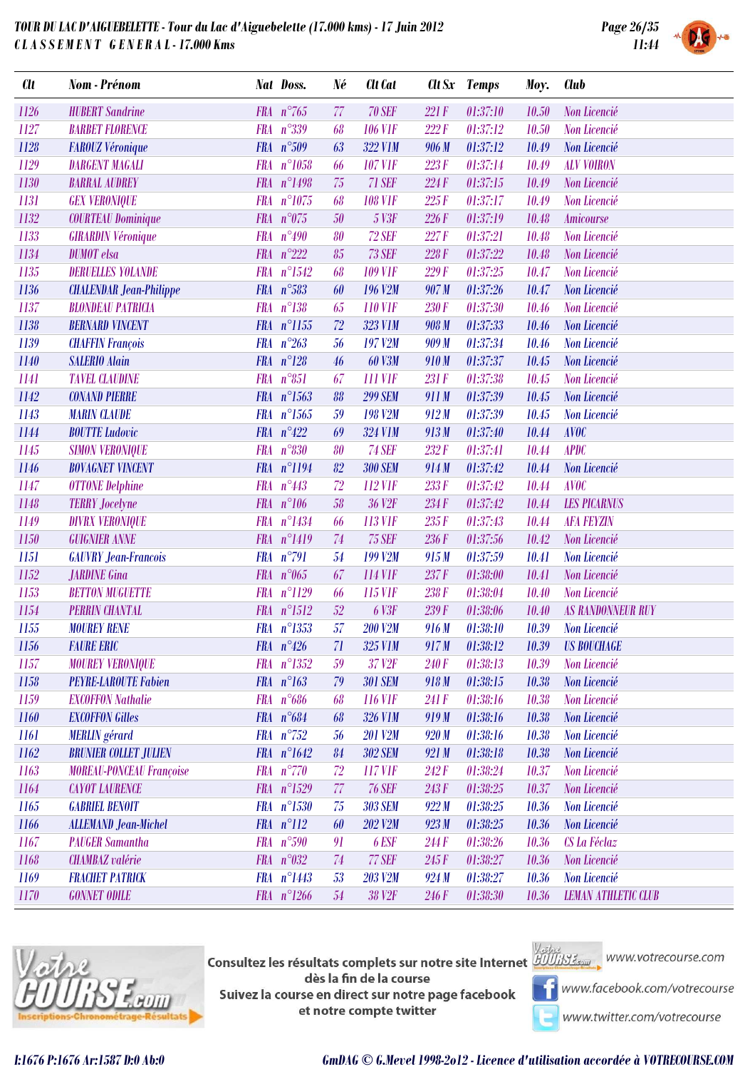# TOUR DU LAC D'AIGUEBELETTE - Tour du Lac d'Aiguebelette (17.000 kms) - 17 Juin 2012

## CLASSEMENT GENERAL - 17.000 Kms

| Clt | Nom - Prénom | Nat | Doss. | Né | Clt Cat | Clt Sx | Temps | Moy. | Club |
|---|---|---|---|---|---|---|---|---|---|
| 1126 | HUBERT Sandrine | FRA | n°765 | 77 | 70 SEF | 221 F | 01:37:10 | 10.50 | Non Licencié |
| 1127 | BARBET FLORENCE | FRA | n°339 | 68 | 106 V1F | 222 F | 01:37:12 | 10.50 | Non Licencié |
| 1128 | FAROUZ Véronique | FRA | n°509 | 63 | 322 V1M | 906 M | 01:37:12 | 10.49 | Non Licencié |
| 1129 | DARGENT MAGALI | FRA | n°1058 | 66 | 107 V1F | 223 F | 01:37:14 | 10.49 | ALV VOIRON |
| 1130 | BARRAL AUDREY | FRA | n°1498 | 75 | 71 SEF | 224 F | 01:37:15 | 10.49 | Non Licencié |
| 1131 | GEX VERONIQUE | FRA | n°1075 | 68 | 108 V1F | 225 F | 01:37:17 | 10.49 | Non Licencié |
| 1132 | COURTEAU Dominique | FRA | n°075 | 50 | 5 V3F | 226 F | 01:37:19 | 10.48 | Amicourse |
| 1133 | GIRARDIN Véronique | FRA | n°490 | 80 | 72 SEF | 227 F | 01:37:21 | 10.48 | Non Licencié |
| 1134 | DUMOT elsa | FRA | n°222 | 85 | 73 SEF | 228 F | 01:37:22 | 10.48 | Non Licencié |
| 1135 | DERUELLES YOLANDE | FRA | n°1542 | 68 | 109 V1F | 229 F | 01:37:25 | 10.47 | Non Licencié |
| 1136 | CHALENDAR Jean-Philippe | FRA | n°583 | 60 | 196 V2M | 907 M | 01:37:26 | 10.47 | Non Licencié |
| 1137 | BLONDEAU PATRICIA | FRA | n°138 | 65 | 110 V1F | 230 F | 01:37:30 | 10.46 | Non Licencié |
| 1138 | BERNARD VINCENT | FRA | n°1155 | 72 | 323 V1M | 908 M | 01:37:33 | 10.46 | Non Licencié |
| 1139 | CHAFFIN François | FRA | n°263 | 56 | 197 V2M | 909 M | 01:37:34 | 10.46 | Non Licencié |
| 1140 | SALERIO Alain | FRA | n°128 | 46 | 60 V3M | 910 M | 01:37:37 | 10.45 | Non Licencié |
| 1141 | TAVEL CLAUDINE | FRA | n°851 | 67 | 111 V1F | 231 F | 01:37:38 | 10.45 | Non Licencié |
| 1142 | CONAND PIERRE | FRA | n°1563 | 88 | 299 SEM | 911 M | 01:37:39 | 10.45 | Non Licencié |
| 1143 | MARIN CLAUDE | FRA | n°1565 | 59 | 198 V2M | 912 M | 01:37:39 | 10.45 | Non Licencié |
| 1144 | BOUTTE Ludovic | FRA | n°422 | 69 | 324 V1M | 913 M | 01:37:40 | 10.44 | AVOC |
| 1145 | SIMON VERONIQUE | FRA | n°830 | 80 | 74 SEF | 232 F | 01:37:41 | 10.44 | APDC |
| 1146 | BOVAGNET VINCENT | FRA | n°1194 | 82 | 300 SEM | 914 M | 01:37:42 | 10.44 | Non Licencié |
| 1147 | OTTONE Delphine | FRA | n°443 | 72 | 112 V1F | 233 F | 01:37:42 | 10.44 | AVOC |
| 1148 | TERRY Jocelyne | FRA | n°106 | 58 | 36 V2F | 234 F | 01:37:42 | 10.44 | LES PICARNUS |
| 1149 | DIVRX VERONIQUE | FRA | n°1434 | 66 | 113 V1F | 235 F | 01:37:43 | 10.44 | AFA FEYZIN |
| 1150 | GUIGNIER ANNE | FRA | n°1419 | 74 | 75 SEF | 236 F | 01:37:56 | 10.42 | Non Licencié |
| 1151 | GAUVRY Jean-Francois | FRA | n°791 | 54 | 199 V2M | 915 M | 01:37:59 | 10.41 | Non Licencié |
| 1152 | JARDINE Gina | FRA | n°065 | 67 | 114 V1F | 237 F | 01:38:00 | 10.41 | Non Licencié |
| 1153 | BETTON MUGUETTE | FRA | n°1129 | 66 | 115 V1F | 238 F | 01:38:04 | 10.40 | Non Licencié |
| 1154 | PERRIN CHANTAL | FRA | n°1512 | 52 | 6 V3F | 239 F | 01:38:06 | 10.40 | AS RANDONNEUR RUY |
| 1155 | MOUREY RENE | FRA | n°1353 | 57 | 200 V2M | 916 M | 01:38:10 | 10.39 | Non Licencié |
| 1156 | FAURE ERIC | FRA | n°426 | 71 | 325 V1M | 917 M | 01:38:12 | 10.39 | US BOUCHAGE |
| 1157 | MOUREY VERONIQUE | FRA | n°1352 | 59 | 37 V2F | 240 F | 01:38:13 | 10.39 | Non Licencié |
| 1158 | PEYRE-LAROUTE Fabien | FRA | n°163 | 79 | 301 SEM | 918 M | 01:38:15 | 10.38 | Non Licencié |
| 1159 | EXCOFFON Nathalie | FRA | n°686 | 68 | 116 V1F | 241 F | 01:38:16 | 10.38 | Non Licencié |
| 1160 | EXCOFFON Gilles | FRA | n°684 | 68 | 326 V1M | 919 M | 01:38:16 | 10.38 | Non Licencié |
| 1161 | MERLIN gérard | FRA | n°752 | 56 | 201 V2M | 920 M | 01:38:16 | 10.38 | Non Licencié |
| 1162 | BRUNIER COLLET JULIEN | FRA | n°1642 | 84 | 302 SEM | 921 M | 01:38:18 | 10.38 | Non Licencié |
| 1163 | MOREAU-PONCEAU Françoise | FRA | n°770 | 72 | 117 V1F | 242 F | 01:38:24 | 10.37 | Non Licencié |
| 1164 | CAYOT LAURENCE | FRA | n°1529 | 77 | 76 SEF | 243 F | 01:38:25 | 10.37 | Non Licencié |
| 1165 | GABRIEL BENOIT | FRA | n°1530 | 75 | 303 SEM | 922 M | 01:38:25 | 10.36 | Non Licencié |
| 1166 | ALLEMAND Jean-Michel | FRA | n°112 | 60 | 202 V2M | 923 M | 01:38:25 | 10.36 | Non Licencié |
| 1167 | PAUGER Samantha | FRA | n°590 | 91 | 6 ESF | 244 F | 01:38:26 | 10.36 | CS La Féclaz |
| 1168 | CHAMBAZ valérie | FRA | n°032 | 74 | 77 SEF | 245 F | 01:38:27 | 10.36 | Non Licencié |
| 1169 | FRACHET PATRICK | FRA | n°1443 | 53 | 203 V2M | 924 M | 01:38:27 | 10.36 | Non Licencié |
| 1170 | GONNET ODILE | FRA | n°1266 | 54 | 38 V2F | 246 F | 01:38:30 | 10.36 | LEMAN ATHLETIC CLUB |

Consultez les résultats complets sur notre site Internet dès la fin de la course
Suivez la course en direct sur notre page facebook et notre compte twitter

www.votrecourse.com
www.facebook.com/votrecourse
www.twitter.com/votrecourse

I:1676 P:1676 Ar:1587 D:0 Ab:0

GmDAG © G.Mevel 1998-2012 - Licence d'utilisation accordée à VOTRECOURSE.COM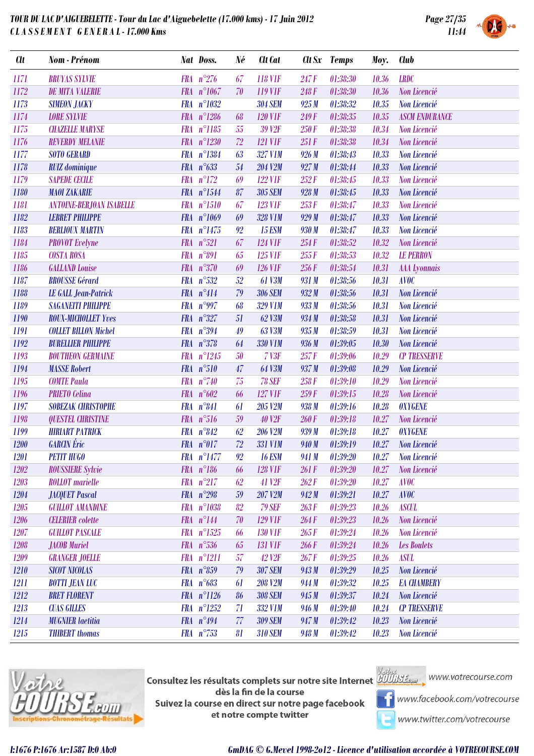# TOUR DU LAC D'AIGUEBELETTE - Tour du Lac d'Aiguebelette (17.000 kms) - 17 Juin 2012

## CLASSEMENT GENERAL - 17.000 Kms

11:44

| Clt | Nom - Prénom | Nat | Doss. | Né | Clt Cat | Clt Sx | Temps | Moy. | Club |
|---|---|---|---|---|---|---|---|---|---|
| 1171 | BRUYAS SYLVIE | FRA | n°276 | 67 | 118 V1F | 247 F | 01:38:30 | 10.36 | LRDC |
| 1172 | DE MITA VALERIE | FRA | n°1067 | 70 | 119 V1F | 248 F | 01:38:30 | 10.36 | Non Licencié |
| 1173 | SIMEON JACKY | FRA | n°1032 | | 304 SEM | 925 M | 01:38:32 | 10.35 | Non Licencié |
| 1174 | LORE SYLVIE | FRA | n°1286 | 68 | 120 V1F | 249 F | 01:38:35 | 10.35 | ASCM ENDURANCE |
| 1175 | CHAZELLE MARYSE | FRA | n°1185 | 55 | 39 V2F | 250 F | 01:38:38 | 10.34 | Non Licencié |
| 1176 | REVERDY MELANIE | FRA | n°1230 | 72 | 121 V1F | 251 F | 01:38:38 | 10.34 | Non Licencié |
| 1177 | SOTO GERARD | FRA | n°1384 | 63 | 327 V1M | 926 M | 01:38:43 | 10.33 | Non Licencié |
| 1178 | RUIZ dominique | FRA | n°633 | 54 | 204 V2M | 927 M | 01:38:44 | 10.33 | Non Licencié |
| 1179 | SAPEDE CECILE | FRA | n°172 | 69 | 122 V1F | 252 F | 01:38:45 | 10.33 | Non Licencié |
| 1180 | MAOI ZAKARIE | FRA | n°1544 | 87 | 305 SEM | 928 M | 01:38:45 | 10.33 | Non Licencié |
| 1181 | ANTOINE-BERJOAN ISABELLE | FRA | n°1510 | 67 | 123 V1F | 253 F | 01:38:47 | 10.33 | Non Licencié |
| 1182 | LEBRET PHILIPPE | FRA | n°1069 | 69 | 328 V1M | 929 M | 01:38:47 | 10.33 | Non Licencié |
| 1183 | BERLIOUX MARTIN | FRA | n°1475 | 92 | 15 ESM | 930 M | 01:38:47 | 10.33 | Non Licencié |
| 1184 | PROVOT Evelyne | FRA | n°521 | 67 | 124 V1F | 254 F | 01:38:52 | 10.32 | Non Licencié |
| 1185 | COSTA ROSA | FRA | n°891 | 65 | 125 V1F | 255 F | 01:38:53 | 10.32 | LE PERRON |
| 1186 | GALLAND Louise | FRA | n°370 | 69 | 126 V1F | 256 F | 01:38:54 | 10.31 | AAA Lyonnais |
| 1187 | BROUSSE Gérard | FRA | n°532 | 52 | 61 V3M | 931 M | 01:38:56 | 10.31 | AVOC |
| 1188 | LE GALL Jean-Patrick | FRA | n°414 | 79 | 306 SEM | 932 M | 01:38:56 | 10.31 | Non Licencié |
| 1189 | SAGANEITI PHILIPPE | FRA | n°997 | 68 | 329 V1M | 933 M | 01:38:56 | 10.31 | Non Licencié |
| 1190 | ROUX-MICHOLLET Yves | FRA | n°327 | 51 | 62 V3M | 934 M | 01:38:58 | 10.31 | Non Licencié |
| 1191 | COLLET BILLON Michel | FRA | n°394 | 49 | 63 V3M | 935 M | 01:38:59 | 10.31 | Non Licencié |
| 1192 | BURELLIER PHILIPPE | FRA | n°378 | 64 | 330 V1M | 936 M | 01:39:05 | 10.30 | Non Licencié |
| 1193 | BOUTHEON GERMAINE | FRA | n°1245 | 50 | 7 V3F | 257 F | 01:39:06 | 10.29 | CP TRESSERVE |
| 1194 | MASSE Robert | FRA | n°510 | 47 | 64 V3M | 937 M | 01:39:08 | 10.29 | Non Licencié |
| 1195 | COMTE Paula | FRA | n°740 | 75 | 78 SEF | 258 F | 01:39:10 | 10.29 | Non Licencié |
| 1196 | PRIETO Celina | FRA | n°602 | 66 | 127 V1F | 259 F | 01:39:15 | 10.28 | Non Licencié |
| 1197 | SOBEZAK CHRISTOPHE | FRA | n°841 | 61 | 205 V2M | 938 M | 01:39:16 | 10.28 | OXYGENE |
| 1198 | QUESTEL CHRISTINE | FRA | n°516 | 59 | 40 V2F | 260 F | 01:39:18 | 10.27 | Non Licencié |
| 1199 | HIRIART PATRICK | FRA | n°842 | 62 | 206 V2M | 939 M | 01:39:18 | 10.27 | OXYGENE |
| 1200 | GARCIN Éric | FRA | n°017 | 72 | 331 V1M | 940 M | 01:39:19 | 10.27 | Non Licencié |
| 1201 | PETIT HUGO | FRA | n°1477 | 92 | 16 ESM | 941 M | 01:39:20 | 10.27 | Non Licencié |
| 1202 | ROUSSIERE Sylvie | FRA | n°186 | 66 | 128 V1F | 261 F | 01:39:20 | 10.27 | Non Licencié |
| 1203 | ROLLOT marielle | FRA | n°217 | 62 | 41 V2F | 262 F | 01:39:20 | 10.27 | AVOC |
| 1204 | JACQUET Pascal | FRA | n°298 | 59 | 207 V2M | 942 M | 01:39:21 | 10.27 | AVOC |
| 1205 | GUILLOT AMANDINE | FRA | n°1038 | 82 | 79 SEF | 263 F | 01:39:23 | 10.26 | ASCUL |
| 1206 | CELERIER colette | FRA | n°144 | 70 | 129 V1F | 264 F | 01:39:23 | 10.26 | Non Licencié |
| 1207 | GUILLOT PASCALE | FRA | n°1525 | 66 | 130 V1F | 265 F | 01:39:24 | 10.26 | Non Licencié |
| 1208 | JACOB Muriel | FRA | n°536 | 65 | 131 V1F | 266 F | 01:39:24 | 10.26 | Les Boulets |
| 1209 | GRANGER JOELLE | FRA | n°1211 | 57 | 42 V2F | 267 F | 01:39:25 | 10.26 | ASUL |
| 1210 | SICOT NICOLAS | FRA | n°859 | 79 | 307 SEM | 943 M | 01:39:29 | 10.25 | Non Licencié |
| 1211 | BOTTI JEAN LUC | FRA | n°683 | 61 | 208 V2M | 944 M | 01:39:32 | 10.25 | EA CHAMBERY |
| 1212 | BRET FLORENT | FRA | n°1126 | 86 | 308 SEM | 945 M | 01:39:37 | 10.24 | Non Licencié |
| 1213 | CUAS GILLES | FRA | n°1252 | 71 | 332 V1M | 946 M | 01:39:40 | 10.24 | CP TRESSERVE |
| 1214 | MUGNIER laetitia | FRA | n°494 | 77 | 309 SEM | 947 M | 01:39:42 | 10.23 | Non Licencié |
| 1215 | THIBERT thomas | FRA | n°753 | 81 | 310 SEM | 948 M | 01:39:42 | 10.23 | Non Licencié |

Consultez les résultats complets sur notre site Internet dès la fin de la course
Suivez la course en direct sur notre page facebook et notre compte twitter

www.votrecourse.com
www.facebook.com/votrecourse
www.twitter.com/votrecourse

I:1676 P:1676 Ar:1587 D:0 Ab:0

GmDAG © G.Mevel 1998-2o12 - Licence d'utilisation accordée à VOTRECOURSE.COM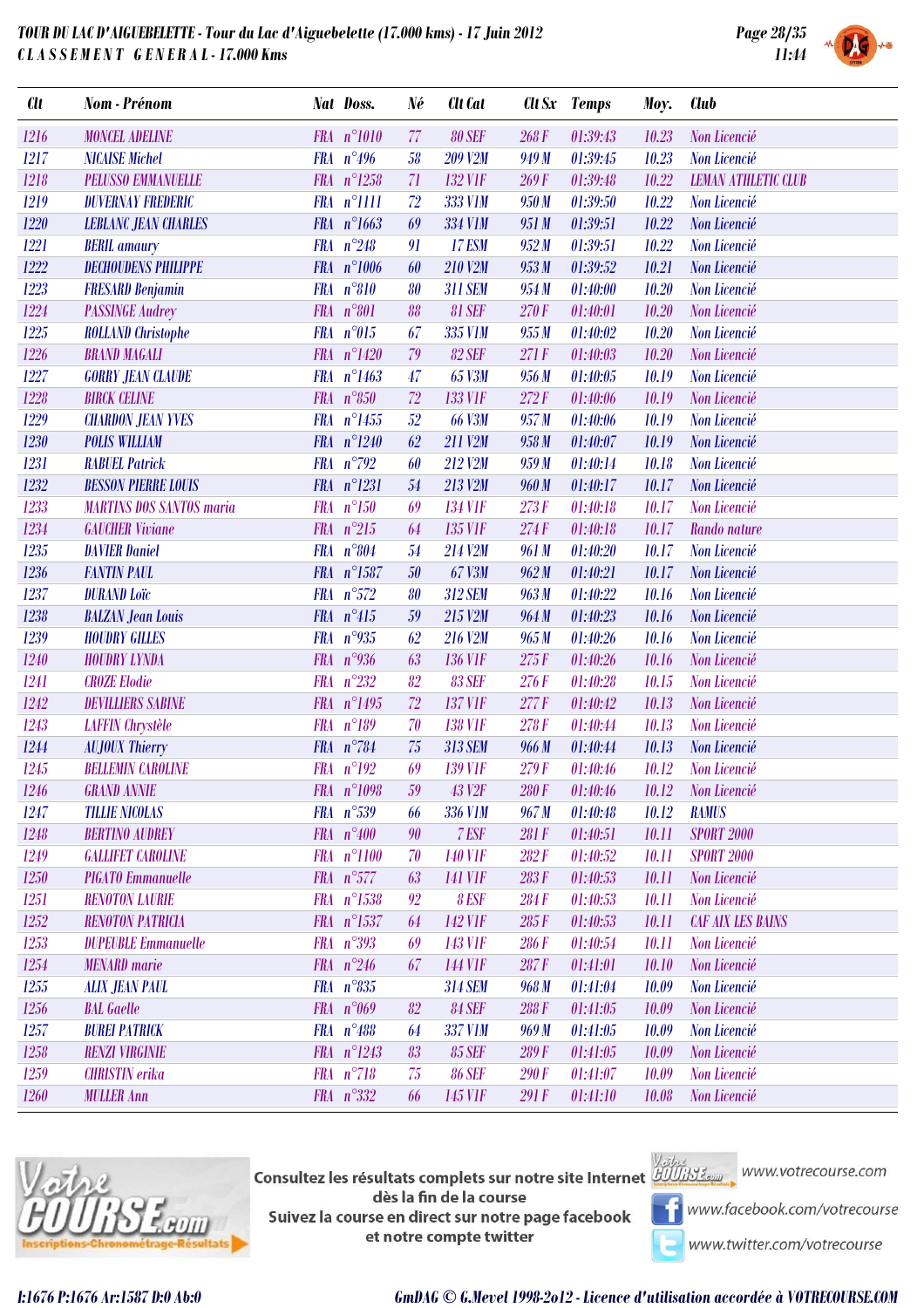**TOUR DU LAC D'AIGUEBELETTE - Tour du Lac d'Aiguebelette (17.000 kms) - 17 Juin 2012**
**CLASSEMENT GENERAL - 17.000 Kms**

| Clt | Nom - Prénom | Nat | Doss. | Né | Clt Cat | Clt Sx | Temps | Moy. | Club |
|---|---|---|---|---|---|---|---|---|---|
| 1216 | MONCEL ADELINE | FRA | n°1010 | 77 | 80 SEF | 268 F | 01:39:43 | 10.23 | Non Licencié |
| 1217 | NICAISE Michel | FRA | n°496 | 58 | 209 V2M | 949 M | 01:39:45 | 10.23 | Non Licencié |
| 1218 | PELUSSO EMMANUELLE | FRA | n°1258 | 71 | 132 V1F | 269 F | 01:39:48 | 10.22 | LEMAN ATHLETIC CLUB |
| 1219 | DUVERNAY FREDERIC | FRA | n°1111 | 72 | 333 V1M | 950 M | 01:39:50 | 10.22 | Non Licencié |
| 1220 | LEBLANC JEAN CHARLES | FRA | n°1663 | 69 | 334 V1M | 951 M | 01:39:51 | 10.22 | Non Licencié |
| 1221 | BERIL amaury | FRA | n°248 | 91 | 17 ESM | 952 M | 01:39:51 | 10.22 | Non Licencié |
| 1222 | DECHOUDENS PHILIPPE | FRA | n°1006 | 60 | 210 V2M | 953 M | 01:39:52 | 10.21 | Non Licencié |
| 1223 | FRESARD Benjamin | FRA | n°810 | 80 | 311 SEM | 954 M | 01:40:00 | 10.20 | Non Licencié |
| 1224 | PASSINGE Audrey | FRA | n°801 | 88 | 81 SEF | 270 F | 01:40:01 | 10.20 | Non Licencié |
| 1225 | ROLLAND Christophe | FRA | n°015 | 67 | 335 V1M | 955 M | 01:40:02 | 10.20 | Non Licencié |
| 1226 | BRAND MAGALI | FRA | n°1420 | 79 | 82 SEF | 271 F | 01:40:03 | 10.20 | Non Licencié |
| 1227 | GORRY JEAN CLAUDE | FRA | n°1463 | 47 | 65 V3M | 956 M | 01:40:05 | 10.19 | Non Licencié |
| 1228 | BIRCK CELINE | FRA | n°850 | 72 | 133 V1F | 272 F | 01:40:06 | 10.19 | Non Licencié |
| 1229 | CHARDON JEAN YVES | FRA | n°1455 | 52 | 66 V3M | 957 M | 01:40:06 | 10.19 | Non Licencié |
| 1230 | POLIS WILLIAM | FRA | n°1240 | 62 | 211 V2M | 958 M | 01:40:07 | 10.19 | Non Licencié |
| 1231 | RABUEL Patrick | FRA | n°792 | 60 | 212 V2M | 959 M | 01:40:14 | 10.18 | Non Licencié |
| 1232 | BESSON PIERRE LOUIS | FRA | n°1231 | 54 | 213 V2M | 960 M | 01:40:17 | 10.17 | Non Licencié |
| 1233 | MARTINS DOS SANTOS maria | FRA | n°150 | 69 | 134 V1F | 273 F | 01:40:18 | 10.17 | Non Licencié |
| 1234 | GAUCHER Viviane | FRA | n°215 | 64 | 135 V1F | 274 F | 01:40:18 | 10.17 | Rando nature |
| 1235 | DAVIER Daniel | FRA | n°804 | 54 | 214 V2M | 961 M | 01:40:20 | 10.17 | Non Licencié |
| 1236 | FANTIN PAUL | FRA | n°1587 | 50 | 67 V3M | 962 M | 01:40:21 | 10.17 | Non Licencié |
| 1237 | DURAND Loïc | FRA | n°572 | 80 | 312 SEM | 963 M | 01:40:22 | 10.16 | Non Licencié |
| 1238 | BALZAN Jean Louis | FRA | n°415 | 59 | 215 V2M | 964 M | 01:40:23 | 10.16 | Non Licencié |
| 1239 | HOUDRY GILLES | FRA | n°935 | 62 | 216 V2M | 965 M | 01:40:26 | 10.16 | Non Licencié |
| 1240 | HOUDRY LYNDA | FRA | n°936 | 63 | 136 V1F | 275 F | 01:40:26 | 10.16 | Non Licencié |
| 1241 | CROZE Elodie | FRA | n°232 | 82 | 83 SEF | 276 F | 01:40:28 | 10.15 | Non Licencié |
| 1242 | DEVILLIERS SABINE | FRA | n°1495 | 72 | 137 V1F | 277 F | 01:40:42 | 10.13 | Non Licencié |
| 1243 | LAFFIN Chrystèle | FRA | n°189 | 70 | 138 V1F | 278 F | 01:40:44 | 10.13 | Non Licencié |
| 1244 | AUJOUX Thierry | FRA | n°784 | 75 | 313 SEM | 966 M | 01:40:44 | 10.13 | Non Licencié |
| 1245 | BELLEMIN CAROLINE | FRA | n°192 | 69 | 139 V1F | 279 F | 01:40:46 | 10.12 | Non Licencié |
| 1246 | GRAND ANNIE | FRA | n°1098 | 59 | 43 V2F | 280 F | 01:40:46 | 10.12 | Non Licencié |
| 1247 | TILLIE NICOLAS | FRA | n°539 | 66 | 336 V1M | 967 M | 01:40:48 | 10.12 | RAMUS |
| 1248 | BERTINO AUDREY | FRA | n°400 | 90 | 7 ESF | 281 F | 01:40:51 | 10.11 | SPORT 2000 |
| 1249 | GALLIFET CAROLINE | FRA | n°1100 | 70 | 140 V1F | 282 F | 01:40:52 | 10.11 | SPORT 2000 |
| 1250 | PIGATO Emmanuelle | FRA | n°577 | 63 | 141 V1F | 283 F | 01:40:53 | 10.11 | Non Licencié |
| 1251 | RENOTON LAURIE | FRA | n°1538 | 92 | 8 ESF | 284 F | 01:40:53 | 10.11 | Non Licencié |
| 1252 | RENOTON PATRICIA | FRA | n°1537 | 64 | 142 V1F | 285 F | 01:40:53 | 10.11 | CAF AIX LES BAINS |
| 1253 | DUPEUBLE Emmanuelle | FRA | n°393 | 69 | 143 V1F | 286 F | 01:40:54 | 10.11 | Non Licencié |
| 1254 | MENARD marie | FRA | n°246 | 67 | 144 V1F | 287 F | 01:41:01 | 10.10 | Non Licencié |
| 1255 | ALIX JEAN PAUL | FRA | n°835 | | 314 SEM | 968 M | 01:41:04 | 10.09 | Non Licencié |
| 1256 | BAL Gaelle | FRA | n°069 | 82 | 84 SEF | 288 F | 01:41:05 | 10.09 | Non Licencié |
| 1257 | BUREI PATRICK | FRA | n°488 | 64 | 337 V1M | 969 M | 01:41:05 | 10.09 | Non Licencié |
| 1258 | RENZI VIRGINIE | FRA | n°1243 | 83 | 85 SEF | 289 F | 01:41:05 | 10.09 | Non Licencié |
| 1259 | CHRISTIN erika | FRA | n°718 | 75 | 86 SEF | 290 F | 01:41:07 | 10.09 | Non Licencié |
| 1260 | MULLER Ann | FRA | n°332 | 66 | 145 V1F | 291 F | 01:41:10 | 10.08 | Non Licencié |

Consultez les résultats complets sur notre site Internet dès la fin de la course
Suivez la course en direct sur notre page facebook et notre compte twitter

www.votrecourse.com
www.facebook.com/votrecourse
www.twitter.com/votrecourse

I:1676 P:1676 Ar:1587 D:0 Ab:0

GmDAG © G.Mevel 1998-2o12 - Licence d'utilisation accordée à VOTRECOURSE.COM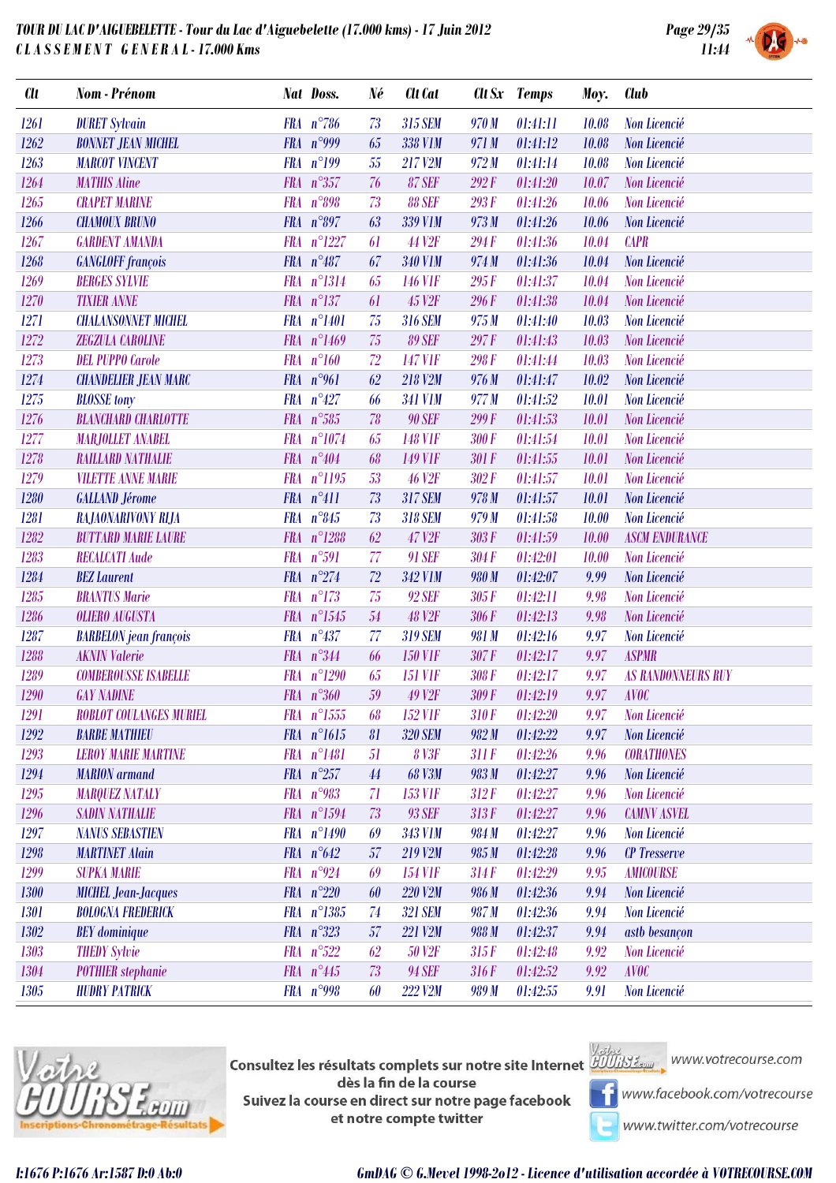**TOUR DU LAC D'AIGUEBELETTE - Tour du Lac d'Aiguebelette (17.000 kms) - 17 Juin 2012**

**C L A S S E M E N T   G E N E R A L - 17.000 Kms**

| Clt | Nom - Prénom | Nat | Doss. | Né | Clt Cat | Clt Sx | Temps | Moy. | Club |
|---|---|---|---|---|---|---|---|---|---|
| 1261 | DURET Sylvain | FRA | n°786 | 73 | 315 SEM | 970 M | 01:41:11 | 10.08 | Non Licencié |
| 1262 | BONNET JEAN MICHEL | FRA | n°999 | 65 | 338 V1M | 971 M | 01:41:12 | 10.08 | Non Licencié |
| 1263 | MARCOT VINCENT | FRA | n°199 | 55 | 217 V2M | 972 M | 01:41:14 | 10.08 | Non Licencié |
| 1264 | MATHIS Aline | FRA | n°357 | 76 | 87 SEF | 292 F | 01:41:20 | 10.07 | Non Licencié |
| 1265 | CRAPET MARINE | FRA | n°898 | 73 | 88 SEF | 293 F | 01:41:26 | 10.06 | Non Licencié |
| 1266 | CHAMOUX BRUNO | FRA | n°897 | 63 | 339 V1M | 973 M | 01:41:26 | 10.06 | Non Licencié |
| 1267 | GARDENT AMANDA | FRA | n°1227 | 61 | 44 V2F | 294 F | 01:41:36 | 10.04 | CAPR |
| 1268 | GANGLOFF françois | FRA | n°487 | 67 | 340 V1M | 974 M | 01:41:36 | 10.04 | Non Licencié |
| 1269 | BERGES SYLVIE | FRA | n°1314 | 65 | 146 V1F | 295 F | 01:41:37 | 10.04 | Non Licencié |
| 1270 | TIXIER ANNE | FRA | n°137 | 61 | 45 V2F | 296 F | 01:41:38 | 10.04 | Non Licencié |
| 1271 | CHALANSONNET MICHEL | FRA | n°1401 | 75 | 316 SEM | 975 M | 01:41:40 | 10.03 | Non Licencié |
| 1272 | ZEGZULA CAROLINE | FRA | n°1469 | 75 | 89 SEF | 297 F | 01:41:43 | 10.03 | Non Licencié |
| 1273 | DEL PUPPO Carole | FRA | n°160 | 72 | 147 V1F | 298 F | 01:41:44 | 10.03 | Non Licencié |
| 1274 | CHANDELIER JEAN MARC | FRA | n°961 | 62 | 218 V2M | 976 M | 01:41:47 | 10.02 | Non Licencié |
| 1275 | BLOSSE tony | FRA | n°427 | 66 | 341 V1M | 977 M | 01:41:52 | 10.01 | Non Licencié |
| 1276 | BLANCHARD CHARLOTTE | FRA | n°585 | 78 | 90 SEF | 299 F | 01:41:53 | 10.01 | Non Licencié |
| 1277 | MARJOLLET ANABEL | FRA | n°1074 | 65 | 148 V1F | 300 F | 01:41:54 | 10.01 | Non Licencié |
| 1278 | RAILLARD NATHALIE | FRA | n°404 | 68 | 149 V1F | 301 F | 01:41:55 | 10.01 | Non Licencié |
| 1279 | VILETTE ANNE MARIE | FRA | n°1195 | 53 | 46 V2F | 302 F | 01:41:57 | 10.01 | Non Licencié |
| 1280 | GALLAND Jérome | FRA | n°411 | 73 | 317 SEM | 978 M | 01:41:57 | 10.01 | Non Licencié |
| 1281 | RAJAONARIVONY RIJA | FRA | n°845 | 73 | 318 SEM | 979 M | 01:41:58 | 10.00 | Non Licencié |
| 1282 | BUTTARD MARIE LAURE | FRA | n°1288 | 62 | 47 V2F | 303 F | 01:41:59 | 10.00 | ASCM ENDURANCE |
| 1283 | RECALCATI Aude | FRA | n°591 | 77 | 91 SEF | 304 F | 01:42:01 | 10.00 | Non Licencié |
| 1284 | BEZ Laurent | FRA | n°274 | 72 | 342 V1M | 980 M | 01:42:07 | 9.99 | Non Licencié |
| 1285 | BRANTUS Marie | FRA | n°173 | 75 | 92 SEF | 305 F | 01:42:11 | 9.98 | Non Licencié |
| 1286 | OLIERO AUGUSTA | FRA | n°1545 | 54 | 48 V2F | 306 F | 01:42:13 | 9.98 | Non Licencié |
| 1287 | BARBELON jean françois | FRA | n°437 | 77 | 319 SEM | 981 M | 01:42:16 | 9.97 | Non Licencié |
| 1288 | AKNIN Valerie | FRA | n°344 | 66 | 150 V1F | 307 F | 01:42:17 | 9.97 | ASPMR |
| 1289 | COMBEROUSSE ISABELLE | FRA | n°1290 | 65 | 151 V1F | 308 F | 01:42:17 | 9.97 | AS RANDONNEURS RUY |
| 1290 | GAY NADINE | FRA | n°360 | 59 | 49 V2F | 309 F | 01:42:19 | 9.97 | AVOC |
| 1291 | ROBLOT COULANGES MURIEL | FRA | n°1555 | 68 | 152 V1F | 310 F | 01:42:20 | 9.97 | Non Licencié |
| 1292 | BARBE MATHIEU | FRA | n°1615 | 81 | 320 SEM | 982 M | 01:42:22 | 9.97 | Non Licencié |
| 1293 | LEROY MARIE MARTINE | FRA | n°1481 | 51 | 8 V3F | 311 F | 01:42:26 | 9.96 | CORATHONES |
| 1294 | MARION armand | FRA | n°257 | 44 | 68 V3M | 983 M | 01:42:27 | 9.96 | Non Licencié |
| 1295 | MARQUEZ NATALY | FRA | n°983 | 71 | 153 V1F | 312 F | 01:42:27 | 9.96 | Non Licencié |
| 1296 | SADIN NATHALIE | FRA | n°1594 | 73 | 93 SEF | 313 F | 01:42:27 | 9.96 | CAMNV ASVEL |
| 1297 | NANUS SEBASTIEN | FRA | n°1490 | 69 | 343 V1M | 984 M | 01:42:27 | 9.96 | Non Licencié |
| 1298 | MARTINET Alain | FRA | n°642 | 57 | 219 V2M | 985 M | 01:42:28 | 9.96 | CP Tresserve |
| 1299 | SUPKA MARIE | FRA | n°924 | 69 | 154 V1F | 314 F | 01:42:29 | 9.95 | AMICOURSE |
| 1300 | MICHEL Jean-Jacques | FRA | n°220 | 60 | 220 V2M | 986 M | 01:42:36 | 9.94 | Non Licencié |
| 1301 | BOLOGNA FREDERICK | FRA | n°1385 | 74 | 321 SEM | 987 M | 01:42:36 | 9.94 | Non Licencié |
| 1302 | BEY dominique | FRA | n°323 | 57 | 221 V2M | 988 M | 01:42:37 | 9.94 | astb besançon |
| 1303 | THEDY Sylvie | FRA | n°522 | 62 | 50 V2F | 315 F | 01:42:48 | 9.92 | Non Licencié |
| 1304 | POTHIER stephanie | FRA | n°445 | 73 | 94 SEF | 316 F | 01:42:52 | 9.92 | AVOC |
| 1305 | HUDRY PATRICK | FRA | n°998 | 60 | 222 V2M | 989 M | 01:42:55 | 9.91 | Non Licencié |

Consultez les résultats complets sur notre site Internet dès la fin de la course
Suivez la course en direct sur notre page facebook et notre compte twitter

www.votrecourse.com
www.facebook.com/votrecourse
www.twitter.com/votrecourse

I:1676 P:1676 Ar:1587 D:0 Ab:0

GmDAG © G.Mevel 1998-2012 - Licence d'utilisation accordée à VOTRECOURSE.COM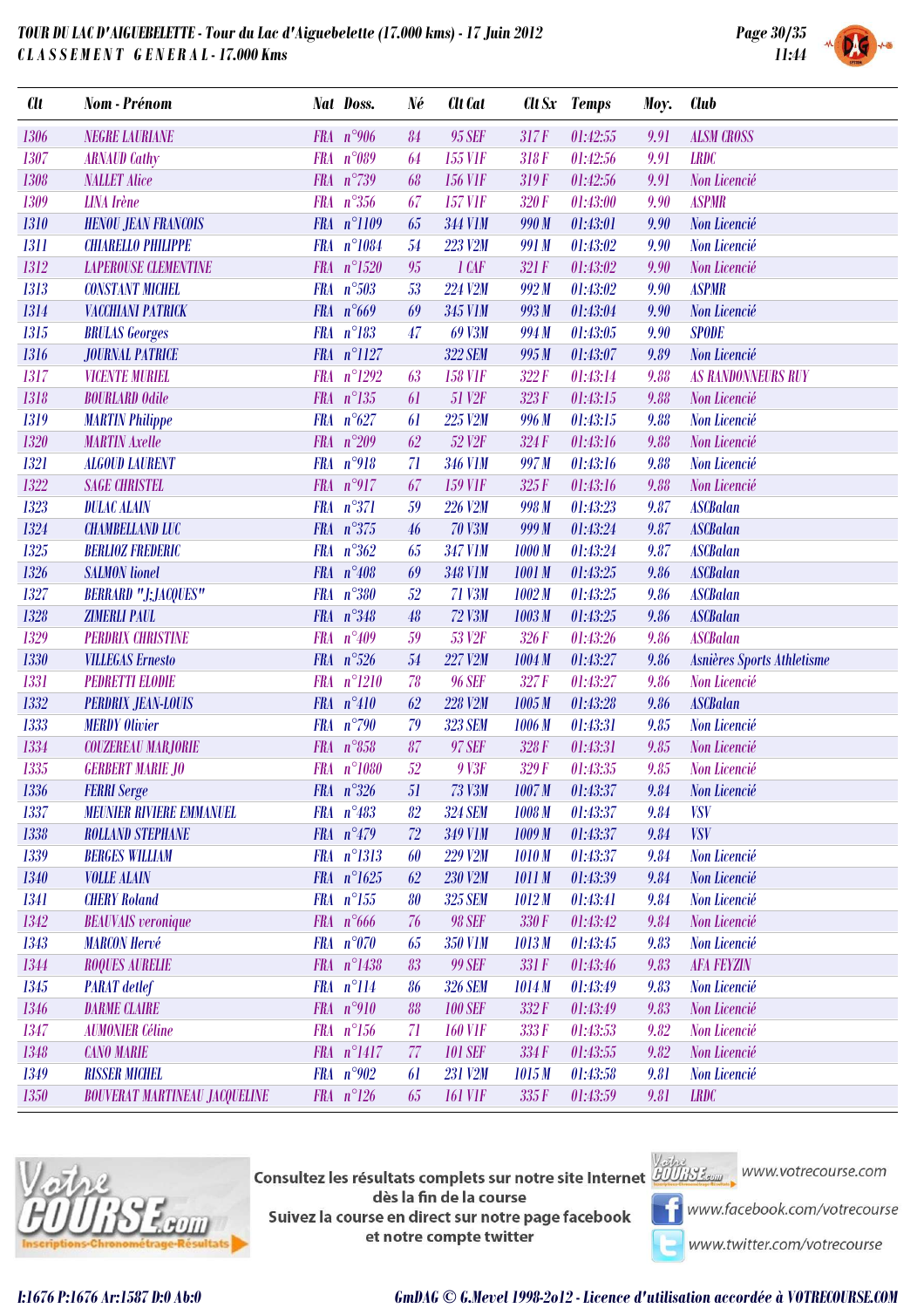**TOUR DU LAC D'AIGUEBELETTE - Tour du Lac d'Aiguebelette (17.000 kms) - 17 Juin 2012**
**CLASSEMENT GENERAL - 17.000 Kms**

| Clt | Nom - Prénom | Nat | Doss. | Né | Clt Cat | Clt Sx | Temps | Moy. | Club |
|---|---|---|---|---|---|---|---|---|---|
| 1306 | NEGRE LAURIANE | FRA | n°906 | 84 | 95 SEF | 317 F | 01:42:55 | 9.91 | ALSM CROSS |
| 1307 | ARNAUD Cathy | FRA | n°089 | 64 | 155 V1F | 318 F | 01:42:56 | 9.91 | LRDC |
| 1308 | NALLET Alice | FRA | n°739 | 68 | 156 V1F | 319 F | 01:42:56 | 9.91 | Non Licencié |
| 1309 | LINA Irène | FRA | n°356 | 67 | 157 V1F | 320 F | 01:43:00 | 9.90 | ASPMR |
| 1310 | HENOU JEAN FRANCOIS | FRA | n°1109 | 65 | 344 V1M | 990 M | 01:43:01 | 9.90 | Non Licencié |
| 1311 | CHIARELLO PHILIPPE | FRA | n°1084 | 54 | 223 V2M | 991 M | 01:43:02 | 9.90 | Non Licencié |
| 1312 | LAPEROUSE CLEMENTINE | FRA | n°1520 | 95 | 1 CAF | 321 F | 01:43:02 | 9.90 | Non Licencié |
| 1313 | CONSTANT MICHEL | FRA | n°503 | 53 | 224 V2M | 992 M | 01:43:02 | 9.90 | ASPMR |
| 1314 | VACCHIANI PATRICK | FRA | n°669 | 69 | 345 V1M | 993 M | 01:43:04 | 9.90 | Non Licencié |
| 1315 | BRULAS Georges | FRA | n°183 | 47 | 69 V3M | 994 M | 01:43:05 | 9.90 | SPODE |
| 1316 | JOURNAL PATRICE | FRA | n°1127 | | 322 SEM | 995 M | 01:43:07 | 9.89 | Non Licencié |
| 1317 | VICENTE MURIEL | FRA | n°1292 | 63 | 158 V1F | 322 F | 01:43:14 | 9.88 | AS RANDONNEURS RUY |
| 1318 | BOURLARD Odile | FRA | n°135 | 61 | 51 V2F | 323 F | 01:43:15 | 9.88 | Non Licencié |
| 1319 | MARTIN Philippe | FRA | n°627 | 61 | 225 V2M | 996 M | 01:43:15 | 9.88 | Non Licencié |
| 1320 | MARTIN Axelle | FRA | n°209 | 62 | 52 V2F | 324 F | 01:43:16 | 9.88 | Non Licencié |
| 1321 | ALGOUD LAURENT | FRA | n°918 | 71 | 346 V1M | 997 M | 01:43:16 | 9.88 | Non Licencié |
| 1322 | SAGE CHRISTEL | FRA | n°917 | 67 | 159 V1F | 325 F | 01:43:16 | 9.88 | Non Licencié |
| 1323 | DULAC ALAIN | FRA | n°371 | 59 | 226 V2M | 998 M | 01:43:23 | 9.87 | ASCBalan |
| 1324 | CHAMBELLAND LUC | FRA | n°375 | 46 | 70 V3M | 999 M | 01:43:24 | 9.87 | ASCBalan |
| 1325 | BERLIOZ FREDERIC | FRA | n°362 | 65 | 347 V1M | 1000 M | 01:43:24 | 9.87 | ASCBalan |
| 1326 | SALMON lionel | FRA | n°408 | 69 | 348 V1M | 1001 M | 01:43:25 | 9.86 | ASCBalan |
| 1327 | BERRARD "J.JACQUES" | FRA | n°380 | 52 | 71 V3M | 1002 M | 01:43:25 | 9.86 | ASCBalan |
| 1328 | ZIMERLI PAUL | FRA | n°348 | 48 | 72 V3M | 1003 M | 01:43:25 | 9.86 | ASCBalan |
| 1329 | PERDRIX CHRISTINE | FRA | n°409 | 59 | 53 V2F | 326 F | 01:43:26 | 9.86 | ASCBalan |
| 1330 | VILLEGAS Ernesto | FRA | n°526 | 54 | 227 V2M | 1004 M | 01:43:27 | 9.86 | Asnières Sports Athletisme |
| 1331 | PEDRETTI ELODIE | FRA | n°1210 | 78 | 96 SEF | 327 F | 01:43:27 | 9.86 | Non Licencié |
| 1332 | PERDRIX JEAN-LOUIS | FRA | n°410 | 62 | 228 V2M | 1005 M | 01:43:28 | 9.86 | ASCBalan |
| 1333 | MERDY Olivier | FRA | n°790 | 79 | 323 SEM | 1006 M | 01:43:31 | 9.85 | Non Licencié |
| 1334 | COUZEREAU MARJORIE | FRA | n°858 | 87 | 97 SEF | 328 F | 01:43:31 | 9.85 | Non Licencié |
| 1335 | GERBERT MARIE JO | FRA | n°1080 | 52 | 9 V3F | 329 F | 01:43:35 | 9.85 | Non Licencié |
| 1336 | FERRI Serge | FRA | n°326 | 51 | 73 V3M | 1007 M | 01:43:37 | 9.84 | Non Licencié |
| 1337 | MEUNIER RIVIERE EMMANUEL | FRA | n°483 | 82 | 324 SEM | 1008 M | 01:43:37 | 9.84 | VSV |
| 1338 | ROLLAND STEPHANE | FRA | n°479 | 72 | 349 V1M | 1009 M | 01:43:37 | 9.84 | VSV |
| 1339 | BERGES WILLIAM | FRA | n°1313 | 60 | 229 V2M | 1010 M | 01:43:37 | 9.84 | Non Licencié |
| 1340 | VOLLE ALAIN | FRA | n°1625 | 62 | 230 V2M | 1011 M | 01:43:39 | 9.84 | Non Licencié |
| 1341 | CHERY Roland | FRA | n°155 | 80 | 325 SEM | 1012 M | 01:43:41 | 9.84 | Non Licencié |
| 1342 | BEAUVAIS veronique | FRA | n°666 | 76 | 98 SEF | 330 F | 01:43:42 | 9.84 | Non Licencié |
| 1343 | MARCON Hervé | FRA | n°070 | 65 | 350 V1M | 1013 M | 01:43:45 | 9.83 | Non Licencié |
| 1344 | ROQUES AURELIE | FRA | n°1438 | 83 | 99 SEF | 331 F | 01:43:46 | 9.83 | AFA FEYZIN |
| 1345 | PARAT detlef | FRA | n°114 | 86 | 326 SEM | 1014 M | 01:43:49 | 9.83 | Non Licencié |
| 1346 | DARME CLAIRE | FRA | n°910 | 88 | 100 SEF | 332 F | 01:43:49 | 9.83 | Non Licencié |
| 1347 | AUMONIER Céline | FRA | n°156 | 71 | 160 V1F | 333 F | 01:43:53 | 9.82 | Non Licencié |
| 1348 | CANO MARIE | FRA | n°1417 | 77 | 101 SEF | 334 F | 01:43:55 | 9.82 | Non Licencié |
| 1349 | RISSER MICHEL | FRA | n°902 | 61 | 231 V2M | 1015 M | 01:43:58 | 9.81 | Non Licencié |
| 1350 | BOUVERAT MARTINEAU JACQUELINE | FRA | n°126 | 65 | 161 V1F | 335 F | 01:43:59 | 9.81 | LRDC |

Consultez les résultats complets sur notre site Internet dès la fin de la course
Suivez la course en direct sur notre page facebook et notre compte twitter

www.votrecourse.com
www.facebook.com/votrecourse
www.twitter.com/votrecourse

I:1676 P:1676 Ar:1587 D:0 Ab:0

GmDAG © G.Mevel 1998-2012 - Licence d'utilisation accordée à VOTRECOURSE.COM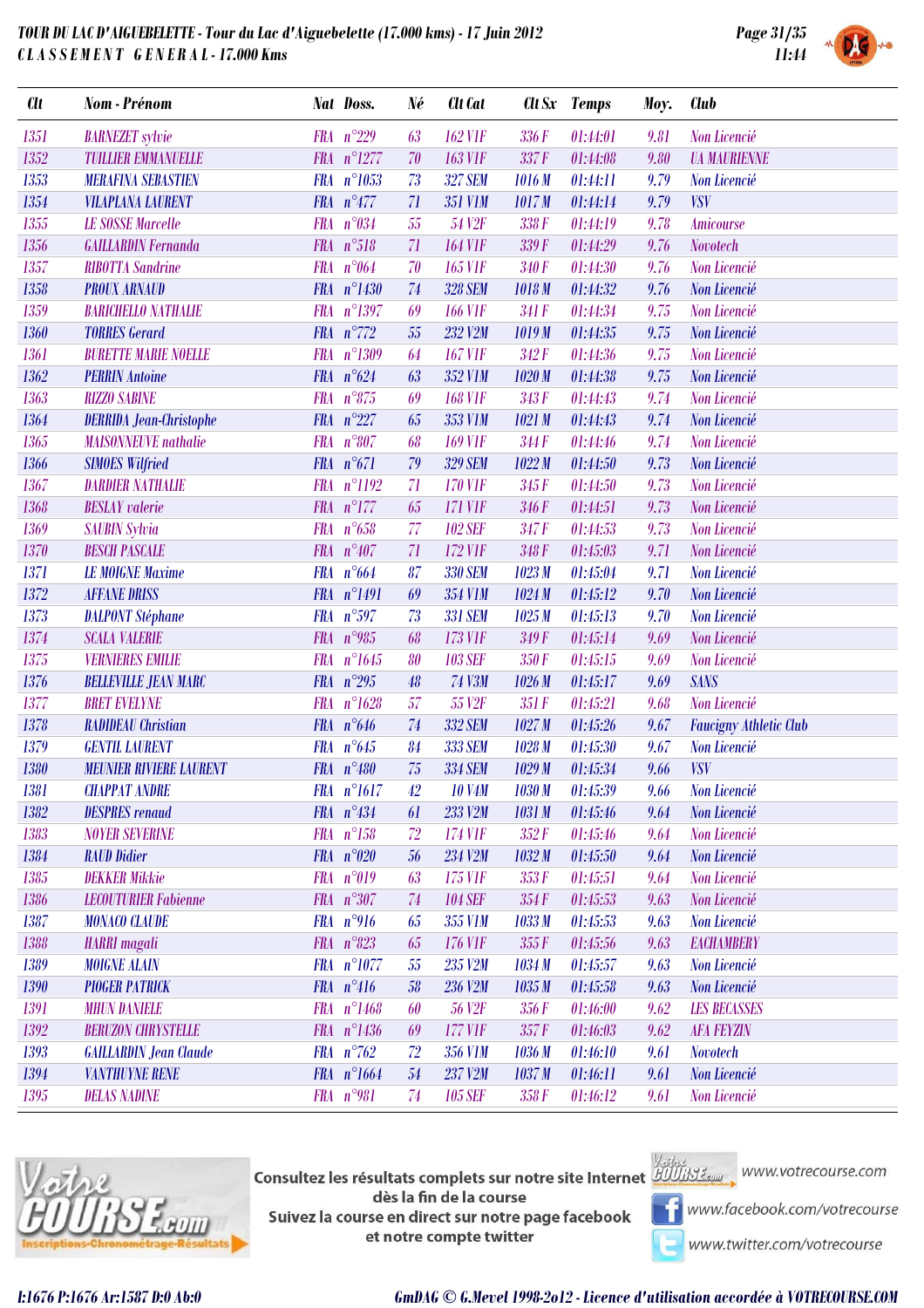**TOUR DU LAC D'AIGUEBELETTE - Tour du Lac d'Aiguebelette (17.000 kms) - 17 Juin 2012**

**CLASSEMENT GENERAL - 17.000 Kms**

| Clt | Nom - Prénom | Nat | Doss. | Né | Clt Cat | Clt Sx | Temps | Moy. | Club |
|---|---|---|---|---|---|---|---|---|---|
| 1351 | BARNEZET sylvie | FRA | n°229 | 63 | 162 V1F | 336 F | 01:44:01 | 9.81 | Non Licencié |
| 1352 | TUILLIER EMMANUELLE | FRA | n°1277 | 70 | 163 V1F | 337 F | 01:44:08 | 9.80 | UA MAURIENNE |
| 1353 | MERAFINA SEBASTIEN | FRA | n°1053 | 73 | 327 SEM | 1016 M | 01:44:11 | 9.79 | Non Licencié |
| 1354 | VILAPLANA LAURENT | FRA | n°477 | 71 | 351 V1M | 1017 M | 01:44:14 | 9.79 | VSV |
| 1355 | LE SOSSE Marcelle | FRA | n°034 | 55 | 54 V2F | 338 F | 01:44:19 | 9.78 | Amicourse |
| 1356 | GAILLARDIN Fernanda | FRA | n°518 | 71 | 164 V1F | 339 F | 01:44:29 | 9.76 | Novotech |
| 1357 | RIBOTTA Sandrine | FRA | n°064 | 70 | 165 V1F | 340 F | 01:44:30 | 9.76 | Non Licencié |
| 1358 | PROUX ARNAUD | FRA | n°1430 | 74 | 328 SEM | 1018 M | 01:44:32 | 9.76 | Non Licencié |
| 1359 | BARICHELLO NATHALIE | FRA | n°1397 | 69 | 166 V1F | 341 F | 01:44:34 | 9.75 | Non Licencié |
| 1360 | TORRES Gerard | FRA | n°772 | 55 | 232 V2M | 1019 M | 01:44:35 | 9.75 | Non Licencié |
| 1361 | BURETTE MARIE NOELLE | FRA | n°1309 | 64 | 167 V1F | 342 F | 01:44:36 | 9.75 | Non Licencié |
| 1362 | PERRIN Antoine | FRA | n°624 | 63 | 352 V1M | 1020 M | 01:44:38 | 9.75 | Non Licencié |
| 1363 | RIZZO SABINE | FRA | n°875 | 69 | 168 V1F | 343 F | 01:44:43 | 9.74 | Non Licencié |
| 1364 | DERRIDA Jean-Christophe | FRA | n°227 | 65 | 353 V1M | 1021 M | 01:44:43 | 9.74 | Non Licencié |
| 1365 | MAISONNEUVE nathalie | FRA | n°807 | 68 | 169 V1F | 344 F | 01:44:46 | 9.74 | Non Licencié |
| 1366 | SIMOES Wilfried | FRA | n°671 | 79 | 329 SEM | 1022 M | 01:44:50 | 9.73 | Non Licencié |
| 1367 | DARDIER NATHALIE | FRA | n°1192 | 71 | 170 V1F | 345 F | 01:44:50 | 9.73 | Non Licencié |
| 1368 | BESLAY valerie | FRA | n°177 | 65 | 171 V1F | 346 F | 01:44:51 | 9.73 | Non Licencié |
| 1369 | SAUBIN Sylvia | FRA | n°658 | 77 | 102 SEF | 347 F | 01:44:53 | 9.73 | Non Licencié |
| 1370 | BESCH PASCALE | FRA | n°407 | 71 | 172 V1F | 348 F | 01:45:03 | 9.71 | Non Licencié |
| 1371 | LE MOIGNE Maxime | FRA | n°664 | 87 | 330 SEM | 1023 M | 01:45:04 | 9.71 | Non Licencié |
| 1372 | AFFANE DRISS | FRA | n°1491 | 69 | 354 V1M | 1024 M | 01:45:12 | 9.70 | Non Licencié |
| 1373 | DALPONT Stéphane | FRA | n°597 | 73 | 331 SEM | 1025 M | 01:45:13 | 9.70 | Non Licencié |
| 1374 | SCALA VALERIE | FRA | n°985 | 68 | 173 V1F | 349 F | 01:45:14 | 9.69 | Non Licencié |
| 1375 | VERNIERES EMILIE | FRA | n°1645 | 80 | 103 SEF | 350 F | 01:45:15 | 9.69 | Non Licencié |
| 1376 | BELLEVILLE JEAN MARC | FRA | n°295 | 48 | 74 V3M | 1026 M | 01:45:17 | 9.69 | SANS |
| 1377 | BRET EVELYNE | FRA | n°1628 | 57 | 55 V2F | 351 F | 01:45:21 | 9.68 | Non Licencié |
| 1378 | RADIDEAU Christian | FRA | n°646 | 74 | 332 SEM | 1027 M | 01:45:26 | 9.67 | Faucigny Athletic Club |
| 1379 | GENTIL LAURENT | FRA | n°645 | 84 | 333 SEM | 1028 M | 01:45:30 | 9.67 | Non Licencié |
| 1380 | MEUNIER RIVIERE LAURENT | FRA | n°480 | 75 | 334 SEM | 1029 M | 01:45:34 | 9.66 | VSV |
| 1381 | CHAPPAT ANDRE | FRA | n°1617 | 42 | 10 V4M | 1030 M | 01:45:39 | 9.66 | Non Licencié |
| 1382 | DESPRES renaud | FRA | n°434 | 61 | 233 V2M | 1031 M | 01:45:46 | 9.64 | Non Licencié |
| 1383 | NOYER SEVERINE | FRA | n°158 | 72 | 174 V1F | 352 F | 01:45:46 | 9.64 | Non Licencié |
| 1384 | RAUD Didier | FRA | n°020 | 56 | 234 V2M | 1032 M | 01:45:50 | 9.64 | Non Licencié |
| 1385 | DEKKER Mikkie | FRA | n°019 | 63 | 175 V1F | 353 F | 01:45:51 | 9.64 | Non Licencié |
| 1386 | LECOUTURIER Fabienne | FRA | n°307 | 74 | 104 SEF | 354 F | 01:45:53 | 9.63 | Non Licencié |
| 1387 | MONACO CLAUDE | FRA | n°916 | 65 | 355 V1M | 1033 M | 01:45:53 | 9.63 | Non Licencié |
| 1388 | HARRI magali | FRA | n°823 | 65 | 176 V1F | 355 F | 01:45:56 | 9.63 | EACHAMBERY |
| 1389 | MOIGNE ALAIN | FRA | n°1077 | 55 | 235 V2M | 1034 M | 01:45:57 | 9.63 | Non Licencié |
| 1390 | PIOGER PATRICK | FRA | n°416 | 58 | 236 V2M | 1035 M | 01:45:58 | 9.63 | Non Licencié |
| 1391 | MIHUN DANIELE | FRA | n°1468 | 60 | 56 V2F | 356 F | 01:46:00 | 9.62 | LES BECASSES |
| 1392 | BERUZON CHRYSTELLE | FRA | n°1436 | 69 | 177 V1F | 357 F | 01:46:03 | 9.62 | AFA FEYZIN |
| 1393 | GAILLARDIN Jean Claude | FRA | n°762 | 72 | 356 V1M | 1036 M | 01:46:10 | 9.61 | Novotech |
| 1394 | VANTHUYNE RENE | FRA | n°1664 | 54 | 237 V2M | 1037 M | 01:46:11 | 9.61 | Non Licencié |
| 1395 | DELAS NADINE | FRA | n°981 | 74 | 105 SEF | 358 F | 01:46:12 | 9.61 | Non Licencié |

Consultez les résultats complets sur notre site Internet dès la fin de la course
Suivez la course en direct sur notre page facebook et notre compte twitter

www.votrecourse.com
www.facebook.com/votrecourse
www.twitter.com/votrecourse

I:1676 P:1676 Ar:1587 D:0 Ab:0

GmDAG © G.Mevel 1998-2o12 - Licence d'utilisation accordée à VOTRECOURSE.COM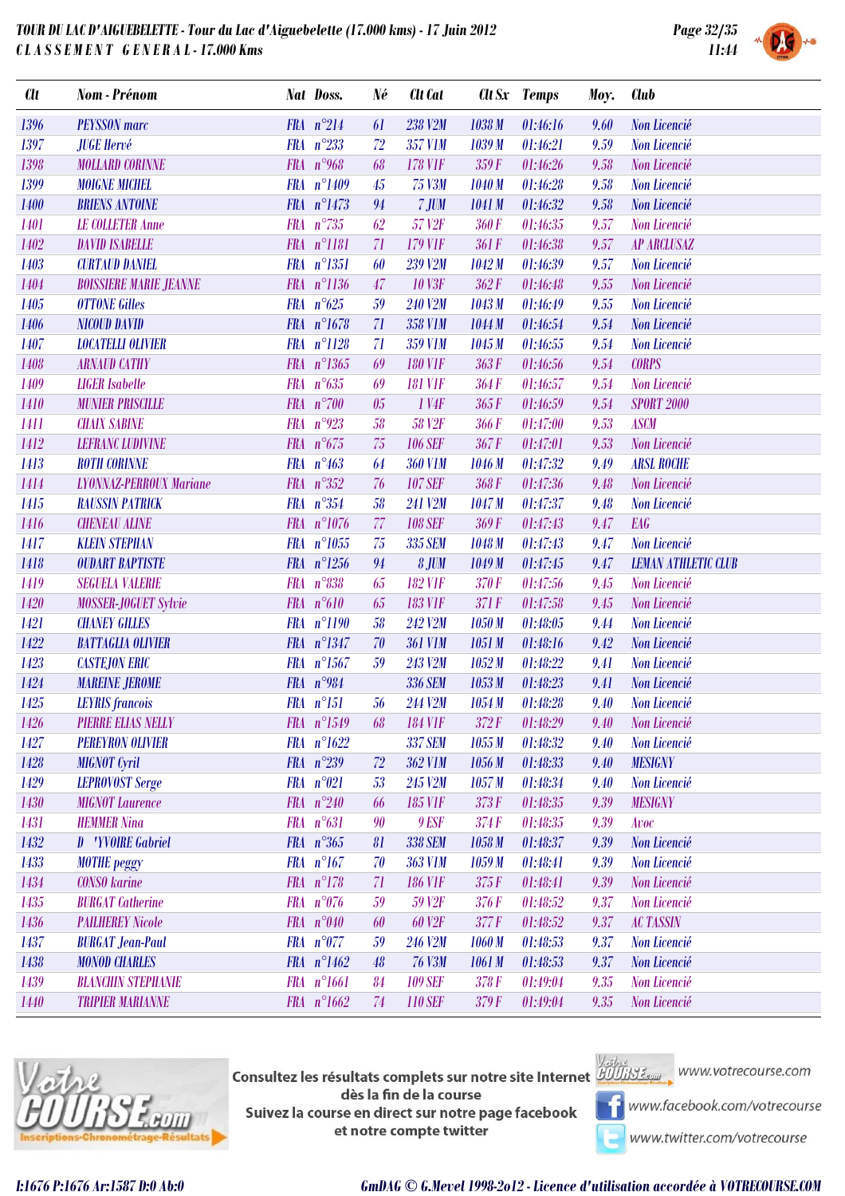**TOUR DU LAC D'AIGUEBELETTE - Tour du Lac d'Aiguebelette (17.000 kms) - 17 Juin 2012**
**CLASSEMENT GENERAL - 17.000 Kms**

11:44

| Clt | Nom - Prénom | Nat | Doss. | Né | Clt Cat | Clt Sx | Temps | Moy. | Club |
|---|---|---|---|---|---|---|---|---|---|
| 1396 | PEYSSON marc | FRA | n°214 | 61 | 238 V2M | 1038 M | 01:46:16 | 9.60 | Non Licencié |
| 1397 | JUGE Hervé | FRA | n°233 | 72 | 357 V1M | 1039 M | 01:46:21 | 9.59 | Non Licencié |
| 1398 | MOLLARD CORINNE | FRA | n°968 | 68 | 178 V1F | 359 F | 01:46:26 | 9.58 | Non Licencié |
| 1399 | MOIGNE MICHEL | FRA | n°1409 | 45 | 75 V3M | 1040 M | 01:46:28 | 9.58 | Non Licencié |
| 1400 | BRIENS ANTOINE | FRA | n°1473 | 94 | 7 JUM | 1041 M | 01:46:32 | 9.58 | Non Licencié |
| 1401 | LE COLLETER Anne | FRA | n°735 | 62 | 57 V2F | 360 F | 01:46:35 | 9.57 | Non Licencié |
| 1402 | DAVID ISABELLE | FRA | n°1181 | 71 | 179 V1F | 361 F | 01:46:38 | 9.57 | AP ARCLUSAZ |
| 1403 | CURTAUD DANIEL | FRA | n°1351 | 60 | 239 V2M | 1042 M | 01:46:39 | 9.57 | Non Licencié |
| 1404 | BOISSIERE MARIE JEANNE | FRA | n°1136 | 47 | 10 V3F | 362 F | 01:46:48 | 9.55 | Non Licencié |
| 1405 | OTTONE Gilles | FRA | n°625 | 59 | 240 V2M | 1043 M | 01:46:49 | 9.55 | Non Licencié |
| 1406 | NICOUD DAVID | FRA | n°1678 | 71 | 358 V1M | 1044 M | 01:46:54 | 9.54 | Non Licencié |
| 1407 | LOCATELLI OLIVIER | FRA | n°1128 | 71 | 359 V1M | 1045 M | 01:46:55 | 9.54 | Non Licencié |
| 1408 | ARNAUD CATHY | FRA | n°1365 | 69 | 180 V1F | 363 F | 01:46:56 | 9.54 | CORPS |
| 1409 | LIGER Isabelle | FRA | n°635 | 69 | 181 V1F | 364 F | 01:46:57 | 9.54 | Non Licencié |
| 1410 | MUNIER PRISCILLE | FRA | n°700 | 05 | 1 V4F | 365 F | 01:46:59 | 9.54 | SPORT 2000 |
| 1411 | CHAIX SABINE | FRA | n°923 | 58 | 58 V2F | 366 F | 01:47:00 | 9.53 | ASCM |
| 1412 | LEFRANC LUDIVINE | FRA | n°675 | 75 | 106 SEF | 367 F | 01:47:01 | 9.53 | Non Licencié |
| 1413 | ROTH CORINNE | FRA | n°463 | 64 | 360 V1M | 1046 M | 01:47:32 | 9.49 | ARSL ROCHE |
| 1414 | LYONNAZ-PERROUX Mariane | FRA | n°352 | 76 | 107 SEF | 368 F | 01:47:36 | 9.48 | Non Licencié |
| 1415 | RAUSSIN PATRICK | FRA | n°354 | 58 | 241 V2M | 1047 M | 01:47:37 | 9.48 | Non Licencié |
| 1416 | CHENEAU ALINE | FRA | n°1076 | 77 | 108 SEF | 369 F | 01:47:43 | 9.47 | EAG |
| 1417 | KLEIN STEPHAN | FRA | n°1055 | 75 | 335 SEM | 1048 M | 01:47:43 | 9.47 | Non Licencié |
| 1418 | OUDART BAPTISTE | FRA | n°1256 | 94 | 8 JUM | 1049 M | 01:47:45 | 9.47 | LEMAN ATHLETIC CLUB |
| 1419 | SEGUELA VALERIE | FRA | n°838 | 65 | 182 V1F | 370 F | 01:47:56 | 9.45 | Non Licencié |
| 1420 | MOSSER-JOGUET Sylvie | FRA | n°610 | 65 | 183 V1F | 371 F | 01:47:58 | 9.45 | Non Licencié |
| 1421 | CHANEY GILLES | FRA | n°1190 | 58 | 242 V2M | 1050 M | 01:48:05 | 9.44 | Non Licencié |
| 1422 | BATTAGLIA OLIVIER | FRA | n°1347 | 70 | 361 V1M | 1051 M | 01:48:16 | 9.42 | Non Licencié |
| 1423 | CASTEJON ERIC | FRA | n°1567 | 59 | 243 V2M | 1052 M | 01:48:22 | 9.41 | Non Licencié |
| 1424 | MAREINE JEROME | FRA | n°984 | | 336 SEM | 1053 M | 01:48:23 | 9.41 | Non Licencié |
| 1425 | LEYRIS francois | FRA | n°151 | 56 | 244 V2M | 1054 M | 01:48:28 | 9.40 | Non Licencié |
| 1426 | PIERRE ELIAS NELLY | FRA | n°1549 | 68 | 184 V1F | 372 F | 01:48:29 | 9.40 | Non Licencié |
| 1427 | PEREYRON OLIVIER | FRA | n°1622 | | 337 SEM | 1055 M | 01:48:32 | 9.40 | Non Licencié |
| 1428 | MIGNOT Cyril | FRA | n°239 | 72 | 362 V1M | 1056 M | 01:48:33 | 9.40 | MESIGNY |
| 1429 | LEPROVOST Serge | FRA | n°021 | 53 | 245 V2M | 1057 M | 01:48:34 | 9.40 | Non Licencié |
| 1430 | MIGNOT Laurence | FRA | n°240 | 66 | 185 V1F | 373 F | 01:48:35 | 9.39 | MESIGNY |
| 1431 | HEMMER Nina | FRA | n°631 | 90 | 9 ESF | 374 F | 01:48:35 | 9.39 | Avoc |
| 1432 | D 'YVOIRE Gabriel | FRA | n°365 | 81 | 338 SEM | 1058 M | 01:48:37 | 9.39 | Non Licencié |
| 1433 | MOTHE peggy | FRA | n°167 | 70 | 363 V1M | 1059 M | 01:48:41 | 9.39 | Non Licencié |
| 1434 | CONSO karine | FRA | n°178 | 71 | 186 V1F | 375 F | 01:48:41 | 9.39 | Non Licencié |
| 1435 | BURGAT Catherine | FRA | n°076 | 59 | 59 V2F | 376 F | 01:48:52 | 9.37 | Non Licencié |
| 1436 | PAILHEREY Nicole | FRA | n°040 | 60 | 60 V2F | 377 F | 01:48:52 | 9.37 | AC TASSIN |
| 1437 | BURGAT Jean-Paul | FRA | n°077 | 59 | 246 V2M | 1060 M | 01:48:53 | 9.37 | Non Licencié |
| 1438 | MONOD CHARLES | FRA | n°1462 | 48 | 76 V3M | 1061 M | 01:48:53 | 9.37 | Non Licencié |
| 1439 | BLANCHIN STEPHANIE | FRA | n°1661 | 84 | 109 SEF | 378 F | 01:49:04 | 9.35 | Non Licencié |
| 1440 | TRIPIER MARIANNE | FRA | n°1662 | 74 | 110 SEF | 379 F | 01:49:04 | 9.35 | Non Licencié |

Consultez les résultats complets sur notre site Internet dès la fin de la course
Suivez la course en direct sur notre page facebook et notre compte twitter

www.votrecourse.com
www.facebook.com/votrecourse
www.twitter.com/votrecourse

I:1676 P:1676 Ar:1587 D:0 Ab:0

GmDAG © G.Mevel 1998-2012 - Licence d'utilisation accordée à VOTRECOURSE.COM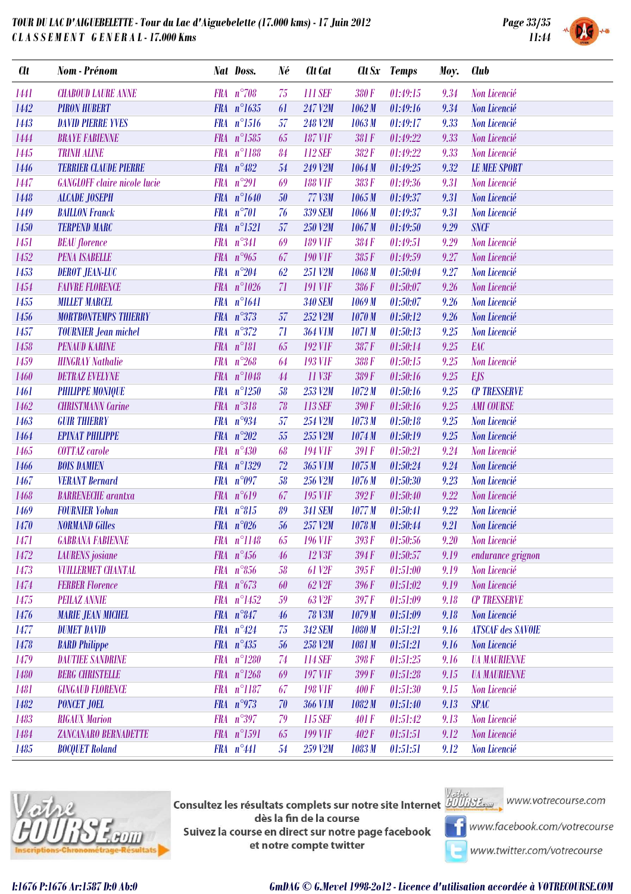**TOUR DU LAC D'AIGUEBELETTE - Tour du Lac d'Aiguebelette (17.000 kms) - 17 Juin 2012**

**CLASSEMENT GENERAL - 17.000 Kms**

| Clt | Nom - Prénom | Nat | Doss. | Né | Clt Cat | Clt Sx | Temps | Moy. | Club |
|---|---|---|---|---|---|---|---|---|---|
| 1441 | CHABOUD LAURE ANNE | FRA | n°708 | 75 | 111 SEF | 380 F | 01:49:15 | 9.34 | Non Licencié |
| 1442 | PIRON HUBERT | FRA | n°1635 | 61 | 247 V2M | 1062 M | 01:49:16 | 9.34 | Non Licencié |
| 1443 | DAVID PIERRE YVES | FRA | n°1516 | 57 | 248 V2M | 1063 M | 01:49:17 | 9.33 | Non Licencié |
| 1444 | BRAYE FABIENNE | FRA | n°1585 | 65 | 187 V1F | 381 F | 01:49:22 | 9.33 | Non Licencié |
| 1445 | TRINH ALINE | FRA | n°1188 | 84 | 112 SEF | 382 F | 01:49:22 | 9.33 | Non Licencié |
| 1446 | TERRIER CLAUDE PIERRE | FRA | n°482 | 54 | 249 V2M | 1064 M | 01:49:25 | 9.32 | LE MEE SPORT |
| 1447 | GANGLOFF claire nicole lucie | FRA | n°291 | 69 | 188 V1F | 383 F | 01:49:36 | 9.31 | Non Licencié |
| 1448 | ALCADE JOSEPH | FRA | n°1640 | 50 | 77 V3M | 1065 M | 01:49:37 | 9.31 | Non Licencié |
| 1449 | BAILLON Franck | FRA | n°701 | 76 | 339 SEM | 1066 M | 01:49:37 | 9.31 | Non Licencié |
| 1450 | TERPEND MARC | FRA | n°1521 | 57 | 250 V2M | 1067 M | 01:49:50 | 9.29 | SNCF |
| 1451 | BEAU florence | FRA | n°341 | 69 | 189 V1F | 384 F | 01:49:51 | 9.29 | Non Licencié |
| 1452 | PENA ISABELLE | FRA | n°965 | 67 | 190 V1F | 385 F | 01:49:59 | 9.27 | Non Licencié |
| 1453 | DEROT JEAN-LUC | FRA | n°204 | 62 | 251 V2M | 1068 M | 01:50:04 | 9.27 | Non Licencié |
| 1454 | FAIVRE FLORENCE | FRA | n°1026 | 71 | 191 V1F | 386 F | 01:50:07 | 9.26 | Non Licencié |
| 1455 | MILLET MARCEL | FRA | n°1641 | | 340 SEM | 1069 M | 01:50:07 | 9.26 | Non Licencié |
| 1456 | MORTBONTEMPS THIERRY | FRA | n°373 | 57 | 252 V2M | 1070 M | 01:50:12 | 9.26 | Non Licencié |
| 1457 | TOURNIER Jean michel | FRA | n°372 | 71 | 364 V1M | 1071 M | 01:50:13 | 9.25 | Non Licencié |
| 1458 | PENAUD KARINE | FRA | n°181 | 65 | 192 V1F | 387 F | 01:50:14 | 9.25 | EAC |
| 1459 | HINGRAY Nathalie | FRA | n°268 | 64 | 193 V1F | 388 F | 01:50:15 | 9.25 | Non Licencié |
| 1460 | DETRAZ EVELYNE | FRA | n°1048 | 44 | 11 V3F | 389 F | 01:50:16 | 9.25 | EJS |
| 1461 | PHILIPPE MONIQUE | FRA | n°1250 | 58 | 253 V2M | 1072 M | 01:50:16 | 9.25 | CP TRESSERVE |
| 1462 | CHRISTMANN Carine | FRA | n°318 | 78 | 113 SEF | 390 F | 01:50:16 | 9.25 | AMI COURSE |
| 1463 | GUIR THIERRY | FRA | n°934 | 57 | 254 V2M | 1073 M | 01:50:18 | 9.25 | Non Licencié |
| 1464 | EPINAT PHILIPPE | FRA | n°202 | 55 | 255 V2M | 1074 M | 01:50:19 | 9.25 | Non Licencié |
| 1465 | COTTAZ carole | FRA | n°430 | 68 | 194 V1F | 391 F | 01:50:21 | 9.24 | Non Licencié |
| 1466 | BOIS DAMIEN | FRA | n°1329 | 72 | 365 V1M | 1075 M | 01:50:24 | 9.24 | Non Licencié |
| 1467 | VERANT Bernard | FRA | n°097 | 58 | 256 V2M | 1076 M | 01:50:30 | 9.23 | Non Licencié |
| 1468 | BARRENECHE arantxa | FRA | n°619 | 67 | 195 V1F | 392 F | 01:50:40 | 9.22 | Non Licencié |
| 1469 | FOURNIER Yohan | FRA | n°815 | 89 | 341 SEM | 1077 M | 01:50:41 | 9.22 | Non Licencié |
| 1470 | NORMAND Gilles | FRA | n°026 | 56 | 257 V2M | 1078 M | 01:50:44 | 9.21 | Non Licencié |
| 1471 | GABBANA FABIENNE | FRA | n°1148 | 65 | 196 V1F | 393 F | 01:50:56 | 9.20 | Non Licencié |
| 1472 | LAURENS josiane | FRA | n°456 | 46 | 12 V3F | 394 F | 01:50:57 | 9.19 | endurance grignon |
| 1473 | VUILLERMET CHANTAL | FRA | n°856 | 58 | 61 V2F | 395 F | 01:51:00 | 9.19 | Non Licencié |
| 1474 | FERBER Florence | FRA | n°673 | 60 | 62 V2F | 396 F | 01:51:02 | 9.19 | Non Licencié |
| 1475 | PEILAZ ANNIE | FRA | n°1452 | 59 | 63 V2F | 397 F | 01:51:09 | 9.18 | CP TRESSERVE |
| 1476 | MARIE JEAN MICHEL | FRA | n°847 | 46 | 78 V3M | 1079 M | 01:51:09 | 9.18 | Non Licencié |
| 1477 | DUMET DAVID | FRA | n°424 | 75 | 342 SEM | 1080 M | 01:51:21 | 9.16 | ATSCAF des SAVOIE |
| 1478 | BARD Philippe | FRA | n°435 | 56 | 258 V2M | 1081 M | 01:51:21 | 9.16 | Non Licencié |
| 1479 | DAUTIEE SANDRINE | FRA | n°1280 | 74 | 114 SEF | 398 F | 01:51:25 | 9.16 | UA MAURIENNE |
| 1480 | BERG CHRISTELLE | FRA | n°1268 | 69 | 197 V1F | 399 F | 01:51:28 | 9.15 | UA MAURIENNE |
| 1481 | GINGAUD FLORENCE | FRA | n°1187 | 67 | 198 V1F | 400 F | 01:51:30 | 9.15 | Non Licencié |
| 1482 | PONCET JOEL | FRA | n°973 | 70 | 366 V1M | 1082 M | 01:51:40 | 9.13 | SPAC |
| 1483 | RIGAUX Marion | FRA | n°397 | 79 | 115 SEF | 401 F | 01:51:42 | 9.13 | Non Licencié |
| 1484 | ZANCANARO BERNADETTE | FRA | n°1591 | 65 | 199 V1F | 402 F | 01:51:51 | 9.12 | Non Licencié |
| 1485 | BOCQUET Roland | FRA | n°441 | 54 | 259 V2M | 1083 M | 01:51:51 | 9.12 | Non Licencié |

Consultez les résultats complets sur notre site Internet dès la fin de la course
Suivez la course en direct sur notre page facebook et notre compte twitter

www.votrecourse.com
www.facebook.com/votrecourse
www.twitter.com/votrecourse

I:1676 P:1676 Ar:1587 D:0 Ab:0

GmDAG © G.Mevel 1998-2o12 - Licence d'utilisation accordée à VOTRECOURSE.COM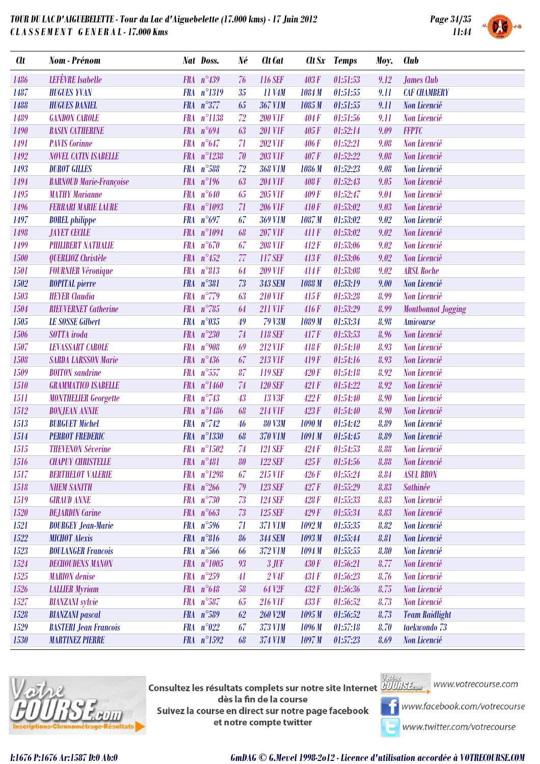**TOUR DU LAC D'AIGUEBELETTE - Tour du Lac d'Aiguebelette (17.000 kms) - 17 Juin 2012**
**CLASSEMENT GENERAL - 17.000 Kms**

| Clt | Nom - Prénom | Nat | Doss. | Né | Clt Cat | Clt Sx | Temps | Moy. | Club |
|---|---|---|---|---|---|---|---|---|---|
| 1486 | LEFÈVRE Isabelle | FRA | n°439 | 76 | 116 SEF | 403 F | 01:51:53 | 9.12 | James Club |
| 1487 | HUGUES YVAN | FRA | n°1319 | 35 | 11 V4M | 1084 M | 01:51:55 | 9.11 | CAF CHAMBERY |
| 1488 | HUGUES DANIEL | FRA | n°377 | 65 | 367 V1M | 1085 M | 01:51:55 | 9.11 | Non Licencié |
| 1489 | GANDON CAROLE | FRA | n°1138 | 72 | 200 V1F | 404 F | 01:51:56 | 9.11 | Non Licencié |
| 1490 | BASIN CATHERINE | FRA | n°694 | 63 | 201 V1F | 405 F | 01:52:14 | 9.09 | FFPTC |
| 1491 | PAVIS Corinne | FRA | n°647 | 71 | 202 V1F | 406 F | 01:52:21 | 9.08 | Non Licencié |
| 1492 | NOVEL CATIN ISABELLE | FRA | n°1238 | 70 | 203 V1F | 407 F | 01:52:22 | 9.08 | Non Licencié |
| 1493 | DUROT GILLES | FRA | n°588 | 72 | 368 V1M | 1086 M | 01:52:23 | 9.08 | Non Licencié |
| 1494 | BARNOUD Marie-Françoise | FRA | n°196 | 63 | 204 V1F | 408 F | 01:52:43 | 9.05 | Non Licencié |
| 1495 | MATHY Marianne | FRA | n°640 | 65 | 205 V1F | 409 F | 01:52:47 | 9.04 | Non Licencié |
| 1496 | FERRARI MARIE LAURE | FRA | n°1093 | 71 | 206 V1F | 410 F | 01:53:02 | 9.03 | Non Licencié |
| 1497 | BOREL philippe | FRA | n°697 | 67 | 369 V1M | 1087 M | 01:53:02 | 9.02 | Non Licencié |
| 1498 | JAYET CECILE | FRA | n°1094 | 68 | 207 V1F | 411 F | 01:53:02 | 9.02 | Non Licencié |
| 1499 | PHILIBERT NATHALIE | FRA | n°670 | 67 | 208 V1F | 412 F | 01:53:06 | 9.02 | Non Licencié |
| 1500 | QUERLIOZ Christèle | FRA | n°452 | 77 | 117 SEF | 413 F | 01:53:06 | 9.02 | Non Licencié |
| 1501 | FOURNIER Véronique | FRA | n°813 | 64 | 209 V1F | 414 F | 01:53:08 | 9.02 | ARSL Roche |
| 1502 | ROPITAL pierre | FRA | n°381 | 73 | 343 SEM | 1088 M | 01:53:19 | 9.00 | Non Licencié |
| 1503 | HEYER Claudia | FRA | n°779 | 63 | 210 V1F | 415 F | 01:53:28 | 8.99 | Non Licencié |
| 1504 | RIEUVERNET Catherine | FRA | n°785 | 64 | 211 V1F | 416 F | 01:53:29 | 8.99 | Montbonnot Jogging |
| 1505 | LE SOSSE Gilbert | FRA | n°035 | 49 | 79 V3M | 1089 M | 01:53:34 | 8.98 | Amicourse |
| 1506 | SOTTA iroda | FRA | n°230 | 74 | 118 SEF | 417 F | 01:53:53 | 8.96 | Non Licencié |
| 1507 | LEVASSART CAROLE | FRA | n°908 | 69 | 212 V1F | 418 F | 01:54:10 | 8.93 | Non Licencié |
| 1508 | SARDA LARSSON Marie | FRA | n°436 | 67 | 213 V1F | 419 F | 01:54:16 | 8.93 | Non Licencié |
| 1509 | BOITON sandrine | FRA | n°557 | 87 | 119 SEF | 420 F | 01:54:18 | 8.92 | Non Licencié |
| 1510 | GRAMMATICO ISABELLE | FRA | n°1460 | 74 | 120 SEF | 421 F | 01:54:22 | 8.92 | Non Licencié |
| 1511 | MONTHELIER Georgette | FRA | n°743 | 43 | 13 V3F | 422 F | 01:54:40 | 8.90 | Non Licencié |
| 1512 | BONJEAN ANNIE | FRA | n°1486 | 68 | 214 V1F | 423 F | 01:54:40 | 8.90 | Non Licencié |
| 1513 | BURGUET Michel | FRA | n°742 | 46 | 80 V3M | 1090 M | 01:54:42 | 8.89 | Non Licencié |
| 1514 | PERROT FREDERIC | FRA | n°1330 | 68 | 370 V1M | 1091 M | 01:54:45 | 8.89 | Non Licencié |
| 1515 | THEVENON Séverine | FRA | n°1502 | 74 | 121 SEF | 424 F | 01:54:53 | 8.88 | Non Licencié |
| 1516 | CHAPUY CHRISTELLE | FRA | n°481 | 80 | 122 SEF | 425 F | 01:54:56 | 8.88 | Non Licencié |
| 1517 | BERTHELOT VALERIE | FRA | n°1298 | 67 | 215 V1F | 426 F | 01:55:24 | 8.84 | ASUL BRON |
| 1518 | NHEM SANITH | FRA | n°266 | 79 | 123 SEF | 427 F | 01:55:29 | 8.83 | Sathinée |
| 1519 | GIRAUD ANNE | FRA | n°730 | 73 | 124 SEF | 428 F | 01:55:33 | 8.83 | Non Licencié |
| 1520 | DEJARDIN Carine | FRA | n°663 | 73 | 125 SEF | 429 F | 01:55:34 | 8.83 | Non Licencié |
| 1521 | BOURGEY Jean-Marie | FRA | n°596 | 71 | 371 V1M | 1092 M | 01:55:35 | 8.82 | Non Licencié |
| 1522 | MICHOT Alexis | FRA | n°816 | 86 | 344 SEM | 1093 M | 01:55:44 | 8.81 | Non Licencié |
| 1523 | BOULANGER Francois | FRA | n°566 | 66 | 372 V1M | 1094 M | 01:55:55 | 8.80 | Non Licencié |
| 1524 | DECHOUDENS MANON | FRA | n°1005 | 93 | 3 JUF | 430 F | 01:56:21 | 8.77 | Non Licencié |
| 1525 | MARION denise | FRA | n°259 | 41 | 2 V4F | 431 F | 01:56:23 | 8.76 | Non Licencié |
| 1526 | LALLIER Myriam | FRA | n°648 | 58 | 64 V2F | 432 F | 01:56:36 | 8.75 | Non Licencié |
| 1527 | BIANZANI sylvie | FRA | n°587 | 65 | 216 V1F | 433 F | 01:56:52 | 8.73 | Non Licencié |
| 1528 | BIANZANI pascal | FRA | n°589 | 62 | 260 V2M | 1095 M | 01:56:52 | 8.73 | Team Raidlight |
| 1529 | BASTERI Jean Francois | FRA | n°022 | 67 | 373 V1M | 1096 M | 01:57:18 | 8.70 | taekwondo 73 |
| 1530 | MARTINEZ PIERRE | FRA | n°1592 | 68 | 374 V1M | 1097 M | 01:57:23 | 8.69 | Non Licencié |

Consultez les résultats complets sur notre site Internet dès la fin de la course
Suivez la course en direct sur notre page facebook et notre compte twitter

www.votrecourse.com
www.facebook.com/votrecourse
www.twitter.com/votrecourse

I:1676 P:1676 Ar:1587 D:0 Ab:0

GmDAG © G.Mevel 1998-2012 - Licence d'utilisation accordée à VOTRECOURSE.COM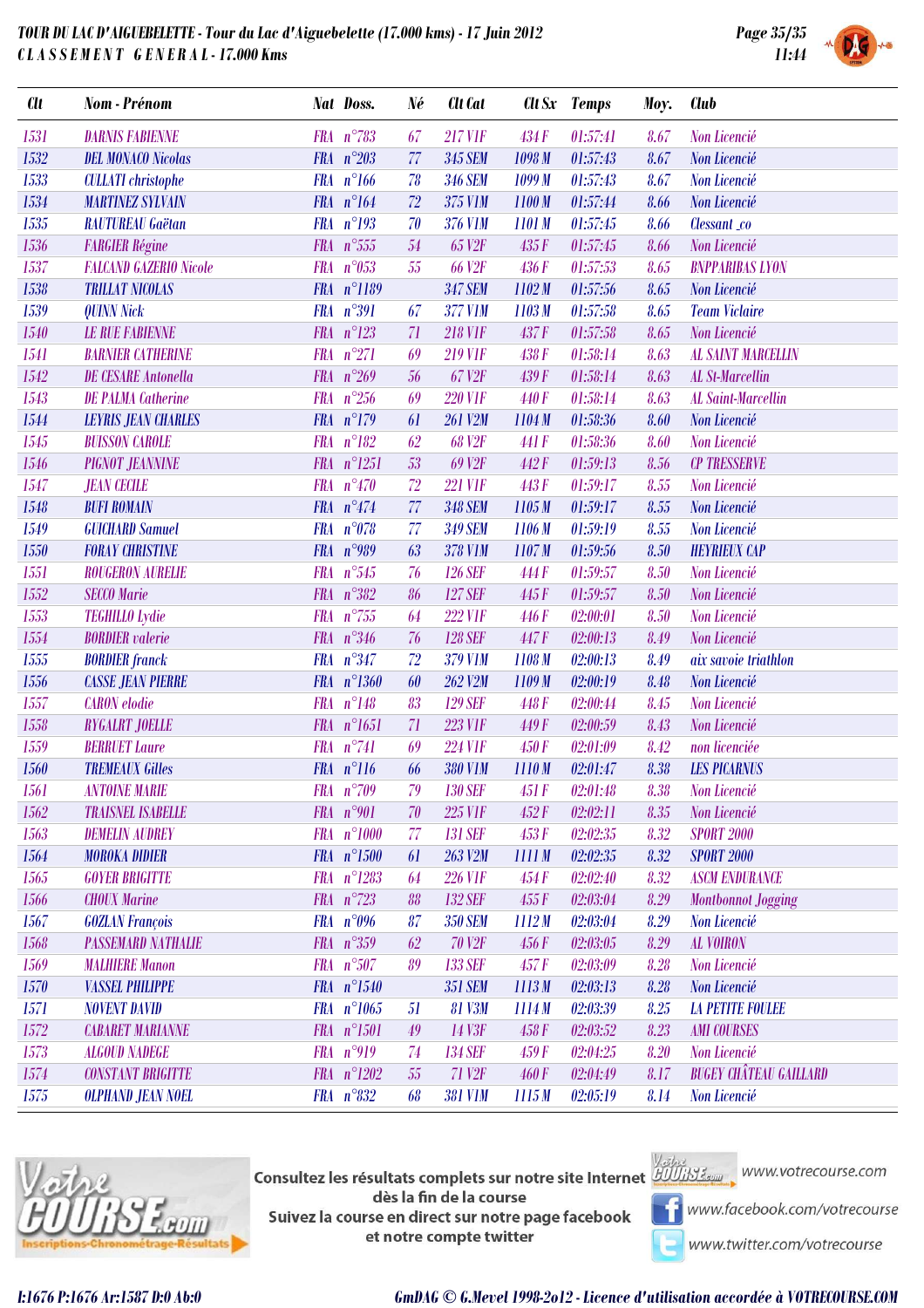# TOUR DU LAC D'AIGUEBELETTE - Tour du Lac d'Aiguebelette (17.000 kms) - 17 Juin 2012

CLASSEMENT GENERAL - 17.000 Kms

11:44

| Clt | Nom - Prénom | Nat | Doss. | Né | Clt Cat | Clt Sx | Temps | Moy. | Club |
|---|---|---|---|---|---|---|---|---|---|
| 1531 | DARNIS FABIENNE | FRA | n°783 | 67 | 217 V1F | 434 F | 01:57:41 | 8.67 | Non Licencié |
| 1532 | DEL MONACO Nicolas | FRA | n°203 | 77 | 345 SEM | 1098 M | 01:57:43 | 8.67 | Non Licencié |
| 1533 | CULLATI christophe | FRA | n°166 | 78 | 346 SEM | 1099 M | 01:57:43 | 8.67 | Non Licencié |
| 1534 | MARTINEZ SYLVAIN | FRA | n°164 | 72 | 375 V1M | 1100 M | 01:57:44 | 8.66 | Non Licencié |
| 1535 | RAUTUREAU Gaëtan | FRA | n°193 | 70 | 376 V1M | 1101 M | 01:57:45 | 8.66 | Clessant_co |
| 1536 | FARGIER Régine | FRA | n°555 | 54 | 65 V2F | 435 F | 01:57:45 | 8.66 | Non Licencié |
| 1537 | FALCAND GAZERIO Nicole | FRA | n°053 | 55 | 66 V2F | 436 F | 01:57:53 | 8.65 | BNPPARIBAS LYON |
| 1538 | TRILLAT NICOLAS | FRA | n°1189 | | 347 SEM | 1102 M | 01:57:56 | 8.65 | Non Licencié |
| 1539 | QUINN Nick | FRA | n°391 | 67 | 377 V1M | 1103 M | 01:57:58 | 8.65 | Team Viclaire |
| 1540 | LE RUE FABIENNE | FRA | n°123 | 71 | 218 V1F | 437 F | 01:57:58 | 8.65 | Non Licencié |
| 1541 | BARNIER CATHERINE | FRA | n°271 | 69 | 219 V1F | 438 F | 01:58:14 | 8.63 | AL SAINT MARCELLIN |
| 1542 | DE CESARE Antonella | FRA | n°269 | 56 | 67 V2F | 439 F | 01:58:14 | 8.63 | AL St-Marcellin |
| 1543 | DE PALMA Catherine | FRA | n°256 | 69 | 220 V1F | 440 F | 01:58:14 | 8.63 | AL Saint-Marcellin |
| 1544 | LEYRIS JEAN CHARLES | FRA | n°179 | 61 | 261 V2M | 1104 M | 01:58:36 | 8.60 | Non Licencié |
| 1545 | BUISSON CAROLE | FRA | n°182 | 62 | 68 V2F | 441 F | 01:58:36 | 8.60 | Non Licencié |
| 1546 | PIGNOT JEANNINE | FRA | n°1251 | 53 | 69 V2F | 442 F | 01:59:13 | 8.56 | CP TRESSERVE |
| 1547 | JEAN CECILE | FRA | n°470 | 72 | 221 V1F | 443 F | 01:59:17 | 8.55 | Non Licencié |
| 1548 | BUFI ROMAIN | FRA | n°474 | 77 | 348 SEM | 1105 M | 01:59:17 | 8.55 | Non Licencié |
| 1549 | GUICHARD Samuel | FRA | n°078 | 77 | 349 SEM | 1106 M | 01:59:19 | 8.55 | Non Licencié |
| 1550 | FORAY CHRISTINE | FRA | n°989 | 63 | 378 V1M | 1107 M | 01:59:56 | 8.50 | HEYRIEUX CAP |
| 1551 | ROUGERON AURELIE | FRA | n°545 | 76 | 126 SEF | 444 F | 01:59:57 | 8.50 | Non Licencié |
| 1552 | SECCO Marie | FRA | n°382 | 86 | 127 SEF | 445 F | 01:59:57 | 8.50 | Non Licencié |
| 1553 | TEGHILLO Lydie | FRA | n°755 | 64 | 222 V1F | 446 F | 02:00:01 | 8.50 | Non Licencié |
| 1554 | BORDIER valerie | FRA | n°346 | 76 | 128 SEF | 447 F | 02:00:13 | 8.49 | Non Licencié |
| 1555 | BORDIER franck | FRA | n°347 | 72 | 379 V1M | 1108 M | 02:00:13 | 8.49 | aix savoie triathlon |
| 1556 | CASSE JEAN PIERRE | FRA | n°1360 | 60 | 262 V2M | 1109 M | 02:00:19 | 8.48 | Non Licencié |
| 1557 | CARON elodie | FRA | n°148 | 83 | 129 SEF | 448 F | 02:00:44 | 8.45 | Non Licencié |
| 1558 | RYGALRT JOELLE | FRA | n°1651 | 71 | 223 V1F | 449 F | 02:00:59 | 8.43 | Non Licencié |
| 1559 | BERRUET Laure | FRA | n°741 | 69 | 224 V1F | 450 F | 02:01:09 | 8.42 | non licenciée |
| 1560 | TREMEAUX Gilles | FRA | n°116 | 66 | 380 V1M | 1110 M | 02:01:47 | 8.38 | LES PICARNUS |
| 1561 | ANTOINE MARIE | FRA | n°709 | 79 | 130 SEF | 451 F | 02:01:48 | 8.38 | Non Licencié |
| 1562 | TRAISNEL ISABELLE | FRA | n°901 | 70 | 225 V1F | 452 F | 02:02:11 | 8.35 | Non Licencié |
| 1563 | DEMELIN AUDREY | FRA | n°1000 | 77 | 131 SEF | 453 F | 02:02:35 | 8.32 | SPORT 2000 |
| 1564 | MOROKA DIDIER | FRA | n°1500 | 61 | 263 V2M | 1111 M | 02:02:35 | 8.32 | SPORT 2000 |
| 1565 | GOYER BRIGITTE | FRA | n°1283 | 64 | 226 V1F | 454 F | 02:02:40 | 8.32 | ASCM ENDURANCE |
| 1566 | CHOUX Marine | FRA | n°723 | 88 | 132 SEF | 455 F | 02:03:04 | 8.29 | Montbonnot Jogging |
| 1567 | GOZLAN François | FRA | n°096 | 87 | 350 SEM | 1112 M | 02:03:04 | 8.29 | Non Licencié |
| 1568 | PASSEMARD NATHALIE | FRA | n°359 | 62 | 70 V2F | 456 F | 02:03:05 | 8.29 | AL VOIRON |
| 1569 | MALHIERE Manon | FRA | n°507 | 89 | 133 SEF | 457 F | 02:03:09 | 8.28 | Non Licencié |
| 1570 | VASSEL PHILIPPE | FRA | n°1540 | | 351 SEM | 1113 M | 02:03:13 | 8.28 | Non Licencié |
| 1571 | NOVENT DAVID | FRA | n°1065 | 51 | 81 V3M | 1114 M | 02:03:39 | 8.25 | LA PETITE FOULEE |
| 1572 | CABARET MARIANNE | FRA | n°1501 | 49 | 14 V3F | 458 F | 02:03:52 | 8.23 | AMI COURSES |
| 1573 | ALGOUD NADEGE | FRA | n°919 | 74 | 134 SEF | 459 F | 02:04:25 | 8.20 | Non Licencié |
| 1574 | CONSTANT BRIGITTE | FRA | n°1202 | 55 | 71 V2F | 460 F | 02:04:49 | 8.17 | BUGEY CHÂTEAU GAILLARD |
| 1575 | OLPHAND JEAN NOEL | FRA | n°832 | 68 | 381 V1M | 1115 M | 02:05:19 | 8.14 | Non Licencié |

Consultez les résultats complets sur notre site Internet dès la fin de la course
Suivez la course en direct sur notre page facebook et notre compte twitter

www.votrecourse.com
www.facebook.com/votrecourse
www.twitter.com/votrecourse

I:1676 P:1676 Ar:1587 D:0 Ab:0

GmDAG © G.Mevel 1998-2o12 - Licence d'utilisation accordée à VOTRECOURSE.COM